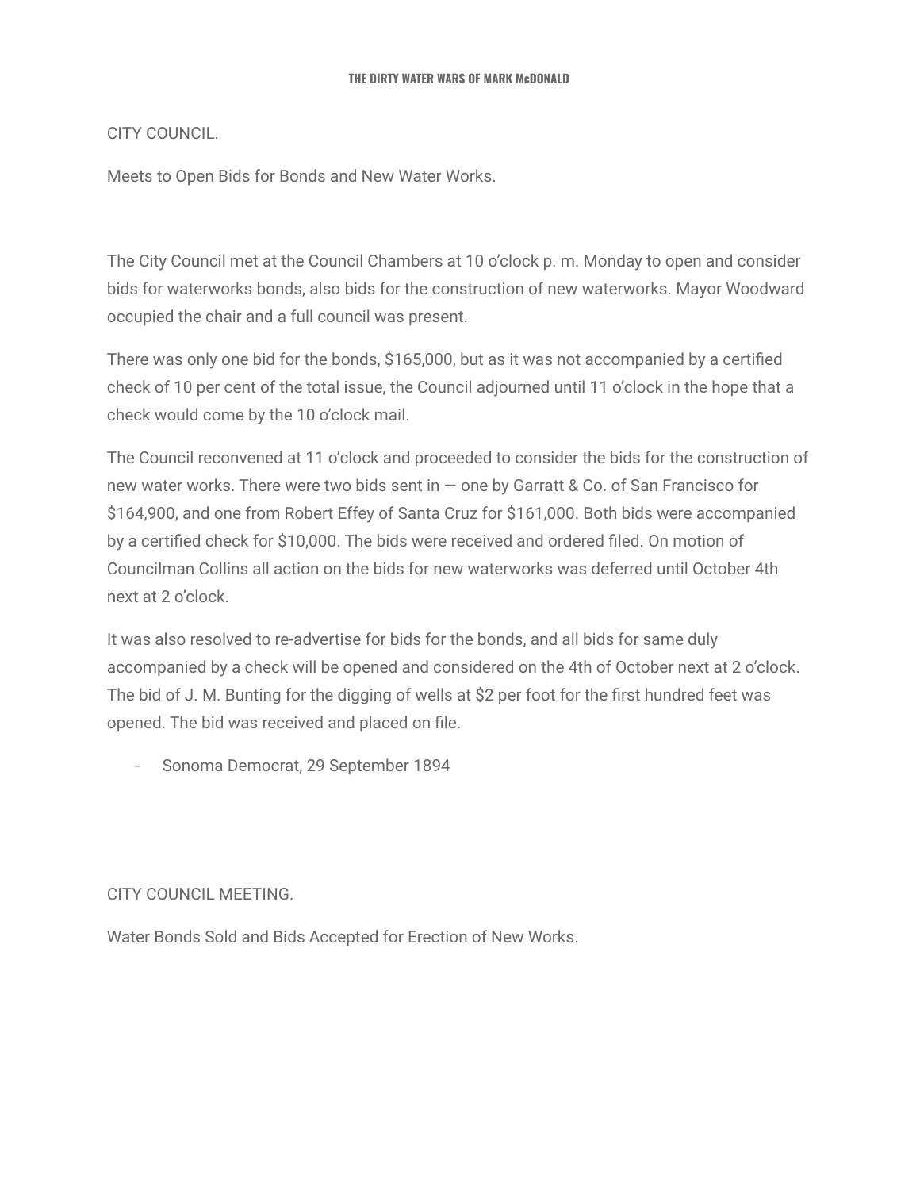CITY COUNCIL.

Meets to Open Bids for Bonds and New Water Works.

The City Council met at the Council Chambers at 10 o'clock p. m. Monday to open and consider bids for waterworks bonds, also bids for the construction of new waterworks. Mayor Woodward occupied the chair and a full council was present.

There was only one bid for the bonds, $165,000, but as it was not accompanied by a certified check of 10 per cent of the total issue, the Council adjourned until 11 o'clock in the hope that a check would come by the 10 o'clock mail.

The Council reconvened at 11 o'clock and proceeded to consider the bids for the construction of new water works. There were two bids sent in — one by Garratt & Co. of San Francisco for $164,900, and one from Robert Effey of Santa Cruz for $161,000. Both bids were accompanied by a certified check for $10,000. The bids were received and ordered filed. On motion of Councilman Collins all action on the bids for new waterworks was deferred until October 4th next at 2 o'clock.

It was also resolved to re-advertise for bids for the bonds, and all bids for same duly accompanied by a check will be opened and considered on the 4th of October next at 2 o'clock. The bid of J. M. Bunting for the digging of wells at $2 per foot for the first hundred feet was opened. The bid was received and placed on file.

- Sonoma Democrat, 29 September 1894

CITY COUNCIL MEETING.

Water Bonds Sold and Bids Accepted for Erection of New Works.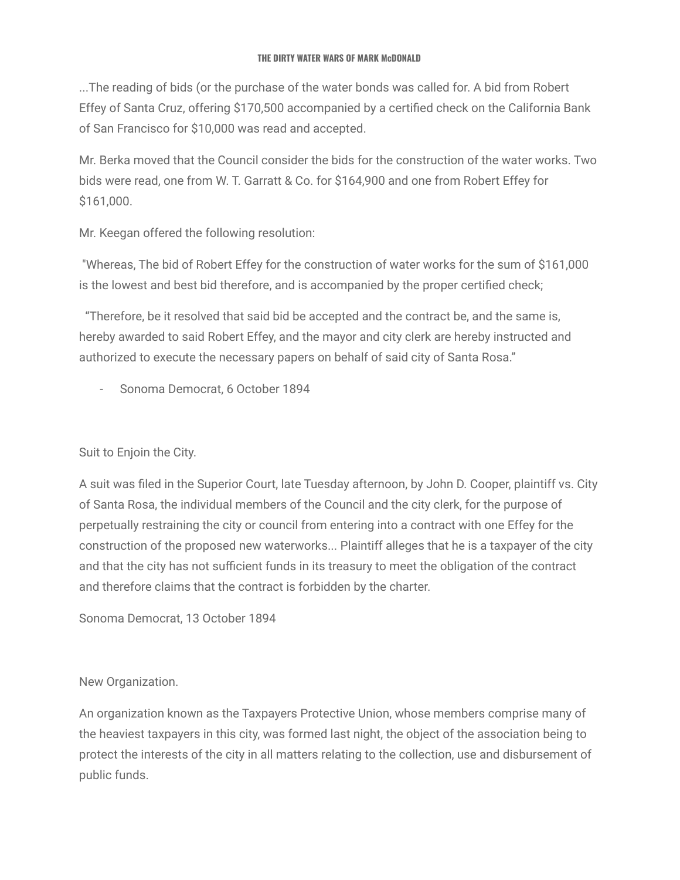...The reading of bids (or the purchase of the water bonds was called for. A bid from Robert Effey of Santa Cruz, offering $170,500 accompanied by a certified check on the California Bank of San Francisco for $10,000 was read and accepted.

Mr. Berka moved that the Council consider the bids for the construction of the water works. Two bids were read, one from W. T. Garratt & Co. for $164,900 and one from Robert Effey for $161,000.

Mr. Keegan offered the following resolution:

"Whereas, The bid of Robert Effey for the construction of water works for the sum of $161,000 is the lowest and best bid therefore, and is accompanied by the proper certified check;

"Therefore, be it resolved that said bid be accepted and the contract be, and the same is, hereby awarded to said Robert Effey, and the mayor and city clerk are hereby instructed and authorized to execute the necessary papers on behalf of said city of Santa Rosa."

- Sonoma Democrat, 6 October 1894

Suit to Enjoin the City.

A suit was filed in the Superior Court, late Tuesday afternoon, by John D. Cooper, plaintiff vs. City of Santa Rosa, the individual members of the Council and the city clerk, for the purpose of perpetually restraining the city or council from entering into a contract with one Effey for the construction of the proposed new waterworks... Plaintiff alleges that he is a taxpayer of the city and that the city has not sufficient funds in its treasury to meet the obligation of the contract and therefore claims that the contract is forbidden by the charter.

Sonoma Democrat, 13 October 1894

New Organization.

An organization known as the Taxpayers Protective Union, whose members comprise many of the heaviest taxpayers in this city, was formed last night, the object of the association being to protect the interests of the city in all matters relating to the collection, use and disbursement of public funds.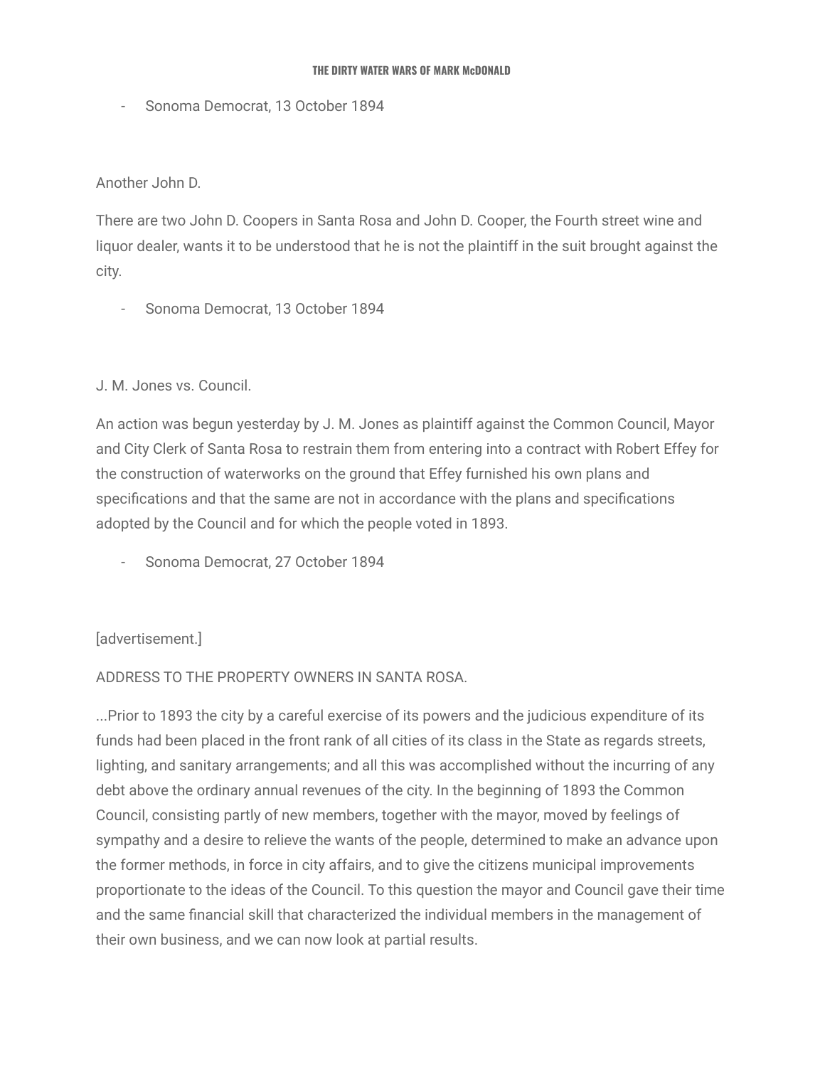- Sonoma Democrat, 13 October 1894

Another John D.

There are two John D. Coopers in Santa Rosa and John D. Cooper, the Fourth street wine and liquor dealer, wants it to be understood that he is not the plaintiff in the suit brought against the city.

- Sonoma Democrat, 13 October 1894

J. M. Jones vs. Council.

An action was begun yesterday by J. M. Jones as plaintiff against the Common Council, Mayor and City Clerk of Santa Rosa to restrain them from entering into a contract with Robert Effey for the construction of waterworks on the ground that Effey furnished his own plans and specifications and that the same are not in accordance with the plans and specifications adopted by the Council and for which the people voted in 1893.

- Sonoma Democrat, 27 October 1894

[advertisement.]

ADDRESS TO THE PROPERTY OWNERS IN SANTA ROSA.

...Prior to 1893 the city by a careful exercise of its powers and the judicious expenditure of its funds had been placed in the front rank of all cities of its class in the State as regards streets, lighting, and sanitary arrangements; and all this was accomplished without the incurring of any debt above the ordinary annual revenues of the city. In the beginning of 1893 the Common Council, consisting partly of new members, together with the mayor, moved by feelings of sympathy and a desire to relieve the wants of the people, determined to make an advance upon the former methods, in force in city affairs, and to give the citizens municipal improvements proportionate to the ideas of the Council. To this question the mayor and Council gave their time and the same financial skill that characterized the individual members in the management of their own business, and we can now look at partial results.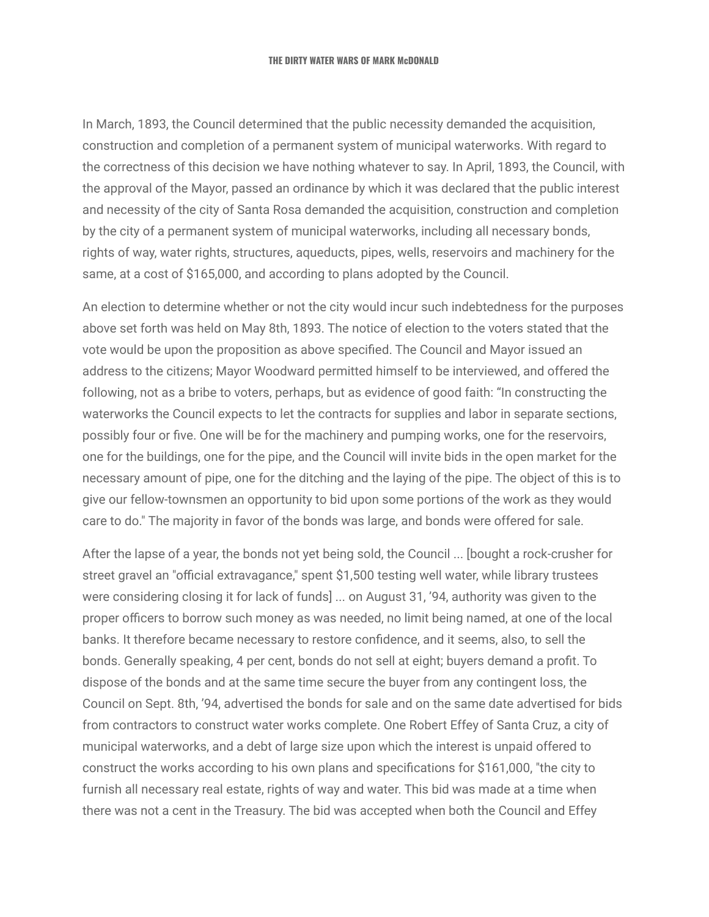In March, 1893, the Council determined that the public necessity demanded the acquisition, construction and completion of a permanent system of municipal waterworks. With regard to the correctness of this decision we have nothing whatever to say. In April, 1893, the Council, with the approval of the Mayor, passed an ordinance by which it was declared that the public interest and necessity of the city of Santa Rosa demanded the acquisition, construction and completion by the city of a permanent system of municipal waterworks, including all necessary bonds, rights of way, water rights, structures, aqueducts, pipes, wells, reservoirs and machinery for the same, at a cost of $165,000, and according to plans adopted by the Council.

An election to determine whether or not the city would incur such indebtedness for the purposes above set forth was held on May 8th, 1893. The notice of election to the voters stated that the vote would be upon the proposition as above specified. The Council and Mayor issued an address to the citizens; Mayor Woodward permitted himself to be interviewed, and offered the following, not as a bribe to voters, perhaps, but as evidence of good faith: "In constructing the waterworks the Council expects to let the contracts for supplies and labor in separate sections, possibly four or five. One will be for the machinery and pumping works, one for the reservoirs, one for the buildings, one for the pipe, and the Council will invite bids in the open market for the necessary amount of pipe, one for the ditching and the laying of the pipe. The object of this is to give our fellow-townsmen an opportunity to bid upon some portions of the work as they would care to do." The majority in favor of the bonds was large, and bonds were offered for sale.

After the lapse of a year, the bonds not yet being sold, the Council ... [bought a rock-crusher for street gravel an "official extravagance," spent $1,500 testing well water, while library trustees were considering closing it for lack of funds] ... on August 31, '94, authority was given to the proper officers to borrow such money as was needed, no limit being named, at one of the local banks. It therefore became necessary to restore confidence, and it seems, also, to sell the bonds. Generally speaking, 4 per cent, bonds do not sell at eight; buyers demand a profit. To dispose of the bonds and at the same time secure the buyer from any contingent loss, the Council on Sept. 8th, '94, advertised the bonds for sale and on the same date advertised for bids from contractors to construct water works complete. One Robert Effey of Santa Cruz, a city of municipal waterworks, and a debt of large size upon which the interest is unpaid offered to construct the works according to his own plans and specifications for $161,000, "the city to furnish all necessary real estate, rights of way and water. This bid was made at a time when there was not a cent in the Treasury. The bid was accepted when both the Council and Effey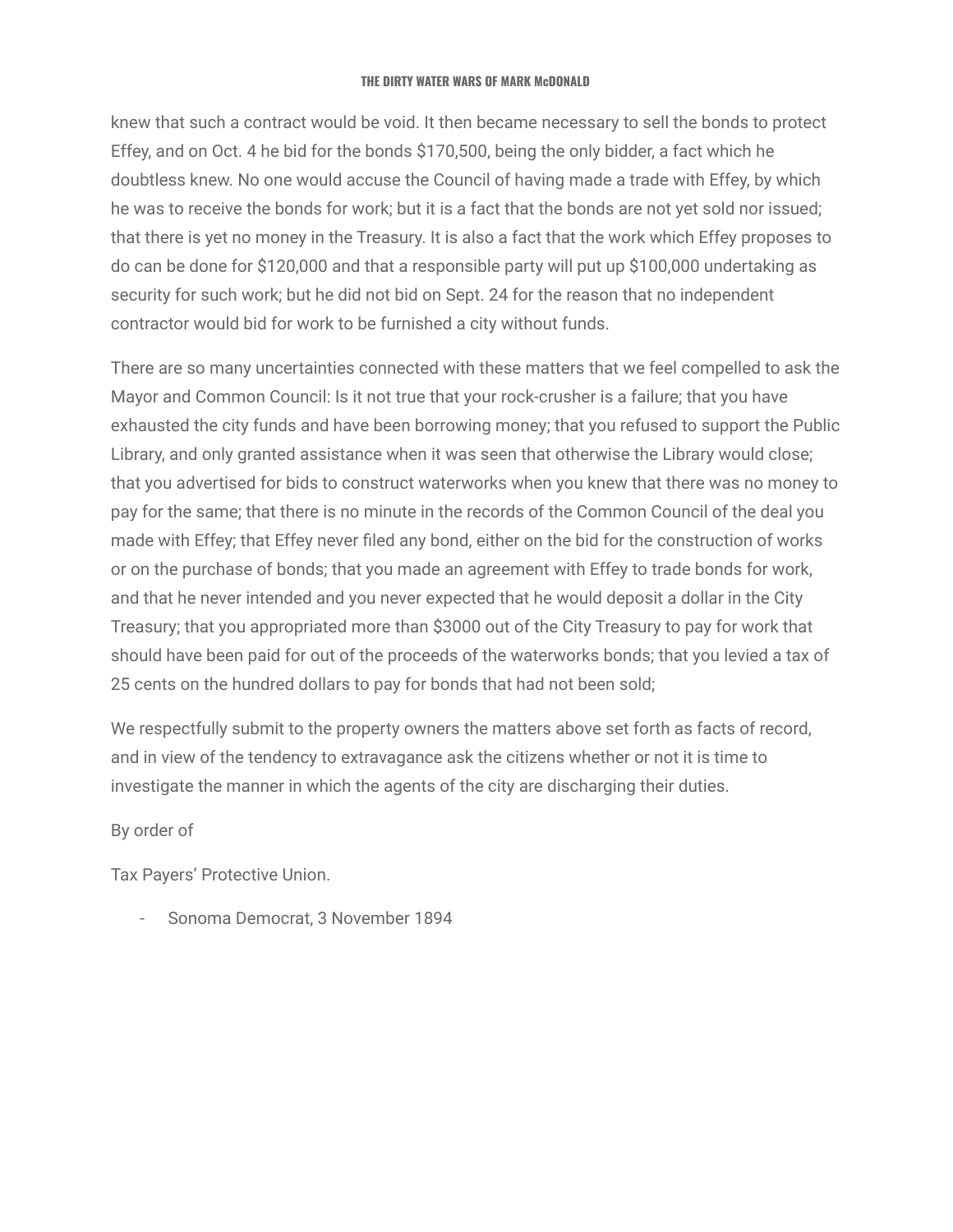knew that such a contract would be void. It then became necessary to sell the bonds to protect Effey, and on Oct. 4 he bid for the bonds $170,500, being the only bidder, a fact which he doubtless knew. No one would accuse the Council of having made a trade with Effey, by which he was to receive the bonds for work; but it is a fact that the bonds are not yet sold nor issued; that there is yet no money in the Treasury. It is also a fact that the work which Effey proposes to do can be done for $120,000 and that a responsible party will put up $100,000 undertaking as security for such work; but he did not bid on Sept. 24 for the reason that no independent contractor would bid for work to be furnished a city without funds.

There are so many uncertainties connected with these matters that we feel compelled to ask the Mayor and Common Council: Is it not true that your rock-crusher is a failure; that you have exhausted the city funds and have been borrowing money; that you refused to support the Public Library, and only granted assistance when it was seen that otherwise the Library would close; that you advertised for bids to construct waterworks when you knew that there was no money to pay for the same; that there is no minute in the records of the Common Council of the deal you made with Effey; that Effey never filed any bond, either on the bid for the construction of works or on the purchase of bonds; that you made an agreement with Effey to trade bonds for work, and that he never intended and you never expected that he would deposit a dollar in the City Treasury; that you appropriated more than $3000 out of the City Treasury to pay for work that should have been paid for out of the proceeds of the waterworks bonds; that you levied a tax of 25 cents on the hundred dollars to pay for bonds that had not been sold;

We respectfully submit to the property owners the matters above set forth as facts of record, and in view of the tendency to extravagance ask the citizens whether or not it is time to investigate the manner in which the agents of the city are discharging their duties.

By order of

Tax Payers' Protective Union.

- Sonoma Democrat, 3 November 1894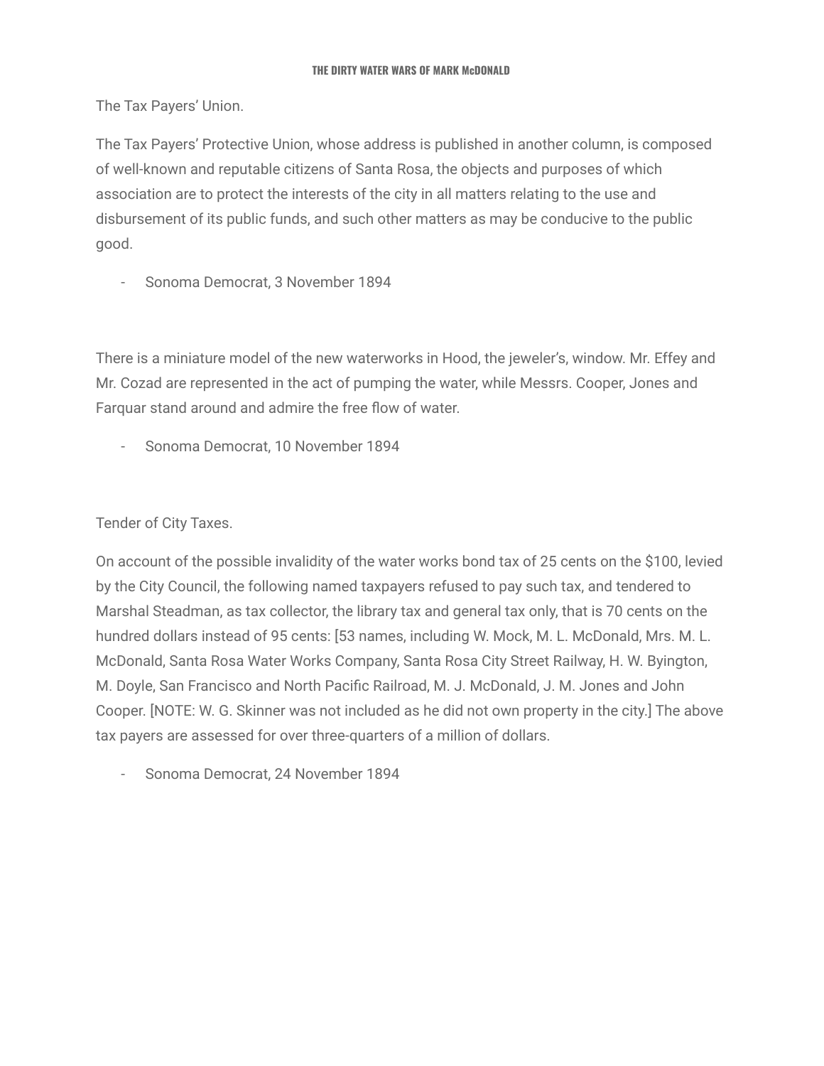The Tax Payers' Union.

The Tax Payers' Protective Union, whose address is published in another column, is composed of well-known and reputable citizens of Santa Rosa, the objects and purposes of which association are to protect the interests of the city in all matters relating to the use and disbursement of its public funds, and such other matters as may be conducive to the public good.

- Sonoma Democrat, 3 November 1894

There is a miniature model of the new waterworks in Hood, the jeweler's, window. Mr. Effey and Mr. Cozad are represented in the act of pumping the water, while Messrs. Cooper, Jones and Farquar stand around and admire the free flow of water.

- Sonoma Democrat, 10 November 1894

Tender of City Taxes.

On account of the possible invalidity of the water works bond tax of 25 cents on the $100, levied by the City Council, the following named taxpayers refused to pay such tax, and tendered to Marshal Steadman, as tax collector, the library tax and general tax only, that is 70 cents on the hundred dollars instead of 95 cents: [53 names, including W. Mock, M. L. McDonald, Mrs. M. L. McDonald, Santa Rosa Water Works Company, Santa Rosa City Street Railway, H. W. Byington, M. Doyle, San Francisco and North Pacific Railroad, M. J. McDonald, J. M. Jones and John Cooper. [NOTE: W. G. Skinner was not included as he did not own property in the city.] The above tax payers are assessed for over three-quarters of a million of dollars.

- Sonoma Democrat, 24 November 1894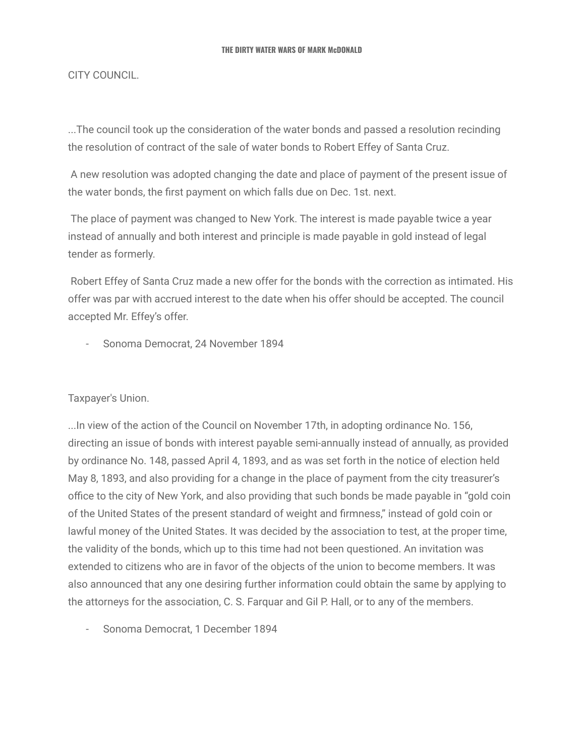CITY COUNCIL.

...The council took up the consideration of the water bonds and passed a resolution recinding the resolution of contract of the sale of water bonds to Robert Effey of Santa Cruz.

A new resolution was adopted changing the date and place of payment of the present issue of the water bonds, the first payment on which falls due on Dec. 1st. next.

The place of payment was changed to New York. The interest is made payable twice a year instead of annually and both interest and principle is made payable in gold instead of legal tender as formerly.

Robert Effey of Santa Cruz made a new offer for the bonds with the correction as intimated. His offer was par with accrued interest to the date when his offer should be accepted. The council accepted Mr. Effey's offer.

- Sonoma Democrat, 24 November 1894

Taxpayer's Union.

...In view of the action of the Council on November 17th, in adopting ordinance No. 156, directing an issue of bonds with interest payable semi-annually instead of annually, as provided by ordinance No. 148, passed April 4, 1893, and as was set forth in the notice of election held May 8, 1893, and also providing for a change in the place of payment from the city treasurer's office to the city of New York, and also providing that such bonds be made payable in "gold coin of the United States of the present standard of weight and firmness," instead of gold coin or lawful money of the United States. It was decided by the association to test, at the proper time, the validity of the bonds, which up to this time had not been questioned. An invitation was extended to citizens who are in favor of the objects of the union to become members. It was also announced that any one desiring further information could obtain the same by applying to the attorneys for the association, C. S. Farquar and Gil P. Hall, or to any of the members.

- Sonoma Democrat, 1 December 1894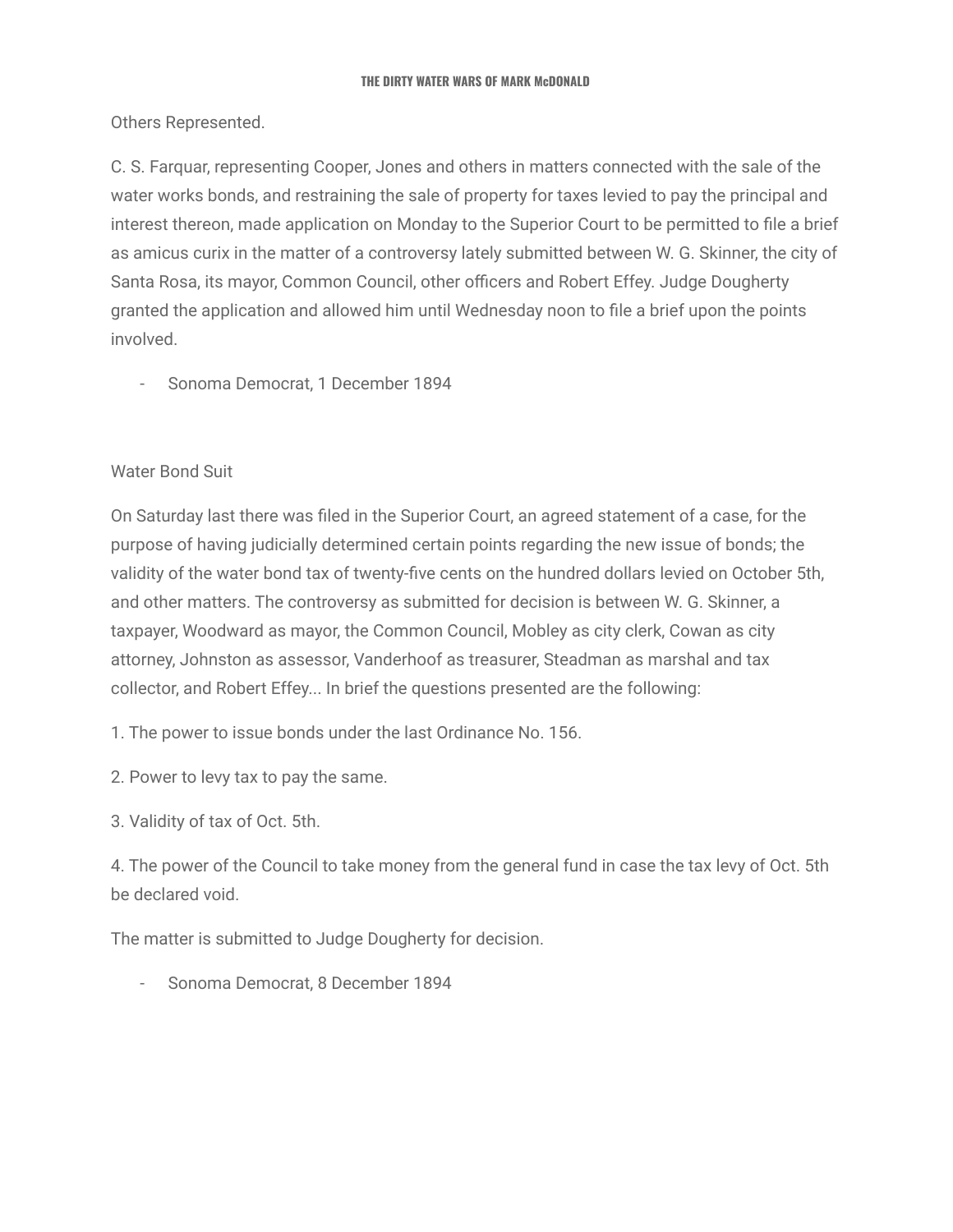Others Represented.

C. S. Farquar, representing Cooper, Jones and others in matters connected with the sale of the water works bonds, and restraining the sale of property for taxes levied to pay the principal and interest thereon, made application on Monday to the Superior Court to be permitted to file a brief as amicus curix in the matter of a controversy lately submitted between W. G. Skinner, the city of Santa Rosa, its mayor, Common Council, other officers and Robert Effey. Judge Dougherty granted the application and allowed him until Wednesday noon to file a brief upon the points involved.

- Sonoma Democrat, 1 December 1894

Water Bond Suit

On Saturday last there was filed in the Superior Court, an agreed statement of a case, for the purpose of having judicially determined certain points regarding the new issue of bonds; the validity of the water bond tax of twenty-five cents on the hundred dollars levied on October 5th, and other matters. The controversy as submitted for decision is between W. G. Skinner, a taxpayer, Woodward as mayor, the Common Council, Mobley as city clerk, Cowan as city attorney, Johnston as assessor, Vanderhoof as treasurer, Steadman as marshal and tax collector, and Robert Effey... In brief the questions presented are the following:

1. The power to issue bonds under the last Ordinance No. 156.

2. Power to levy tax to pay the same.

3. Validity of tax of Oct. 5th.

4. The power of the Council to take money from the general fund in case the tax levy of Oct. 5th be declared void.

The matter is submitted to Judge Dougherty for decision.

- Sonoma Democrat, 8 December 1894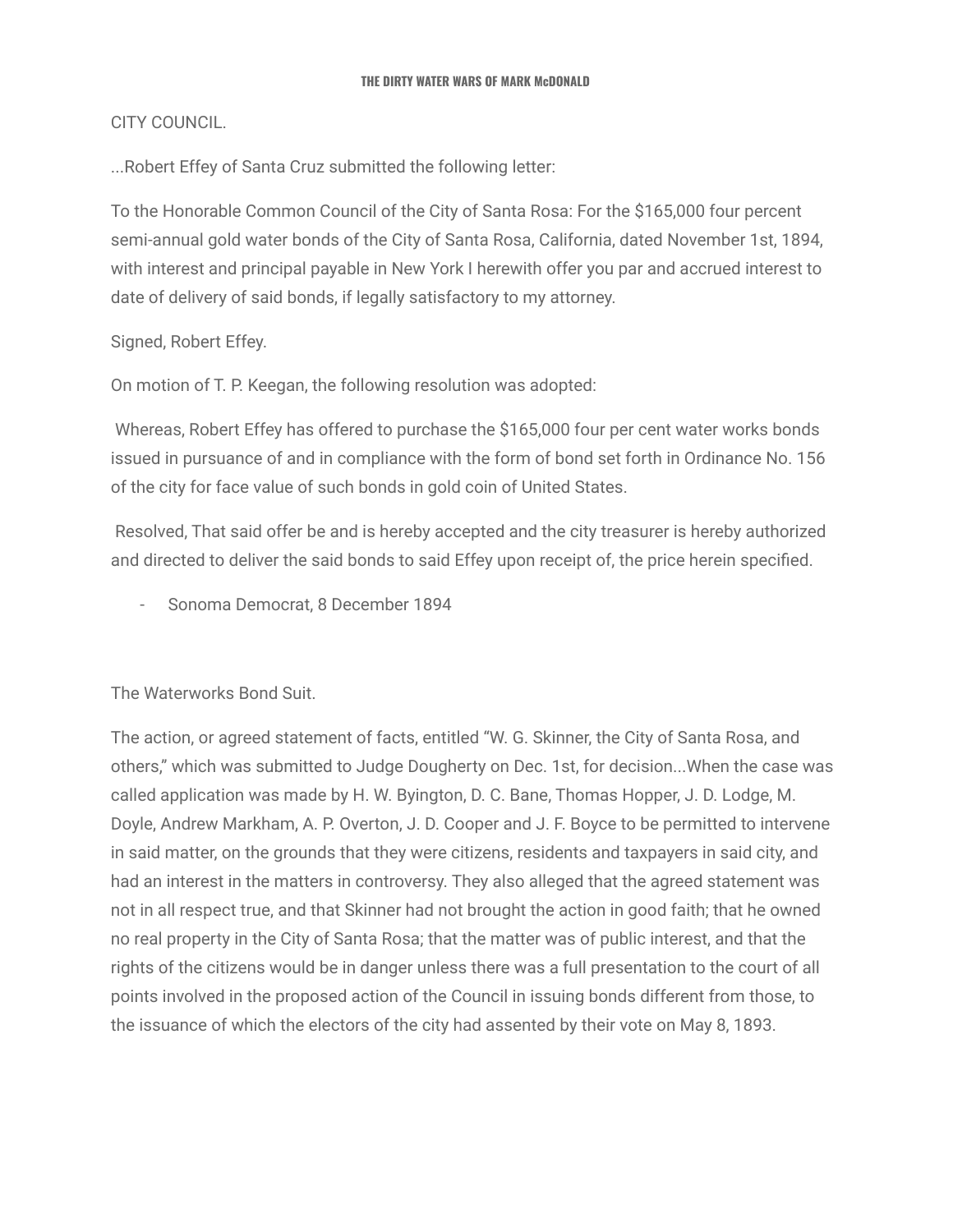CITY COUNCIL.

...Robert Effey of Santa Cruz submitted the following letter:

To the Honorable Common Council of the City of Santa Rosa: For the $165,000 four percent semi-annual gold water bonds of the City of Santa Rosa, California, dated November 1st, 1894, with interest and principal payable in New York I herewith offer you par and accrued interest to date of delivery of said bonds, if legally satisfactory to my attorney.

Signed, Robert Effey.

On motion of T. P. Keegan, the following resolution was adopted:

Whereas, Robert Effey has offered to purchase the $165,000 four per cent water works bonds issued in pursuance of and in compliance with the form of bond set forth in Ordinance No. 156 of the city for face value of such bonds in gold coin of United States.

Resolved, That said offer be and is hereby accepted and the city treasurer is hereby authorized and directed to deliver the said bonds to said Effey upon receipt of, the price herein specified.

- Sonoma Democrat, 8 December 1894

The Waterworks Bond Suit.

The action, or agreed statement of facts, entitled "W. G. Skinner, the City of Santa Rosa, and others," which was submitted to Judge Dougherty on Dec. 1st, for decision...When the case was called application was made by H. W. Byington, D. C. Bane, Thomas Hopper, J. D. Lodge, M. Doyle, Andrew Markham, A. P. Overton, J. D. Cooper and J. F. Boyce to be permitted to intervene in said matter, on the grounds that they were citizens, residents and taxpayers in said city, and had an interest in the matters in controversy. They also alleged that the agreed statement was not in all respect true, and that Skinner had not brought the action in good faith; that he owned no real property in the City of Santa Rosa; that the matter was of public interest, and that the rights of the citizens would be in danger unless there was a full presentation to the court of all points involved in the proposed action of the Council in issuing bonds different from those, to the issuance of which the electors of the city had assented by their vote on May 8, 1893.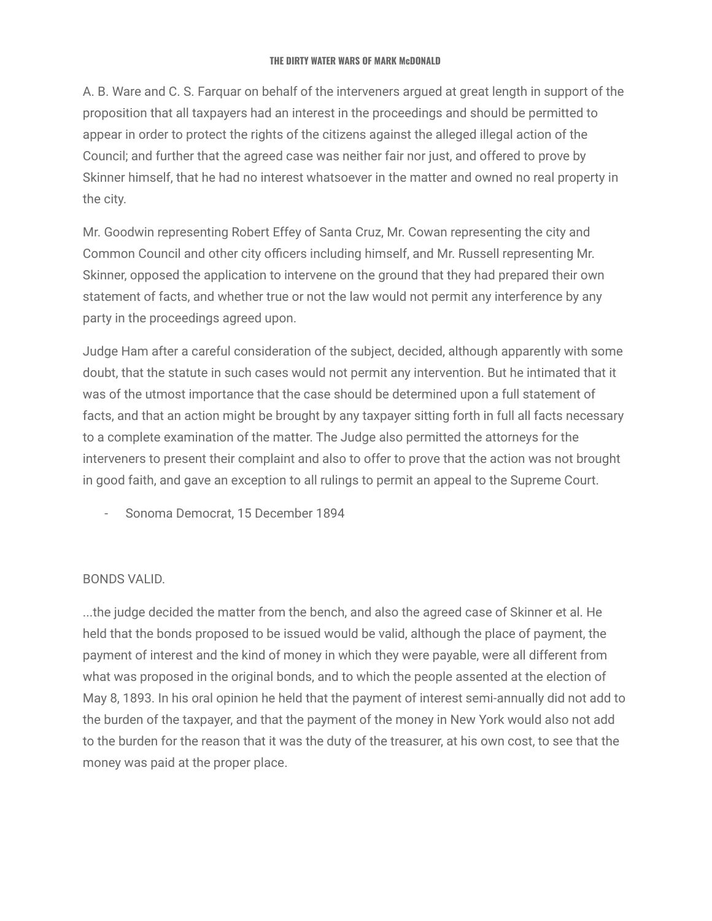A. B. Ware and C. S. Farquar on behalf of the interveners argued at great length in support of the proposition that all taxpayers had an interest in the proceedings and should be permitted to appear in order to protect the rights of the citizens against the alleged illegal action of the Council; and further that the agreed case was neither fair nor just, and offered to prove by Skinner himself, that he had no interest whatsoever in the matter and owned no real property in the city.

Mr. Goodwin representing Robert Effey of Santa Cruz, Mr. Cowan representing the city and Common Council and other city officers including himself, and Mr. Russell representing Mr. Skinner, opposed the application to intervene on the ground that they had prepared their own statement of facts, and whether true or not the law would not permit any interference by any party in the proceedings agreed upon.

Judge Ham after a careful consideration of the subject, decided, although apparently with some doubt, that the statute in such cases would not permit any intervention. But he intimated that it was of the utmost importance that the case should be determined upon a full statement of facts, and that an action might be brought by any taxpayer sitting forth in full all facts necessary to a complete examination of the matter. The Judge also permitted the attorneys for the interveners to present their complaint and also to offer to prove that the action was not brought in good faith, and gave an exception to all rulings to permit an appeal to the Supreme Court.

- Sonoma Democrat, 15 December 1894

BONDS VALID.

...the judge decided the matter from the bench, and also the agreed case of Skinner et al. He held that the bonds proposed to be issued would be valid, although the place of payment, the payment of interest and the kind of money in which they were payable, were all different from what was proposed in the original bonds, and to which the people assented at the election of May 8, 1893. In his oral opinion he held that the payment of interest semi-annually did not add to the burden of the taxpayer, and that the payment of the money in New York would also not add to the burden for the reason that it was the duty of the treasurer, at his own cost, to see that the money was paid at the proper place.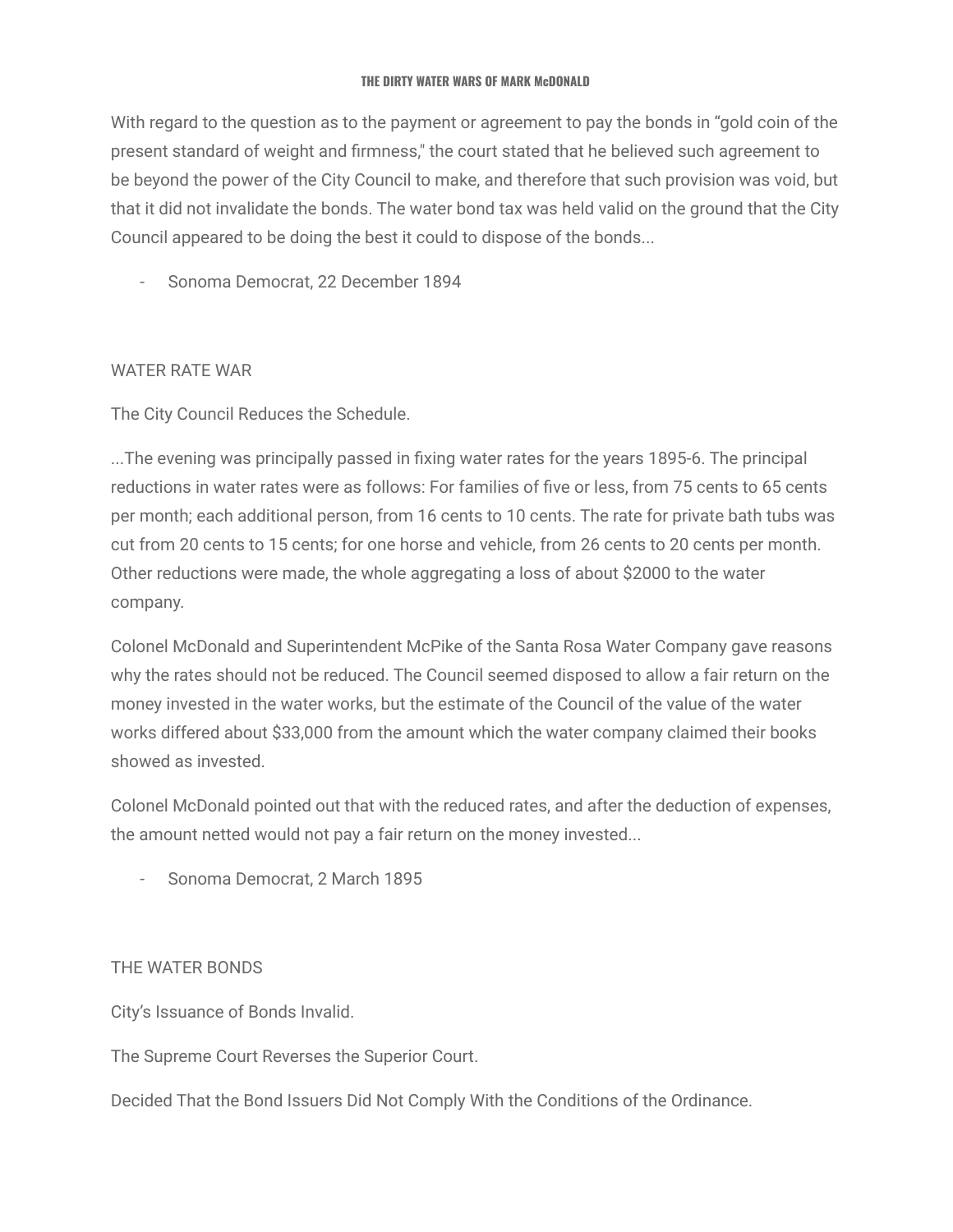With regard to the question as to the payment or agreement to pay the bonds in “gold coin of the present standard of weight and firmness," the court stated that he believed such agreement to be beyond the power of the City Council to make, and therefore that such provision was void, but that it did not invalidate the bonds. The water bond tax was held valid on the ground that the City Council appeared to be doing the best it could to dispose of the bonds...

- Sonoma Democrat, 22 December 1894

WATER RATE WAR

The City Council Reduces the Schedule.

...The evening was principally passed in fixing water rates for the years 1895-6. The principal reductions in water rates were as follows: For families of five or less, from 75 cents to 65 cents per month; each additional person, from 16 cents to 10 cents. The rate for private bath tubs was cut from 20 cents to 15 cents; for one horse and vehicle, from 26 cents to 20 cents per month. Other reductions were made, the whole aggregating a loss of about $2000 to the water company.

Colonel McDonald and Superintendent McPike of the Santa Rosa Water Company gave reasons why the rates should not be reduced. The Council seemed disposed to allow a fair return on the money invested in the water works, but the estimate of the Council of the value of the water works differed about $33,000 from the amount which the water company claimed their books showed as invested.

Colonel McDonald pointed out that with the reduced rates, and after the deduction of expenses, the amount netted would not pay a fair return on the money invested...

- Sonoma Democrat, 2 March 1895

THE WATER BONDS

City’s Issuance of Bonds Invalid.

The Supreme Court Reverses the Superior Court.

Decided That the Bond Issuers Did Not Comply With the Conditions of the Ordinance.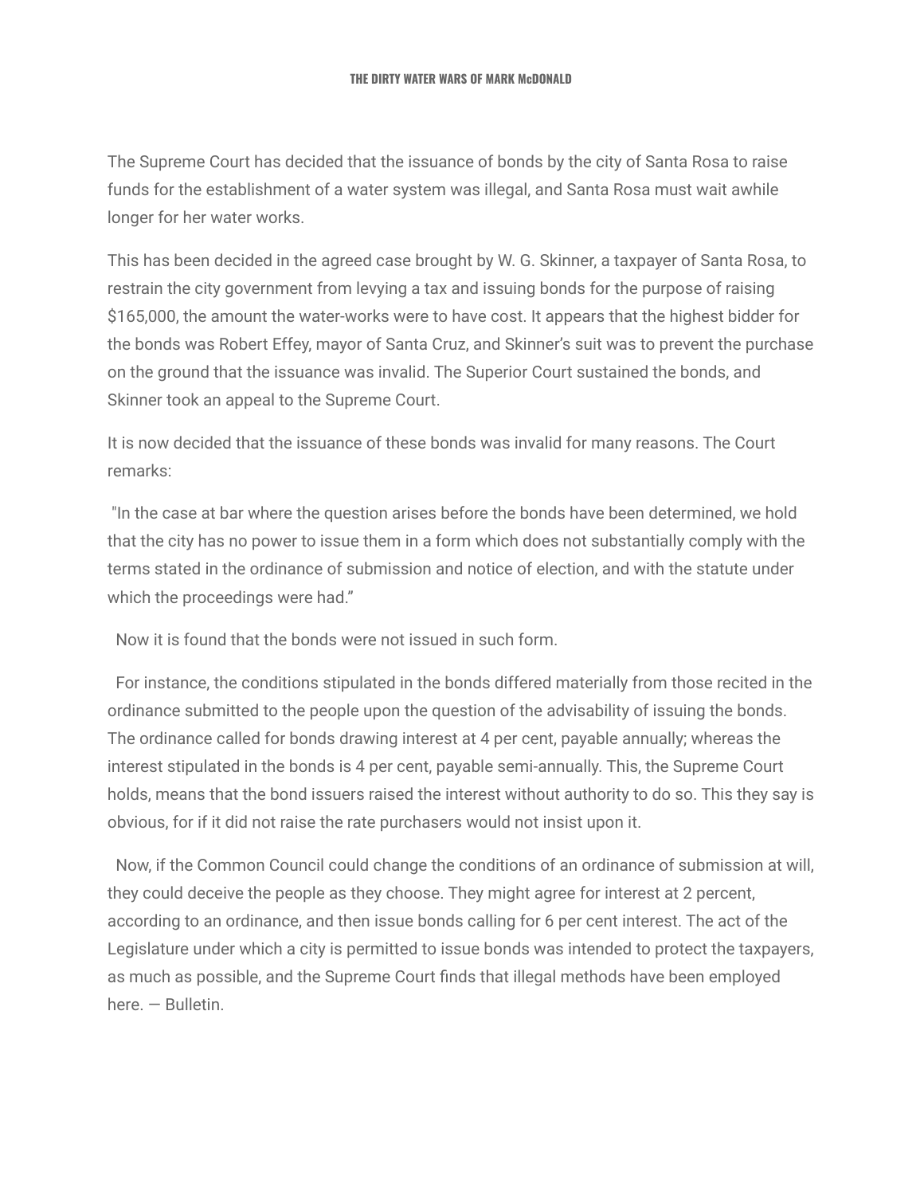The Supreme Court has decided that the issuance of bonds by the city of Santa Rosa to raise funds for the establishment of a water system was illegal, and Santa Rosa must wait awhile longer for her water works.

This has been decided in the agreed case brought by W. G. Skinner, a taxpayer of Santa Rosa, to restrain the city government from levying a tax and issuing bonds for the purpose of raising $165,000, the amount the water-works were to have cost. It appears that the highest bidder for the bonds was Robert Effey, mayor of Santa Cruz, and Skinner's suit was to prevent the purchase on the ground that the issuance was invalid. The Superior Court sustained the bonds, and Skinner took an appeal to the Supreme Court.

It is now decided that the issuance of these bonds was invalid for many reasons. The Court remarks:

"In the case at bar where the question arises before the bonds have been determined, we hold that the city has no power to issue them in a form which does not substantially comply with the terms stated in the ordinance of submission and notice of election, and with the statute under which the proceedings were had."

Now it is found that the bonds were not issued in such form.

For instance, the conditions stipulated in the bonds differed materially from those recited in the ordinance submitted to the people upon the question of the advisability of issuing the bonds. The ordinance called for bonds drawing interest at 4 per cent, payable annually; whereas the interest stipulated in the bonds is 4 per cent, payable semi-annually. This, the Supreme Court holds, means that the bond issuers raised the interest without authority to do so. This they say is obvious, for if it did not raise the rate purchasers would not insist upon it.

Now, if the Common Council could change the conditions of an ordinance of submission at will, they could deceive the people as they choose. They might agree for interest at 2 percent, according to an ordinance, and then issue bonds calling for 6 per cent interest. The act of the Legislature under which a city is permitted to issue bonds was intended to protect the taxpayers, as much as possible, and the Supreme Court finds that illegal methods have been employed here. — Bulletin.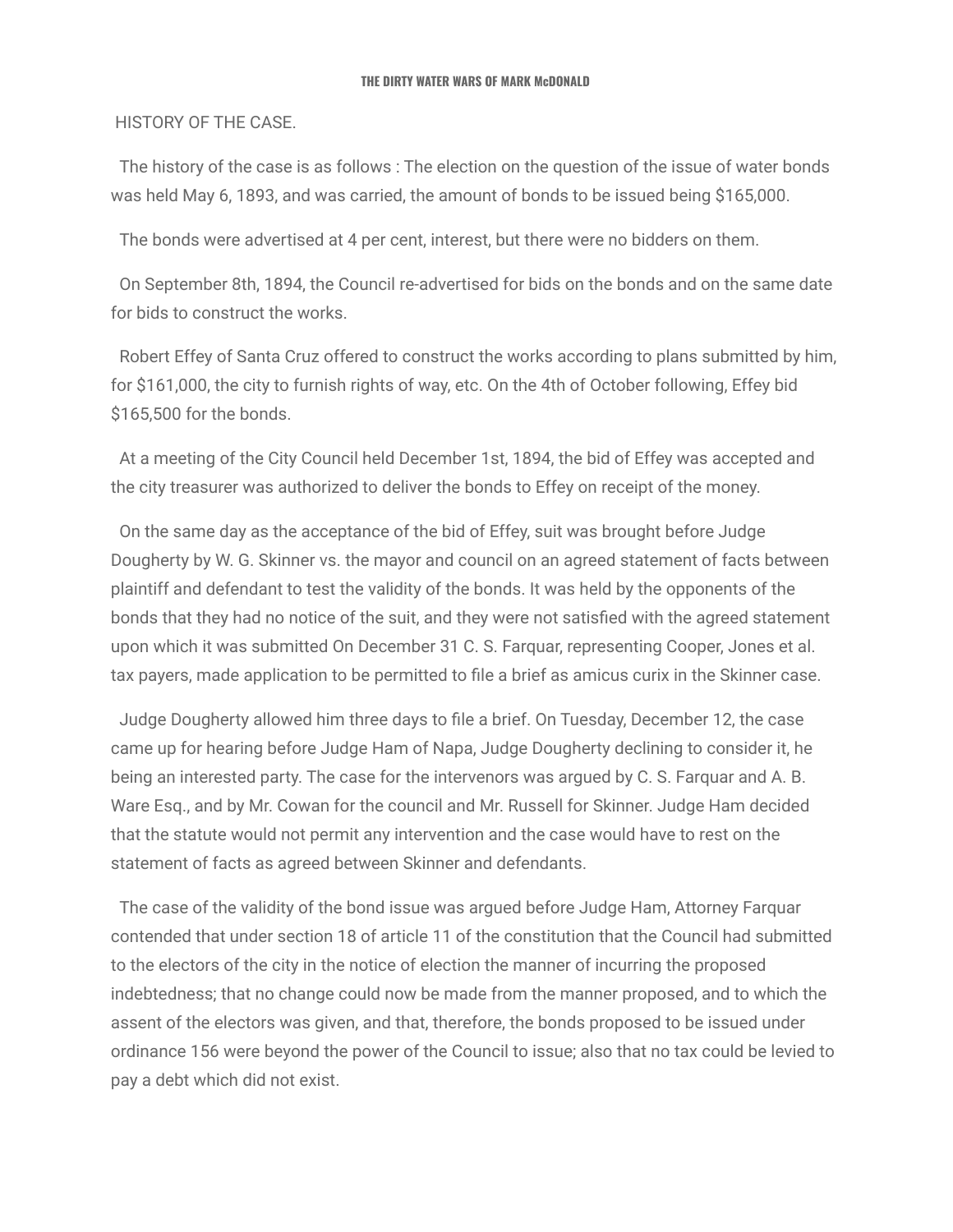HISTORY OF THE CASE.

The history of the case is as follows : The election on the question of the issue of water bonds was held May 6, 1893, and was carried, the amount of bonds to be issued being $165,000.

The bonds were advertised at 4 per cent, interest, but there were no bidders on them.

On September 8th, 1894, the Council re-advertised for bids on the bonds and on the same date for bids to construct the works.

Robert Effey of Santa Cruz offered to construct the works according to plans submitted by him, for $161,000, the city to furnish rights of way, etc. On the 4th of October following, Effey bid $165,500 for the bonds.

At a meeting of the City Council held December 1st, 1894, the bid of Effey was accepted and the city treasurer was authorized to deliver the bonds to Effey on receipt of the money.

On the same day as the acceptance of the bid of Effey, suit was brought before Judge Dougherty by W. G. Skinner vs. the mayor and council on an agreed statement of facts between plaintiff and defendant to test the validity of the bonds. It was held by the opponents of the bonds that they had no notice of the suit, and they were not satisfied with the agreed statement upon which it was submitted On December 31 C. S. Farquar, representing Cooper, Jones et al. tax payers, made application to be permitted to file a brief as amicus curix in the Skinner case.

Judge Dougherty allowed him three days to file a brief. On Tuesday, December 12, the case came up for hearing before Judge Ham of Napa, Judge Dougherty declining to consider it, he being an interested party. The case for the intervenors was argued by C. S. Farquar and A. B. Ware Esq., and by Mr. Cowan for the council and Mr. Russell for Skinner. Judge Ham decided that the statute would not permit any intervention and the case would have to rest on the statement of facts as agreed between Skinner and defendants.

The case of the validity of the bond issue was argued before Judge Ham, Attorney Farquar contended that under section 18 of article 11 of the constitution that the Council had submitted to the electors of the city in the notice of election the manner of incurring the proposed indebtedness; that no change could now be made from the manner proposed, and to which the assent of the electors was given, and that, therefore, the bonds proposed to be issued under ordinance 156 were beyond the power of the Council to issue; also that no tax could be levied to pay a debt which did not exist.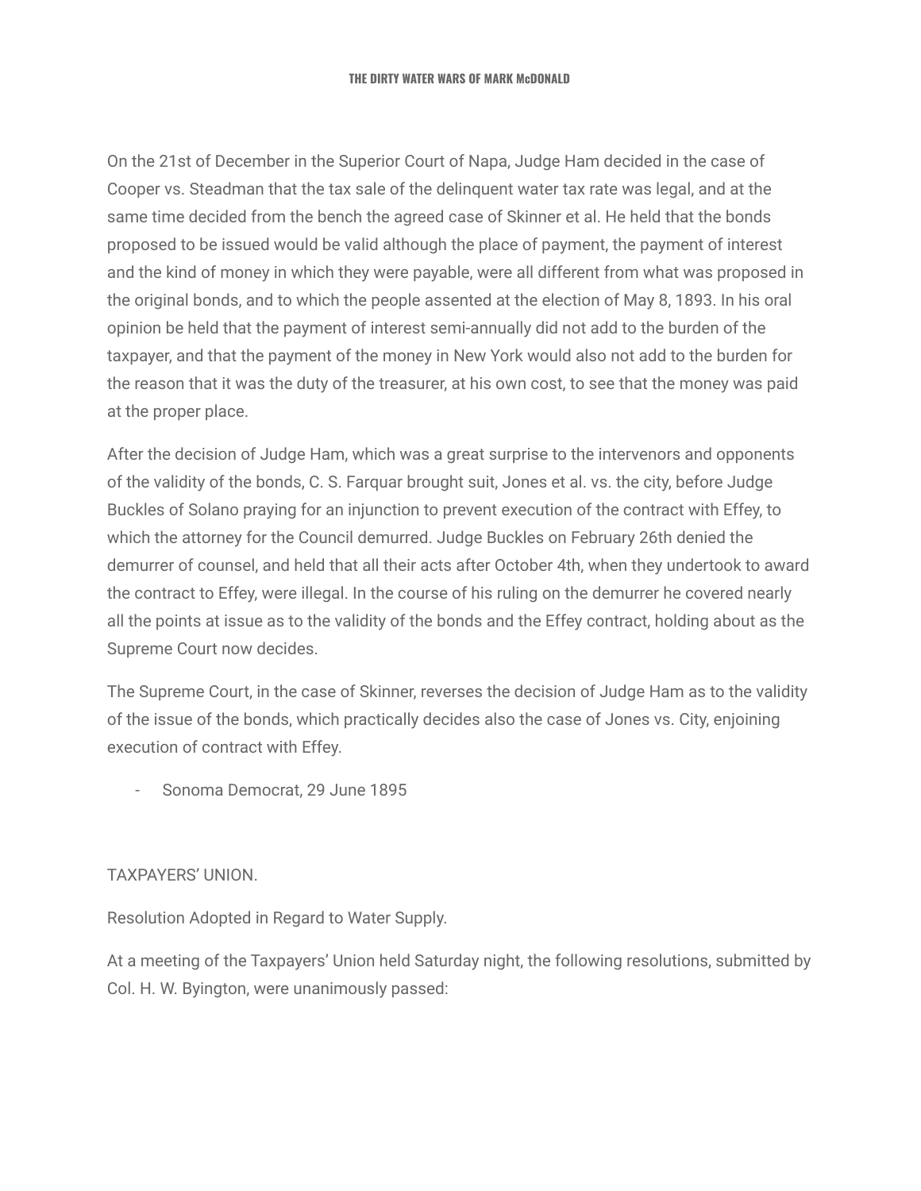On the 21st of December in the Superior Court of Napa, Judge Ham decided in the case of Cooper vs. Steadman that the tax sale of the delinquent water tax rate was legal, and at the same time decided from the bench the agreed case of Skinner et al. He held that the bonds proposed to be issued would be valid although the place of payment, the payment of interest and the kind of money in which they were payable, were all different from what was proposed in the original bonds, and to which the people assented at the election of May 8, 1893. In his oral opinion be held that the payment of interest semi-annually did not add to the burden of the taxpayer, and that the payment of the money in New York would also not add to the burden for the reason that it was the duty of the treasurer, at his own cost, to see that the money was paid at the proper place.

After the decision of Judge Ham, which was a great surprise to the intervenors and opponents of the validity of the bonds, C. S. Farquar brought suit, Jones et al. vs. the city, before Judge Buckles of Solano praying for an injunction to prevent execution of the contract with Effey, to which the attorney for the Council demurred. Judge Buckles on February 26th denied the demurrer of counsel, and held that all their acts after October 4th, when they undertook to award the contract to Effey, were illegal. In the course of his ruling on the demurrer he covered nearly all the points at issue as to the validity of the bonds and the Effey contract, holding about as the Supreme Court now decides.

The Supreme Court, in the case of Skinner, reverses the decision of Judge Ham as to the validity of the issue of the bonds, which practically decides also the case of Jones vs. City, enjoining execution of contract with Effey.

- Sonoma Democrat, 29 June 1895

TAXPAYERS' UNION.

Resolution Adopted in Regard to Water Supply.

At a meeting of the Taxpayers' Union held Saturday night, the following resolutions, submitted by Col. H. W. Byington, were unanimously passed: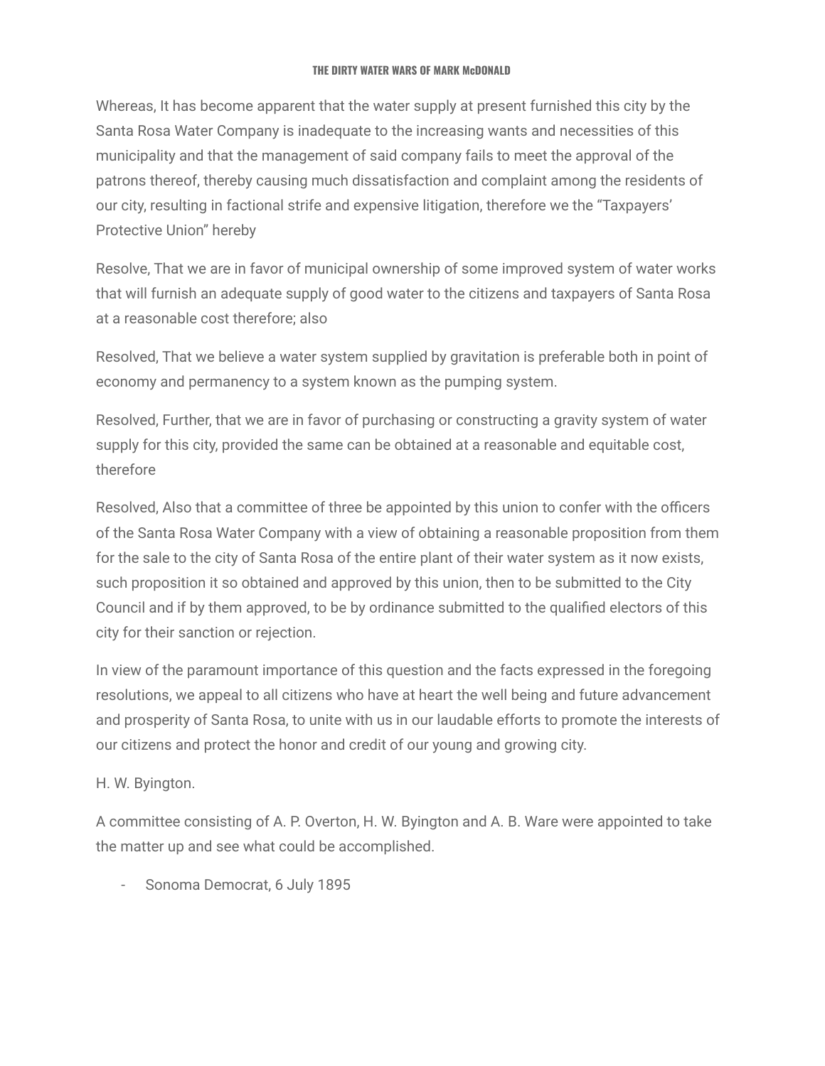Whereas, It has become apparent that the water supply at present furnished this city by the Santa Rosa Water Company is inadequate to the increasing wants and necessities of this municipality and that the management of said company fails to meet the approval of the patrons thereof, thereby causing much dissatisfaction and complaint among the residents of our city, resulting in factional strife and expensive litigation, therefore we the "Taxpayers' Protective Union" hereby

Resolve, That we are in favor of municipal ownership of some improved system of water works that will furnish an adequate supply of good water to the citizens and taxpayers of Santa Rosa at a reasonable cost therefore; also

Resolved, That we believe a water system supplied by gravitation is preferable both in point of economy and permanency to a system known as the pumping system.

Resolved, Further, that we are in favor of purchasing or constructing a gravity system of water supply for this city, provided the same can be obtained at a reasonable and equitable cost, therefore

Resolved, Also that a committee of three be appointed by this union to confer with the officers of the Santa Rosa Water Company with a view of obtaining a reasonable proposition from them for the sale to the city of Santa Rosa of the entire plant of their water system as it now exists, such proposition it so obtained and approved by this union, then to be submitted to the City Council and if by them approved, to be by ordinance submitted to the qualified electors of this city for their sanction or rejection.

In view of the paramount importance of this question and the facts expressed in the foregoing resolutions, we appeal to all citizens who have at heart the well being and future advancement and prosperity of Santa Rosa, to unite with us in our laudable efforts to promote the interests of our citizens and protect the honor and credit of our young and growing city.

H. W. Byington.

A committee consisting of A. P. Overton, H. W. Byington and A. B. Ware were appointed to take the matter up and see what could be accomplished.

- Sonoma Democrat, 6 July 1895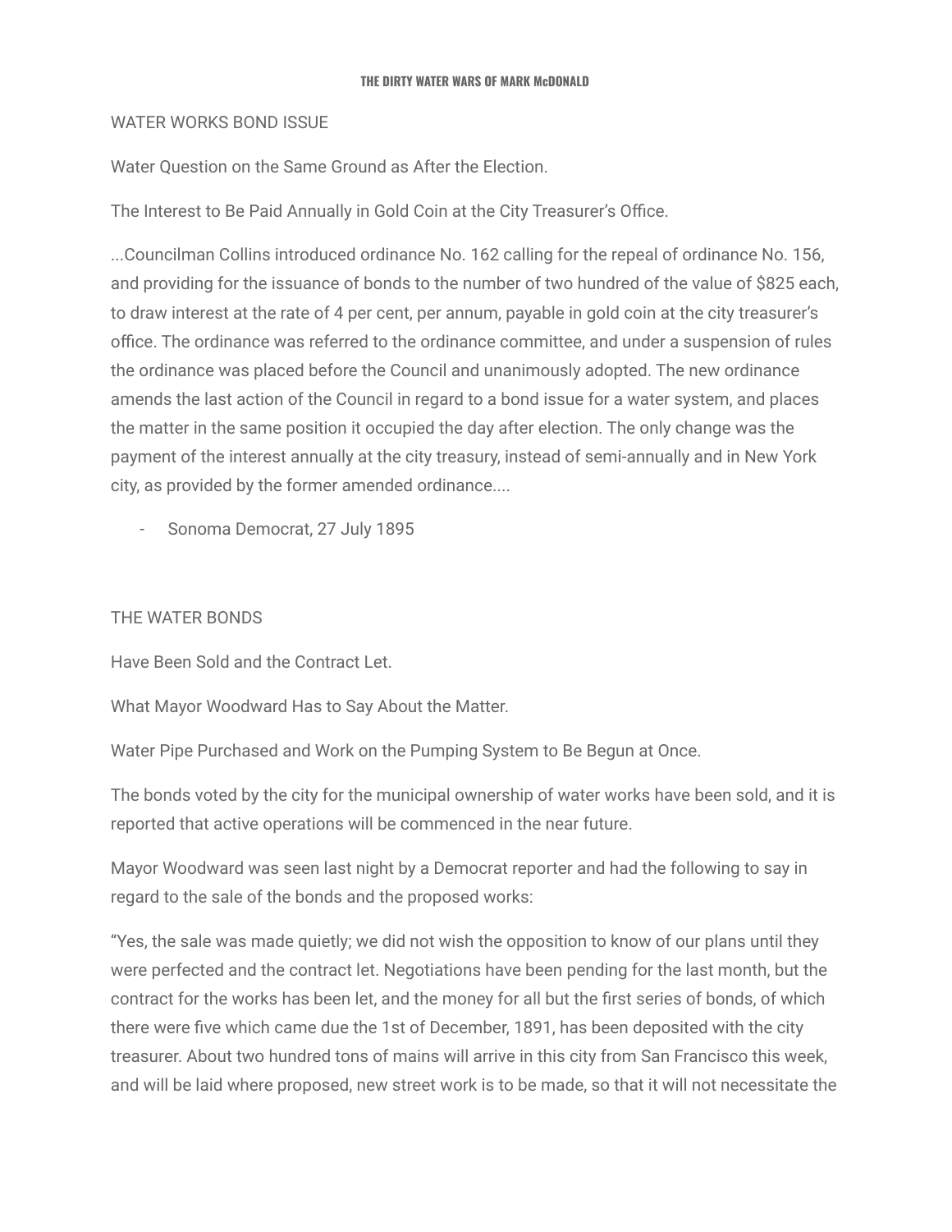WATER WORKS BOND ISSUE

Water Question on the Same Ground as After the Election.

The Interest to Be Paid Annually in Gold Coin at the City Treasurer's Office.

...Councilman Collins introduced ordinance No. 162 calling for the repeal of ordinance No. 156, and providing for the issuance of bonds to the number of two hundred of the value of $825 each, to draw interest at the rate of 4 per cent, per annum, payable in gold coin at the city treasurer's office. The ordinance was referred to the ordinance committee, and under a suspension of rules the ordinance was placed before the Council and unanimously adopted. The new ordinance amends the last action of the Council in regard to a bond issue for a water system, and places the matter in the same position it occupied the day after election. The only change was the payment of the interest annually at the city treasury, instead of semi-annually and in New York city, as provided by the former amended ordinance....

- Sonoma Democrat, 27 July 1895

THE WATER BONDS

Have Been Sold and the Contract Let.

What Mayor Woodward Has to Say About the Matter.

Water Pipe Purchased and Work on the Pumping System to Be Begun at Once.

The bonds voted by the city for the municipal ownership of water works have been sold, and it is reported that active operations will be commenced in the near future.

Mayor Woodward was seen last night by a Democrat reporter and had the following to say in regard to the sale of the bonds and the proposed works:

"Yes, the sale was made quietly; we did not wish the opposition to know of our plans until they were perfected and the contract let. Negotiations have been pending for the last month, but the contract for the works has been let, and the money for all but the first series of bonds, of which there were five which came due the 1st of December, 1891, has been deposited with the city treasurer. About two hundred tons of mains will arrive in this city from San Francisco this week, and will be laid where proposed, new street work is to be made, so that it will not necessitate the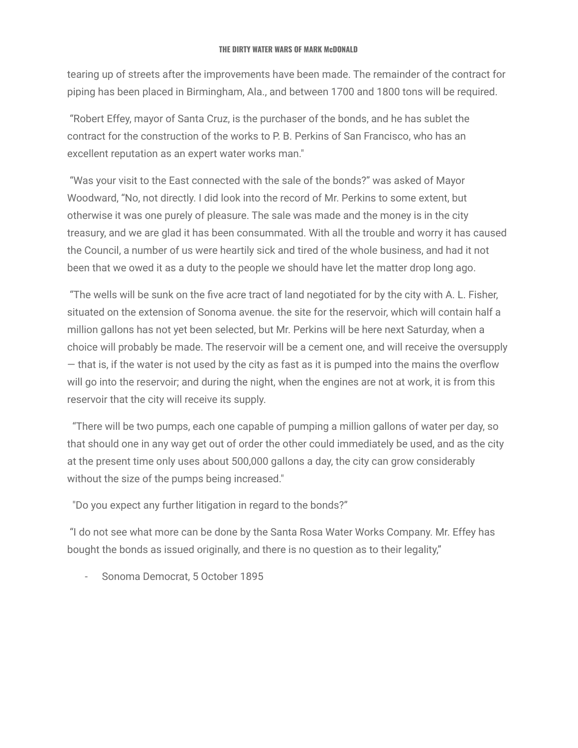tearing up of streets after the improvements have been made. The remainder of the contract for piping has been placed in Birmingham, Ala., and between 1700 and 1800 tons will be required.

"Robert Effey, mayor of Santa Cruz, is the purchaser of the bonds, and he has sublet the contract for the construction of the works to P. B. Perkins of San Francisco, who has an excellent reputation as an expert water works man."

"Was your visit to the East connected with the sale of the bonds?" was asked of Mayor Woodward, "No, not directly. I did look into the record of Mr. Perkins to some extent, but otherwise it was one purely of pleasure. The sale was made and the money is in the city treasury, and we are glad it has been consummated. With all the trouble and worry it has caused the Council, a number of us were heartily sick and tired of the whole business, and had it not been that we owed it as a duty to the people we should have let the matter drop long ago.

"The wells will be sunk on the five acre tract of land negotiated for by the city with A. L. Fisher, situated on the extension of Sonoma avenue. the site for the reservoir, which will contain half a million gallons has not yet been selected, but Mr. Perkins will be here next Saturday, when a choice will probably be made. The reservoir will be a cement one, and will receive the oversupply — that is, if the water is not used by the city as fast as it is pumped into the mains the overflow will go into the reservoir; and during the night, when the engines are not at work, it is from this reservoir that the city will receive its supply.

"There will be two pumps, each one capable of pumping a million gallons of water per day, so that should one in any way get out of order the other could immediately be used, and as the city at the present time only uses about 500,000 gallons a day, the city can grow considerably without the size of the pumps being increased."

"Do you expect any further litigation in regard to the bonds?"

"I do not see what more can be done by the Santa Rosa Water Works Company. Mr. Effey has bought the bonds as issued originally, and there is no question as to their legality,"

- Sonoma Democrat, 5 October 1895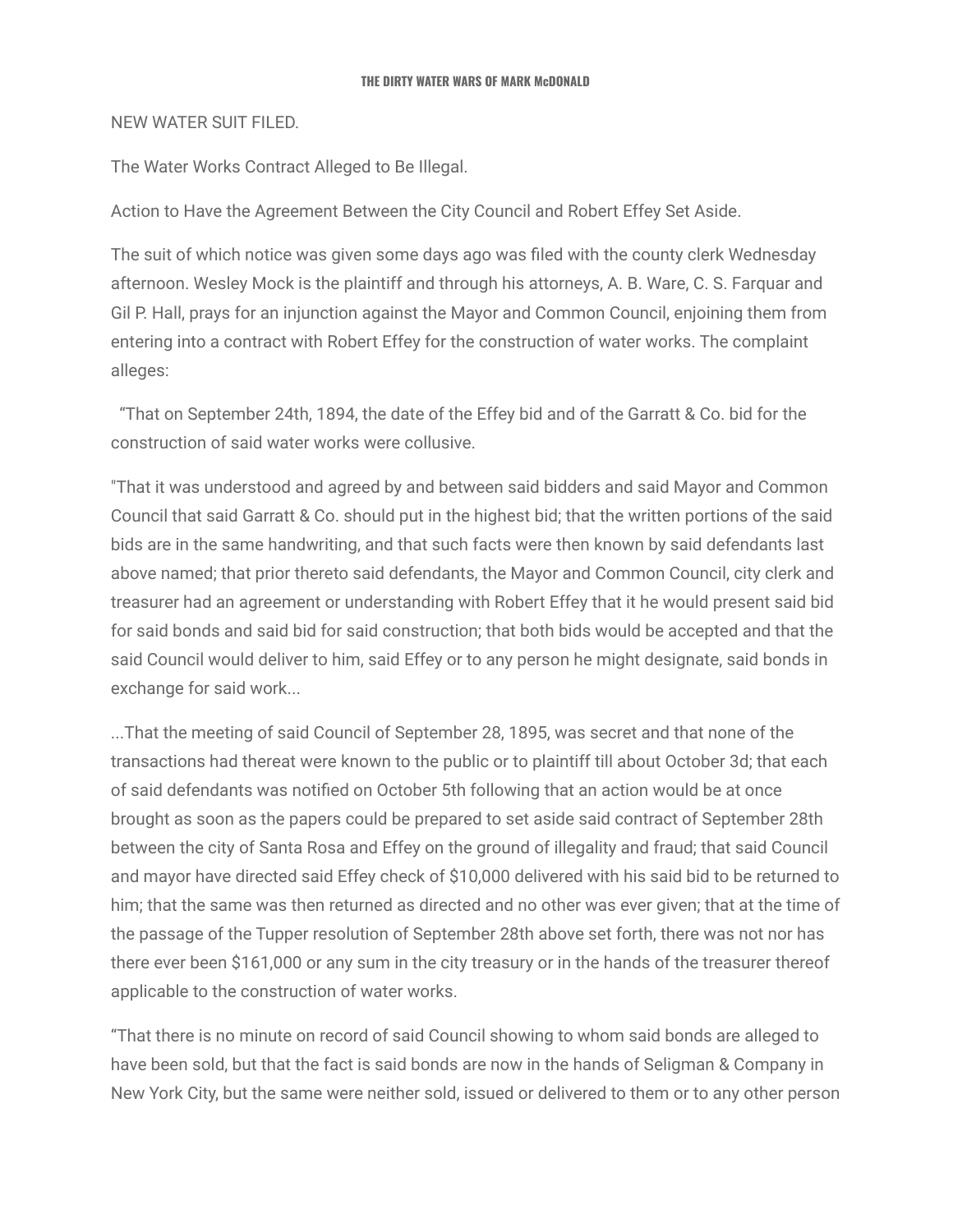NEW WATER SUIT FILED.

The Water Works Contract Alleged to Be Illegal.

Action to Have the Agreement Between the City Council and Robert Effey Set Aside.

The suit of which notice was given some days ago was filed with the county clerk Wednesday afternoon. Wesley Mock is the plaintiff and through his attorneys, A. B. Ware, C. S. Farquar and Gil P. Hall, prays for an injunction against the Mayor and Common Council, enjoining them from entering into a contract with Robert Effey for the construction of water works. The complaint alleges:

"That on September 24th, 1894, the date of the Effey bid and of the Garratt & Co. bid for the construction of said water works were collusive.

"That it was understood and agreed by and between said bidders and said Mayor and Common Council that said Garratt & Co. should put in the highest bid; that the written portions of the said bids are in the same handwriting, and that such facts were then known by said defendants last above named; that prior thereto said defendants, the Mayor and Common Council, city clerk and treasurer had an agreement or understanding with Robert Effey that it he would present said bid for said bonds and said bid for said construction; that both bids would be accepted and that the said Council would deliver to him, said Effey or to any person he might designate, said bonds in exchange for said work...

...That the meeting of said Council of September 28, 1895, was secret and that none of the transactions had thereat were known to the public or to plaintiff till about October 3d; that each of said defendants was notified on October 5th following that an action would be at once brought as soon as the papers could be prepared to set aside said contract of September 28th between the city of Santa Rosa and Effey on the ground of illegality and fraud; that said Council and mayor have directed said Effey check of $10,000 delivered with his said bid to be returned to him; that the same was then returned as directed and no other was ever given; that at the time of the passage of the Tupper resolution of September 28th above set forth, there was not nor has there ever been $161,000 or any sum in the city treasury or in the hands of the treasurer thereof applicable to the construction of water works.

"That there is no minute on record of said Council showing to whom said bonds are alleged to have been sold, but that the fact is said bonds are now in the hands of Seligman & Company in New York City, but the same were neither sold, issued or delivered to them or to any other person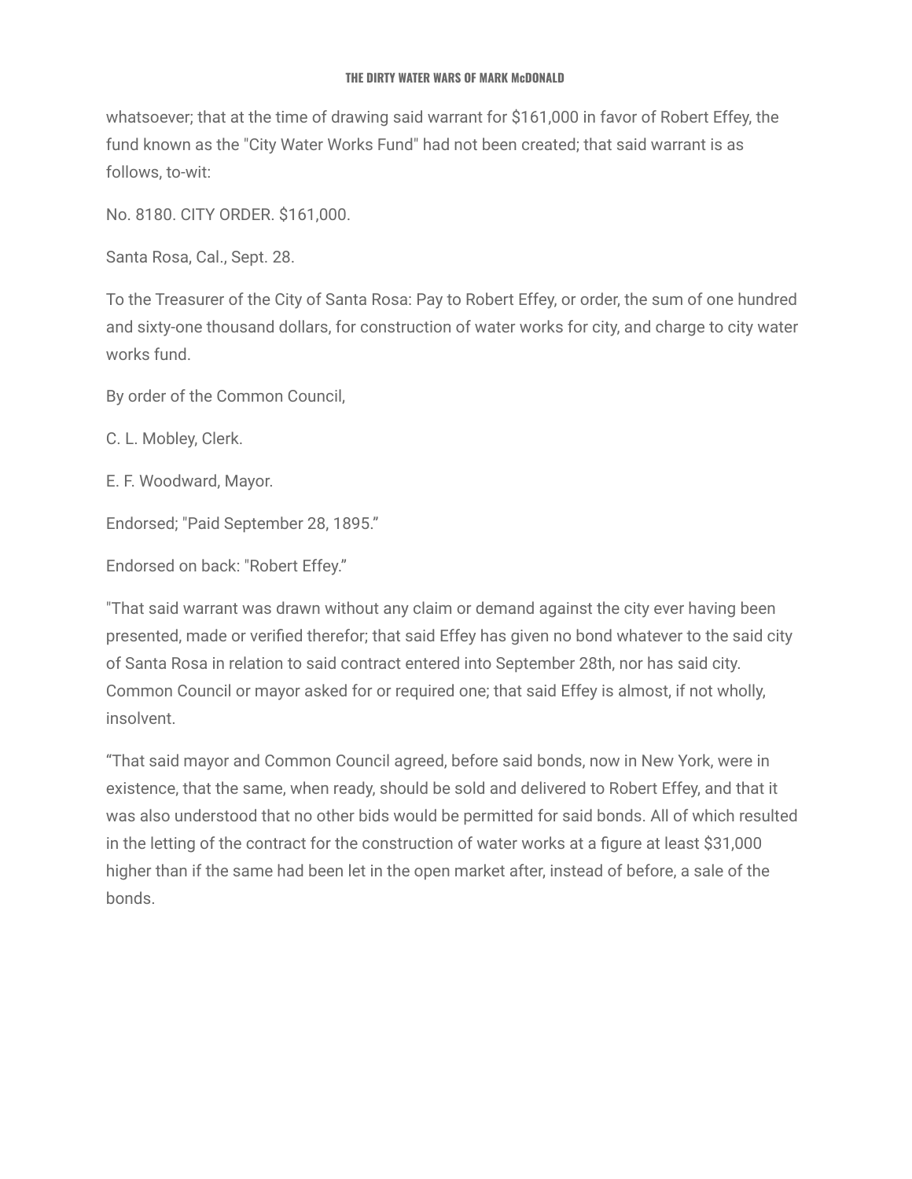whatsoever; that at the time of drawing said warrant for $161,000 in favor of Robert Effey, the fund known as the "City Water Works Fund" had not been created; that said warrant is as follows, to-wit:

No. 8180. CITY ORDER. $161,000.

Santa Rosa, Cal., Sept. 28.

To the Treasurer of the City of Santa Rosa: Pay to Robert Effey, or order, the sum of one hundred and sixty-one thousand dollars, for construction of water works for city, and charge to city water works fund.

By order of the Common Council,

C. L. Mobley, Clerk.

E. F. Woodward, Mayor.

Endorsed; "Paid September 28, 1895."

Endorsed on back: "Robert Effey."

"That said warrant was drawn without any claim or demand against the city ever having been presented, made or verified therefor; that said Effey has given no bond whatever to the said city of Santa Rosa in relation to said contract entered into September 28th, nor has said city. Common Council or mayor asked for or required one; that said Effey is almost, if not wholly, insolvent.

"That said mayor and Common Council agreed, before said bonds, now in New York, were in existence, that the same, when ready, should be sold and delivered to Robert Effey, and that it was also understood that no other bids would be permitted for said bonds. All of which resulted in the letting of the contract for the construction of water works at a figure at least $31,000 higher than if the same had been let in the open market after, instead of before, a sale of the bonds.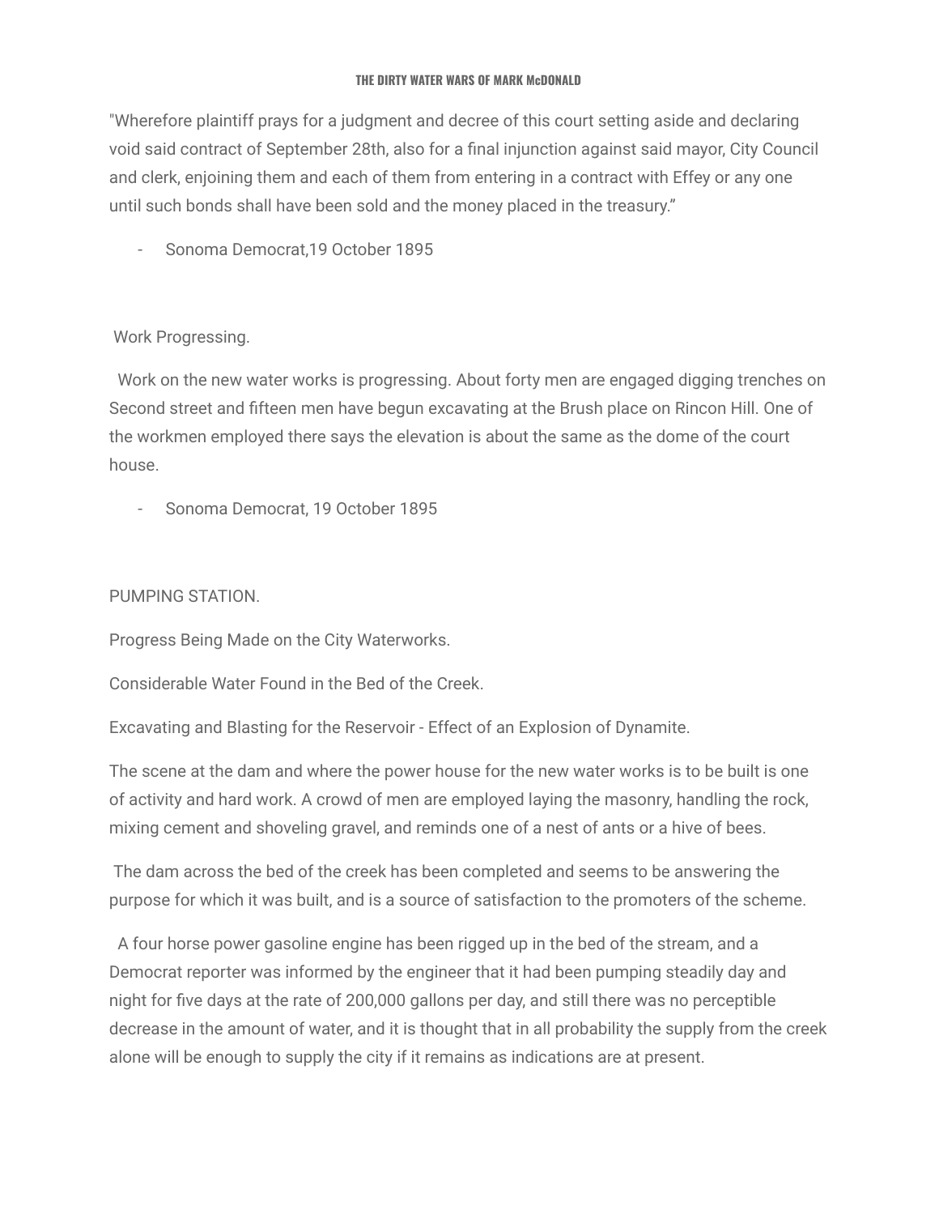"Wherefore plaintiff prays for a judgment and decree of this court setting aside and declaring void said contract of September 28th, also for a final injunction against said mayor, City Council and clerk, enjoining them and each of them from entering in a contract with Effey or any one until such bonds shall have been sold and the money placed in the treasury."

- Sonoma Democrat,19 October 1895

Work Progressing.

Work on the new water works is progressing. About forty men are engaged digging trenches on Second street and fifteen men have begun excavating at the Brush place on Rincon Hill. One of the workmen employed there says the elevation is about the same as the dome of the court house.

- Sonoma Democrat, 19 October 1895

PUMPING STATION.

Progress Being Made on the City Waterworks.

Considerable Water Found in the Bed of the Creek.

Excavating and Blasting for the Reservoir - Effect of an Explosion of Dynamite.

The scene at the dam and where the power house for the new water works is to be built is one of activity and hard work. A crowd of men are employed laying the masonry, handling the rock, mixing cement and shoveling gravel, and reminds one of a nest of ants or a hive of bees.

The dam across the bed of the creek has been completed and seems to be answering the purpose for which it was built, and is a source of satisfaction to the promoters of the scheme.

A four horse power gasoline engine has been rigged up in the bed of the stream, and a Democrat reporter was informed by the engineer that it had been pumping steadily day and night for five days at the rate of 200,000 gallons per day, and still there was no perceptible decrease in the amount of water, and it is thought that in all probability the supply from the creek alone will be enough to supply the city if it remains as indications are at present.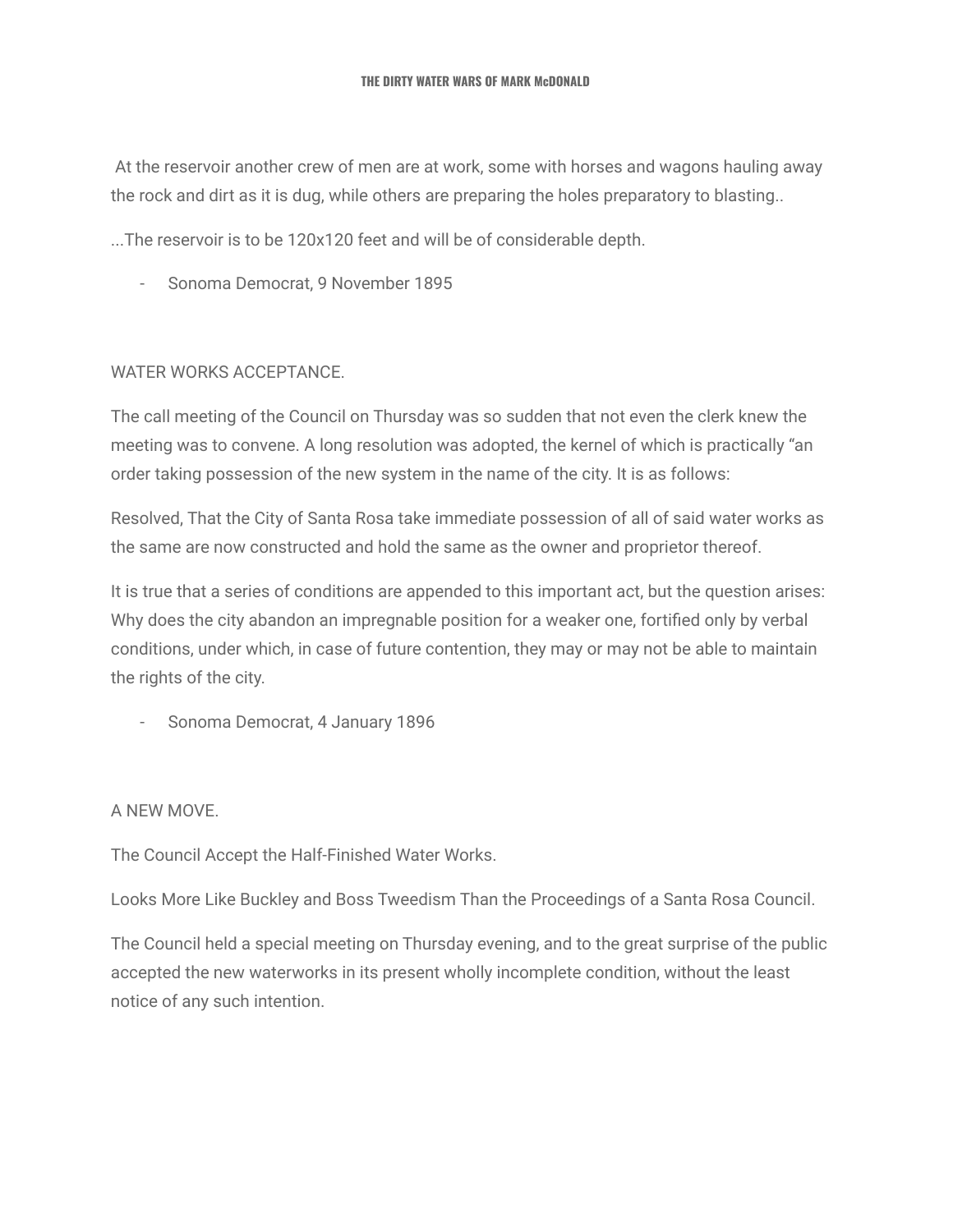At the reservoir another crew of men are at work, some with horses and wagons hauling away the rock and dirt as it is dug, while others are preparing the holes preparatory to blasting..

...The reservoir is to be 120x120 feet and will be of considerable depth.

- Sonoma Democrat, 9 November 1895

WATER WORKS ACCEPTANCE.

The call meeting of the Council on Thursday was so sudden that not even the clerk knew the meeting was to convene. A long resolution was adopted, the kernel of which is practically "an order taking possession of the new system in the name of the city. It is as follows:

Resolved, That the City of Santa Rosa take immediate possession of all of said water works as the same are now constructed and hold the same as the owner and proprietor thereof.

It is true that a series of conditions are appended to this important act, but the question arises: Why does the city abandon an impregnable position for a weaker one, fortified only by verbal conditions, under which, in case of future contention, they may or may not be able to maintain the rights of the city.

- Sonoma Democrat, 4 January 1896

A NEW MOVE.

The Council Accept the Half-Finished Water Works.

Looks More Like Buckley and Boss Tweedism Than the Proceedings of a Santa Rosa Council.

The Council held a special meeting on Thursday evening, and to the great surprise of the public accepted the new waterworks in its present wholly incomplete condition, without the least notice of any such intention.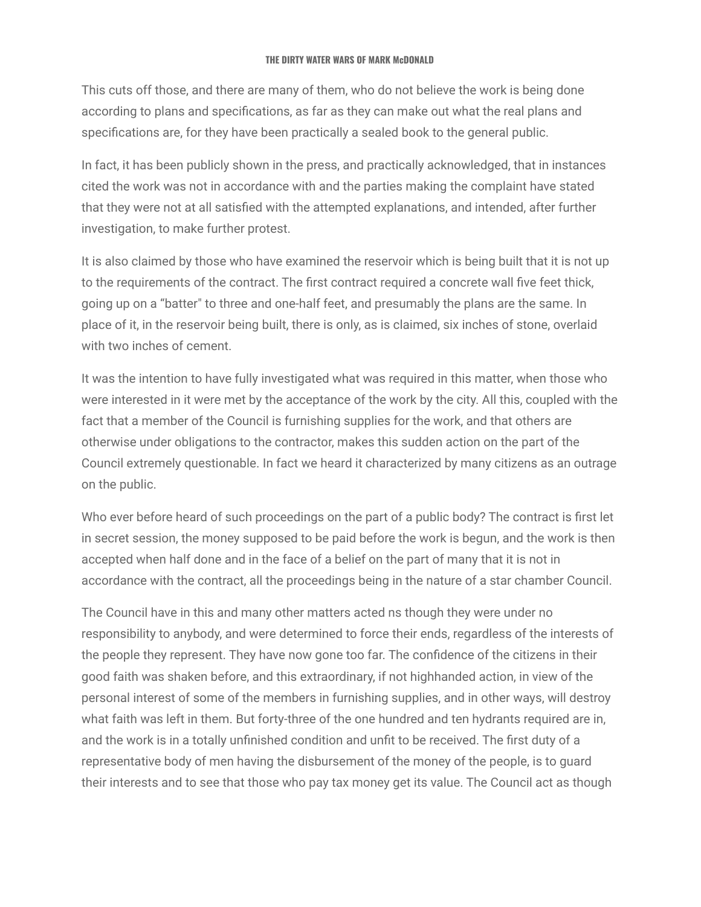This cuts off those, and there are many of them, who do not believe the work is being done according to plans and specifications, as far as they can make out what the real plans and specifications are, for they have been practically a sealed book to the general public.

In fact, it has been publicly shown in the press, and practically acknowledged, that in instances cited the work was not in accordance with and the parties making the complaint have stated that they were not at all satisfied with the attempted explanations, and intended, after further investigation, to make further protest.

It is also claimed by those who have examined the reservoir which is being built that it is not up to the requirements of the contract. The first contract required a concrete wall five feet thick, going up on a “batter" to three and one-half feet, and presumably the plans are the same. In place of it, in the reservoir being built, there is only, as is claimed, six inches of stone, overlaid with two inches of cement.

It was the intention to have fully investigated what was required in this matter, when those who were interested in it were met by the acceptance of the work by the city. All this, coupled with the fact that a member of the Council is furnishing supplies for the work, and that others are otherwise under obligations to the contractor, makes this sudden action on the part of the Council extremely questionable. In fact we heard it characterized by many citizens as an outrage on the public.

Who ever before heard of such proceedings on the part of a public body? The contract is first let in secret session, the money supposed to be paid before the work is begun, and the work is then accepted when half done and in the face of a belief on the part of many that it is not in accordance with the contract, all the proceedings being in the nature of a star chamber Council.

The Council have in this and many other matters acted ns though they were under no responsibility to anybody, and were determined to force their ends, regardless of the interests of the people they represent. They have now gone too far. The confidence of the citizens in their good faith was shaken before, and this extraordinary, if not highhanded action, in view of the personal interest of some of the members in furnishing supplies, and in other ways, will destroy what faith was left in them. But forty-three of the one hundred and ten hydrants required are in, and the work is in a totally unfinished condition and unfit to be received. The first duty of a representative body of men having the disbursement of the money of the people, is to guard their interests and to see that those who pay tax money get its value. The Council act as though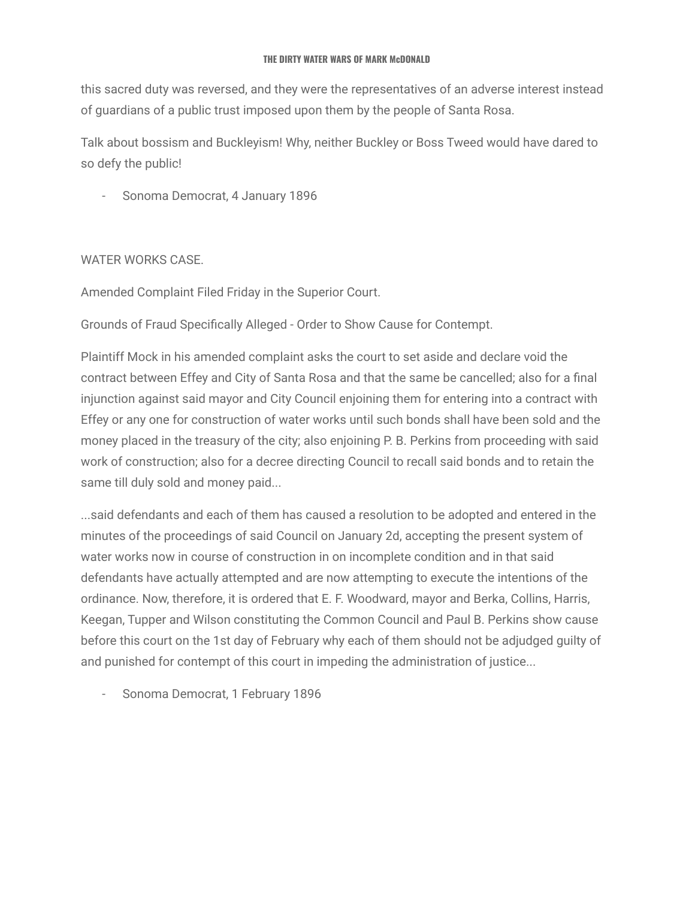this sacred duty was reversed, and they were the representatives of an adverse interest instead of guardians of a public trust imposed upon them by the people of Santa Rosa.

Talk about bossism and Buckleyism! Why, neither Buckley or Boss Tweed would have dared to so defy the public!

- Sonoma Democrat, 4 January 1896

WATER WORKS CASE.

Amended Complaint Filed Friday in the Superior Court.

Grounds of Fraud Specifically Alleged - Order to Show Cause for Contempt.

Plaintiff Mock in his amended complaint asks the court to set aside and declare void the contract between Effey and City of Santa Rosa and that the same be cancelled; also for a final injunction against said mayor and City Council enjoining them for entering into a contract with Effey or any one for construction of water works until such bonds shall have been sold and the money placed in the treasury of the city; also enjoining P. B. Perkins from proceeding with said work of construction; also for a decree directing Council to recall said bonds and to retain the same till duly sold and money paid...

...said defendants and each of them has caused a resolution to be adopted and entered in the minutes of the proceedings of said Council on January 2d, accepting the present system of water works now in course of construction in on incomplete condition and in that said defendants have actually attempted and are now attempting to execute the intentions of the ordinance. Now, therefore, it is ordered that E. F. Woodward, mayor and Berka, Collins, Harris, Keegan, Tupper and Wilson constituting the Common Council and Paul B. Perkins show cause before this court on the 1st day of February why each of them should not be adjudged guilty of and punished for contempt of this court in impeding the administration of justice...

- Sonoma Democrat, 1 February 1896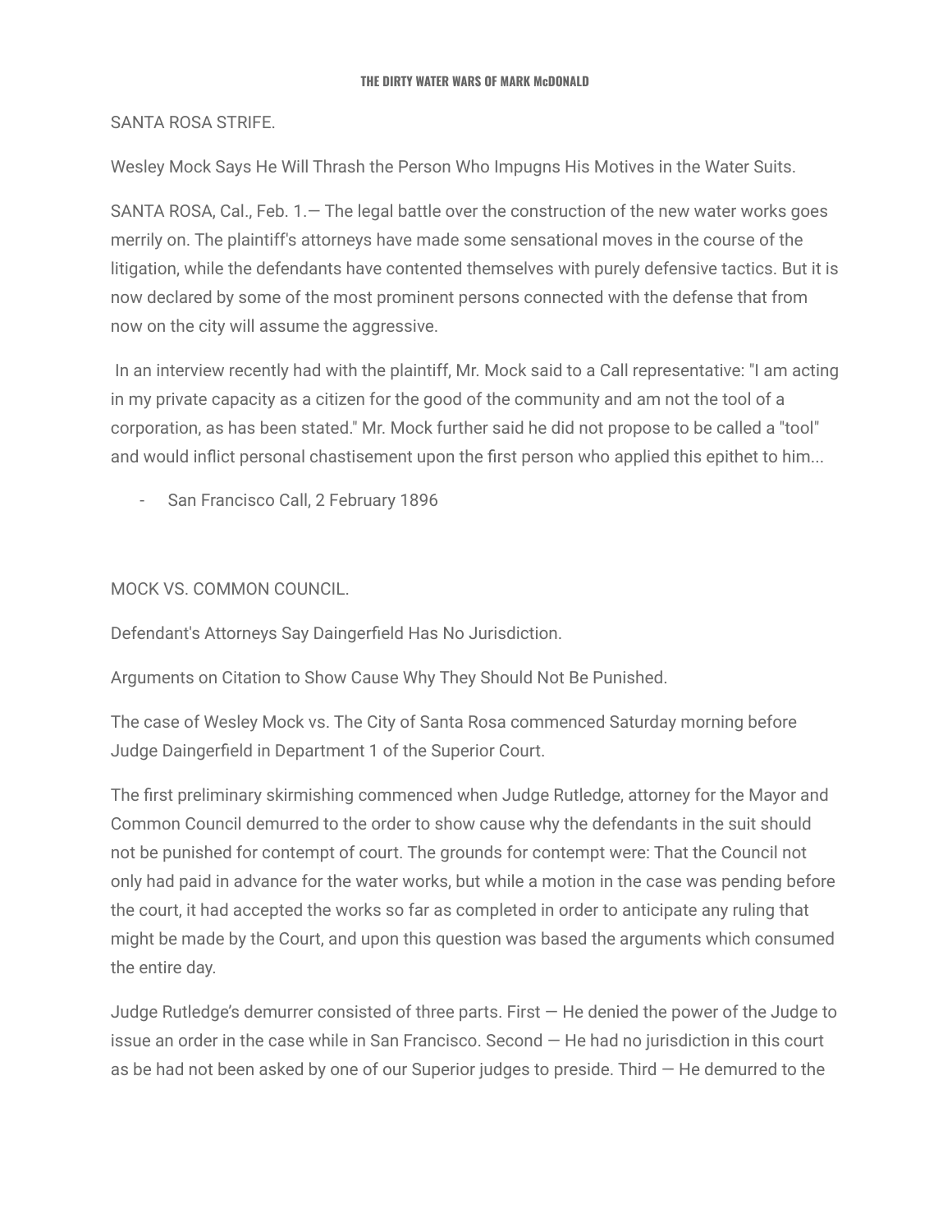SANTA ROSA STRIFE.

Wesley Mock Says He Will Thrash the Person Who Impugns His Motives in the Water Suits.

SANTA ROSA, Cal., Feb. 1.— The legal battle over the construction of the new water works goes merrily on. The plaintiff's attorneys have made some sensational moves in the course of the litigation, while the defendants have contented themselves with purely defensive tactics. But it is now declared by some of the most prominent persons connected with the defense that from now on the city will assume the aggressive.

In an interview recently had with the plaintiff, Mr. Mock said to a Call representative: "I am acting in my private capacity as a citizen for the good of the community and am not the tool of a corporation, as has been stated." Mr. Mock further said he did not propose to be called a "tool" and would inflict personal chastisement upon the first person who applied this epithet to him...

- San Francisco Call, 2 February 1896

MOCK VS. COMMON COUNCIL.

Defendant's Attorneys Say Daingerfield Has No Jurisdiction.

Arguments on Citation to Show Cause Why They Should Not Be Punished.

The case of Wesley Mock vs. The City of Santa Rosa commenced Saturday morning before Judge Daingerfield in Department 1 of the Superior Court.

The first preliminary skirmishing commenced when Judge Rutledge, attorney for the Mayor and Common Council demurred to the order to show cause why the defendants in the suit should not be punished for contempt of court. The grounds for contempt were: That the Council not only had paid in advance for the water works, but while a motion in the case was pending before the court, it had accepted the works so far as completed in order to anticipate any ruling that might be made by the Court, and upon this question was based the arguments which consumed the entire day.

Judge Rutledge's demurrer consisted of three parts. First — He denied the power of the Judge to issue an order in the case while in San Francisco. Second — He had no jurisdiction in this court as be had not been asked by one of our Superior judges to preside. Third — He demurred to the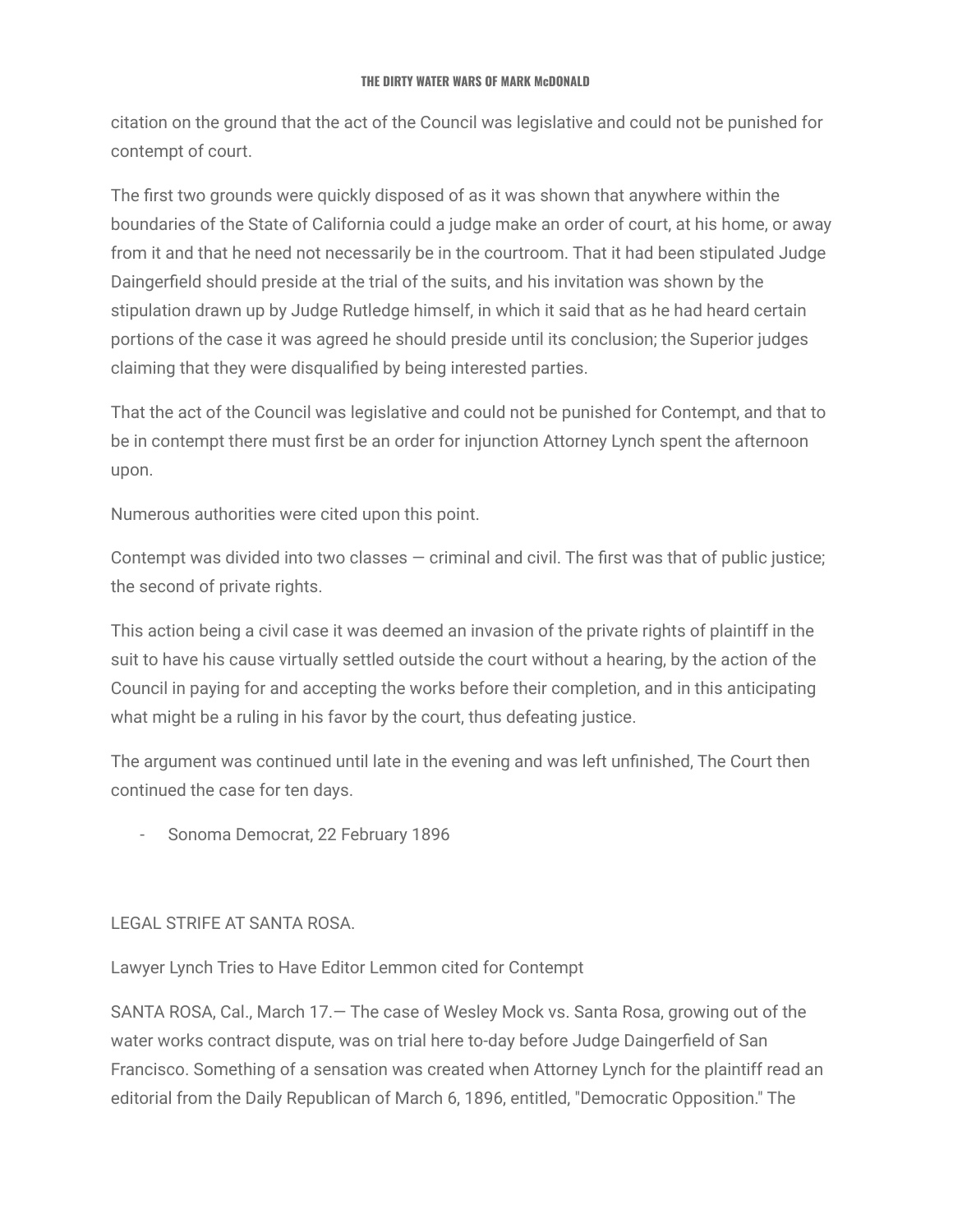citation on the ground that the act of the Council was legislative and could not be punished for contempt of court.

The first two grounds were quickly disposed of as it was shown that anywhere within the boundaries of the State of California could a judge make an order of court, at his home, or away from it and that he need not necessarily be in the courtroom. That it had been stipulated Judge Daingerfield should preside at the trial of the suits, and his invitation was shown by the stipulation drawn up by Judge Rutledge himself, in which it said that as he had heard certain portions of the case it was agreed he should preside until its conclusion; the Superior judges claiming that they were disqualified by being interested parties.

That the act of the Council was legislative and could not be punished for Contempt, and that to be in contempt there must first be an order for injunction Attorney Lynch spent the afternoon upon.

Numerous authorities were cited upon this point.

Contempt was divided into two classes — criminal and civil. The first was that of public justice; the second of private rights.

This action being a civil case it was deemed an invasion of the private rights of plaintiff in the suit to have his cause virtually settled outside the court without a hearing, by the action of the Council in paying for and accepting the works before their completion, and in this anticipating what might be a ruling in his favor by the court, thus defeating justice.

The argument was continued until late in the evening and was left unfinished, The Court then continued the case for ten days.

- Sonoma Democrat, 22 February 1896

LEGAL STRIFE AT SANTA ROSA.

Lawyer Lynch Tries to Have Editor Lemmon cited for Contempt

SANTA ROSA, Cal., March 17.— The case of Wesley Mock vs. Santa Rosa, growing out of the water works contract dispute, was on trial here to-day before Judge Daingerfield of San Francisco. Something of a sensation was created when Attorney Lynch for the plaintiff read an editorial from the Daily Republican of March 6, 1896, entitled, "Democratic Opposition." The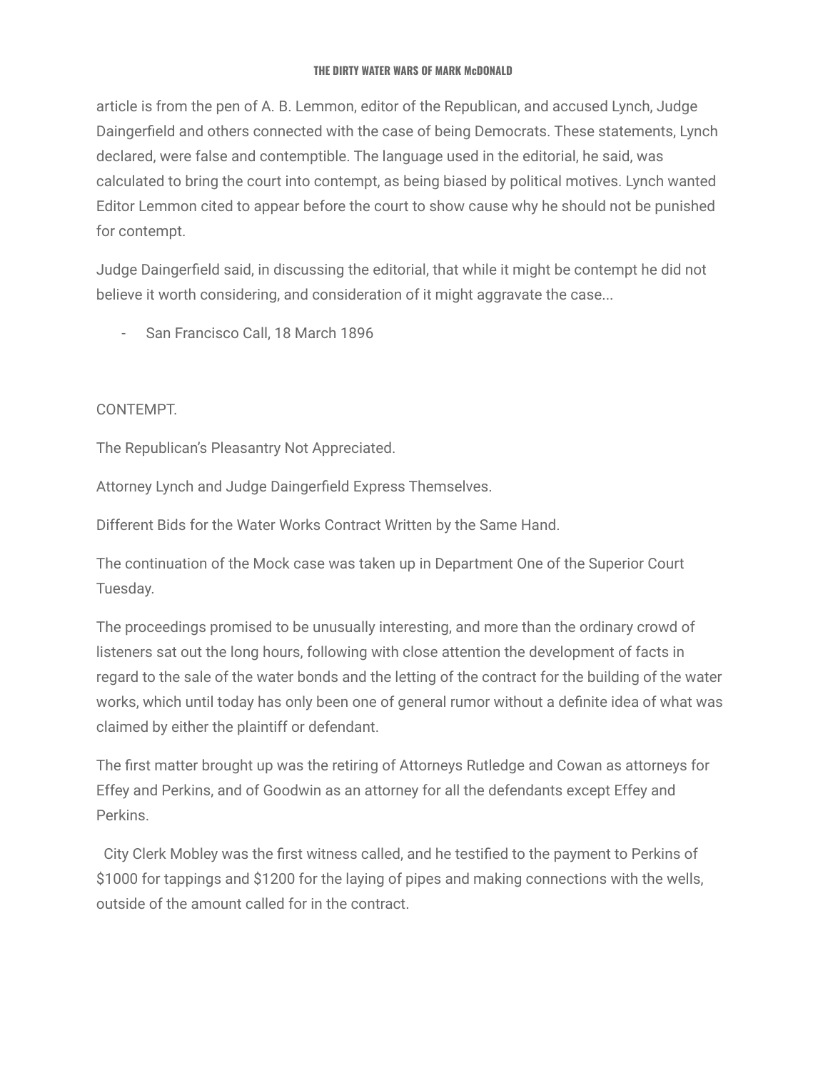article is from the pen of A. B. Lemmon, editor of the Republican, and accused Lynch, Judge Daingerfield and others connected with the case of being Democrats. These statements, Lynch declared, were false and contemptible. The language used in the editorial, he said, was calculated to bring the court into contempt, as being biased by political motives. Lynch wanted Editor Lemmon cited to appear before the court to show cause why he should not be punished for contempt.

Judge Daingerfield said, in discussing the editorial, that while it might be contempt he did not believe it worth considering, and consideration of it might aggravate the case...

- San Francisco Call, 18 March 1896

CONTEMPT.

The Republican's Pleasantry Not Appreciated.

Attorney Lynch and Judge Daingerfield Express Themselves.

Different Bids for the Water Works Contract Written by the Same Hand.

The continuation of the Mock case was taken up in Department One of the Superior Court Tuesday.

The proceedings promised to be unusually interesting, and more than the ordinary crowd of listeners sat out the long hours, following with close attention the development of facts in regard to the sale of the water bonds and the letting of the contract for the building of the water works, which until today has only been one of general rumor without a definite idea of what was claimed by either the plaintiff or defendant.

The first matter brought up was the retiring of Attorneys Rutledge and Cowan as attorneys for Effey and Perkins, and of Goodwin as an attorney for all the defendants except Effey and Perkins.

City Clerk Mobley was the first witness called, and he testified to the payment to Perkins of $1000 for tappings and $1200 for the laying of pipes and making connections with the wells, outside of the amount called for in the contract.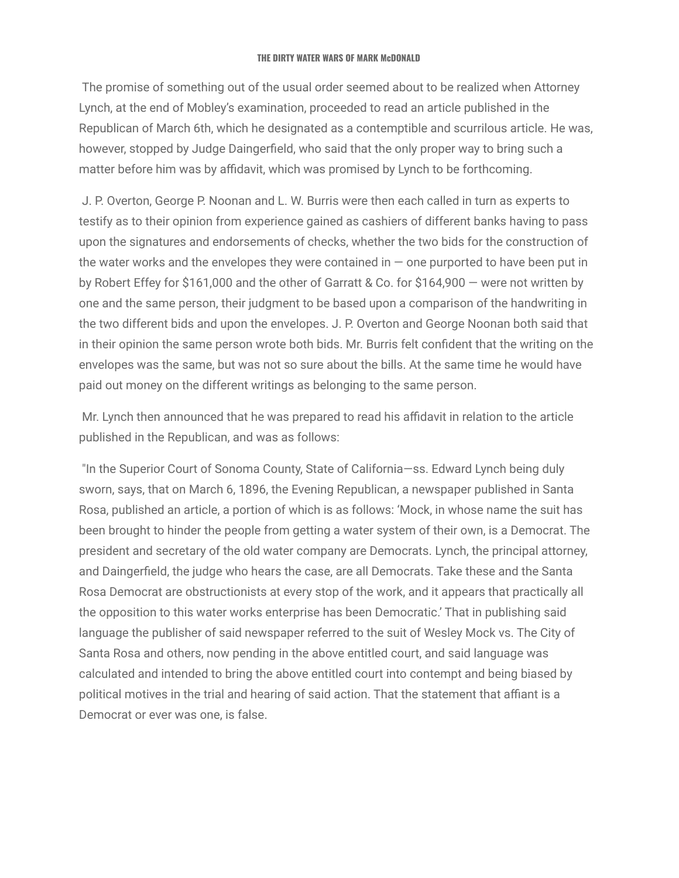The promise of something out of the usual order seemed about to be realized when Attorney Lynch, at the end of Mobley's examination, proceeded to read an article published in the Republican of March 6th, which he designated as a contemptible and scurrilous article. He was, however, stopped by Judge Daingerfield, who said that the only proper way to bring such a matter before him was by affidavit, which was promised by Lynch to be forthcoming.

J. P. Overton, George P. Noonan and L. W. Burris were then each called in turn as experts to testify as to their opinion from experience gained as cashiers of different banks having to pass upon the signatures and endorsements of checks, whether the two bids for the construction of the water works and the envelopes they were contained in — one purported to have been put in by Robert Effey for $161,000 and the other of Garratt & Co. for $164,900 — were not written by one and the same person, their judgment to be based upon a comparison of the handwriting in the two different bids and upon the envelopes. J. P. Overton and George Noonan both said that in their opinion the same person wrote both bids. Mr. Burris felt confident that the writing on the envelopes was the same, but was not so sure about the bills. At the same time he would have paid out money on the different writings as belonging to the same person.

Mr. Lynch then announced that he was prepared to read his affidavit in relation to the article published in the Republican, and was as follows:

"In the Superior Court of Sonoma County, State of California—ss. Edward Lynch being duly sworn, says, that on March 6, 1896, the Evening Republican, a newspaper published in Santa Rosa, published an article, a portion of which is as follows: 'Mock, in whose name the suit has been brought to hinder the people from getting a water system of their own, is a Democrat. The president and secretary of the old water company are Democrats. Lynch, the principal attorney, and Daingerfield, the judge who hears the case, are all Democrats. Take these and the Santa Rosa Democrat are obstructionists at every stop of the work, and it appears that practically all the opposition to this water works enterprise has been Democratic.' That in publishing said language the publisher of said newspaper referred to the suit of Wesley Mock vs. The City of Santa Rosa and others, now pending in the above entitled court, and said language was calculated and intended to bring the above entitled court into contempt and being biased by political motives in the trial and hearing of said action. That the statement that affiant is a Democrat or ever was one, is false.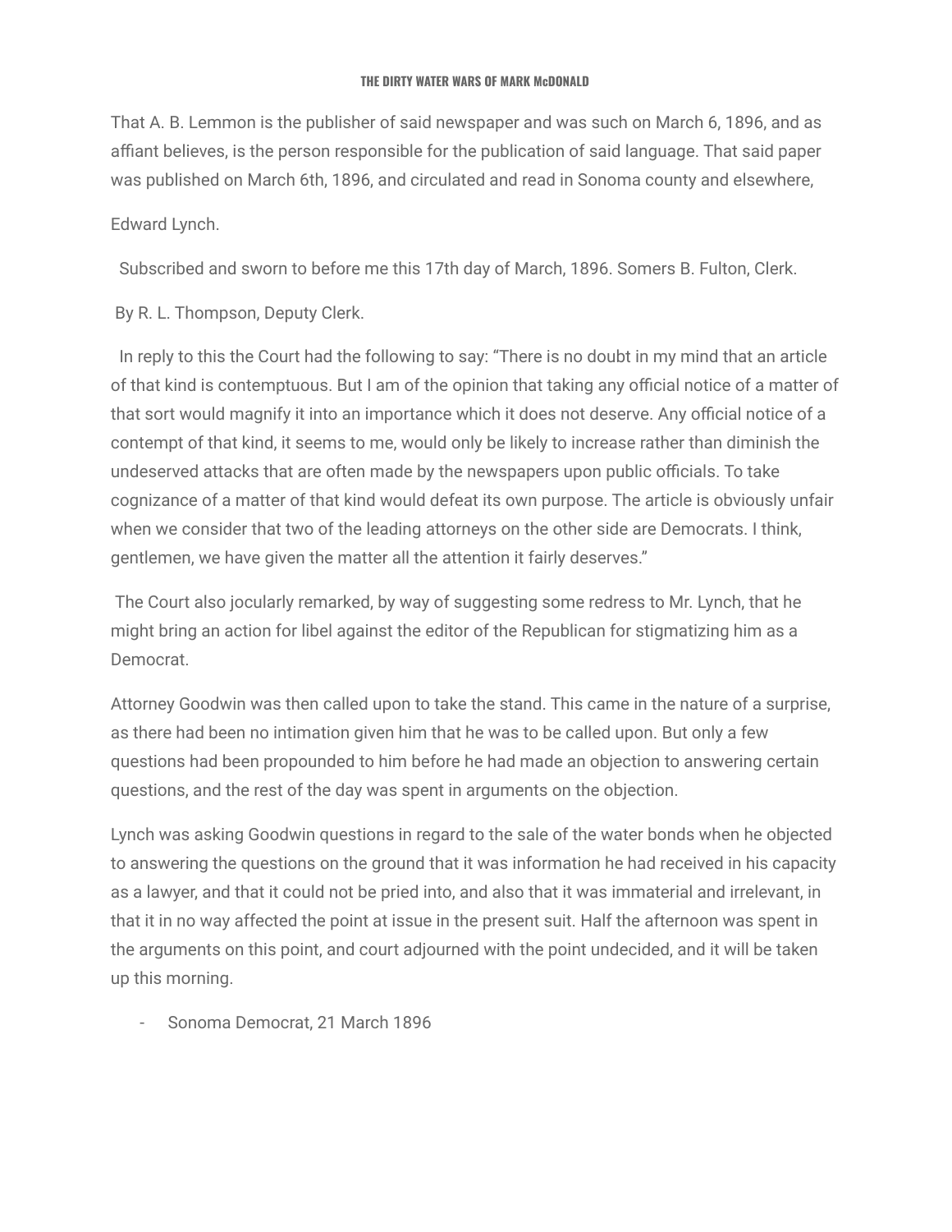That A. B. Lemmon is the publisher of said newspaper and was such on March 6, 1896, and as affiant believes, is the person responsible for the publication of said language. That said paper was published on March 6th, 1896, and circulated and read in Sonoma county and elsewhere,

Edward Lynch.

Subscribed and sworn to before me this 17th day of March, 1896. Somers B. Fulton, Clerk.

By R. L. Thompson, Deputy Clerk.

In reply to this the Court had the following to say: "There is no doubt in my mind that an article of that kind is contemptuous. But I am of the opinion that taking any official notice of a matter of that sort would magnify it into an importance which it does not deserve. Any official notice of a contempt of that kind, it seems to me, would only be likely to increase rather than diminish the undeserved attacks that are often made by the newspapers upon public officials. To take cognizance of a matter of that kind would defeat its own purpose. The article is obviously unfair when we consider that two of the leading attorneys on the other side are Democrats. I think, gentlemen, we have given the matter all the attention it fairly deserves."

The Court also jocularly remarked, by way of suggesting some redress to Mr. Lynch, that he might bring an action for libel against the editor of the Republican for stigmatizing him as a Democrat.

Attorney Goodwin was then called upon to take the stand. This came in the nature of a surprise, as there had been no intimation given him that he was to be called upon. But only a few questions had been propounded to him before he had made an objection to answering certain questions, and the rest of the day was spent in arguments on the objection.

Lynch was asking Goodwin questions in regard to the sale of the water bonds when he objected to answering the questions on the ground that it was information he had received in his capacity as a lawyer, and that it could not be pried into, and also that it was immaterial and irrelevant, in that it in no way affected the point at issue in the present suit. Half the afternoon was spent in the arguments on this point, and court adjourned with the point undecided, and it will be taken up this morning.

- Sonoma Democrat, 21 March 1896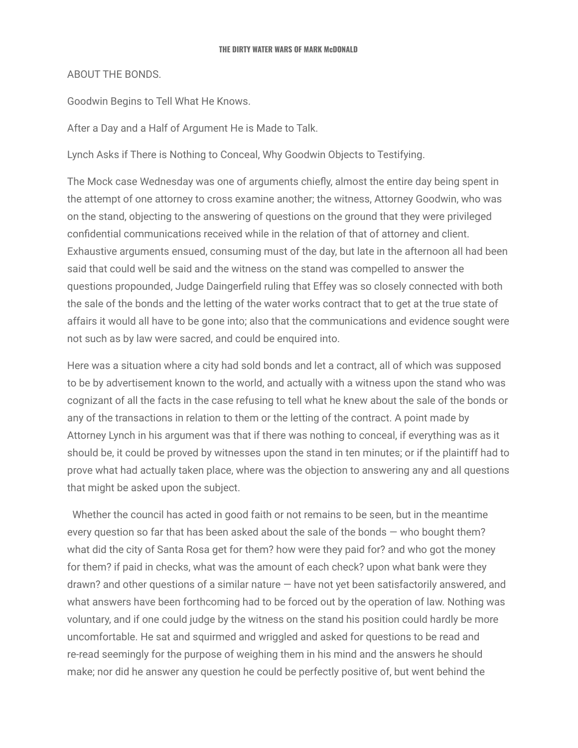ABOUT THE BONDS.

Goodwin Begins to Tell What He Knows.

After a Day and a Half of Argument He is Made to Talk.

Lynch Asks if There is Nothing to Conceal, Why Goodwin Objects to Testifying.

The Mock case Wednesday was one of arguments chiefly, almost the entire day being spent in the attempt of one attorney to cross examine another; the witness, Attorney Goodwin, who was on the stand, objecting to the answering of questions on the ground that they were privileged confidential communications received while in the relation of that of attorney and client. Exhaustive arguments ensued, consuming must of the day, but late in the afternoon all had been said that could well be said and the witness on the stand was compelled to answer the questions propounded, Judge Daingerfield ruling that Effey was so closely connected with both the sale of the bonds and the letting of the water works contract that to get at the true state of affairs it would all have to be gone into; also that the communications and evidence sought were not such as by law were sacred, and could be enquired into.

Here was a situation where a city had sold bonds and let a contract, all of which was supposed to be by advertisement known to the world, and actually with a witness upon the stand who was cognizant of all the facts in the case refusing to tell what he knew about the sale of the bonds or any of the transactions in relation to them or the letting of the contract. A point made by Attorney Lynch in his argument was that if there was nothing to conceal, if everything was as it should be, it could be proved by witnesses upon the stand in ten minutes; or if the plaintiff had to prove what had actually taken place, where was the objection to answering any and all questions that might be asked upon the subject.

Whether the council has acted in good faith or not remains to be seen, but in the meantime every question so far that has been asked about the sale of the bonds — who bought them? what did the city of Santa Rosa get for them? how were they paid for? and who got the money for them? if paid in checks, what was the amount of each check? upon what bank were they drawn? and other questions of a similar nature — have not yet been satisfactorily answered, and what answers have been forthcoming had to be forced out by the operation of law. Nothing was voluntary, and if one could judge by the witness on the stand his position could hardly be more uncomfortable. He sat and squirmed and wriggled and asked for questions to be read and re-read seemingly for the purpose of weighing them in his mind and the answers he should make; nor did he answer any question he could be perfectly positive of, but went behind the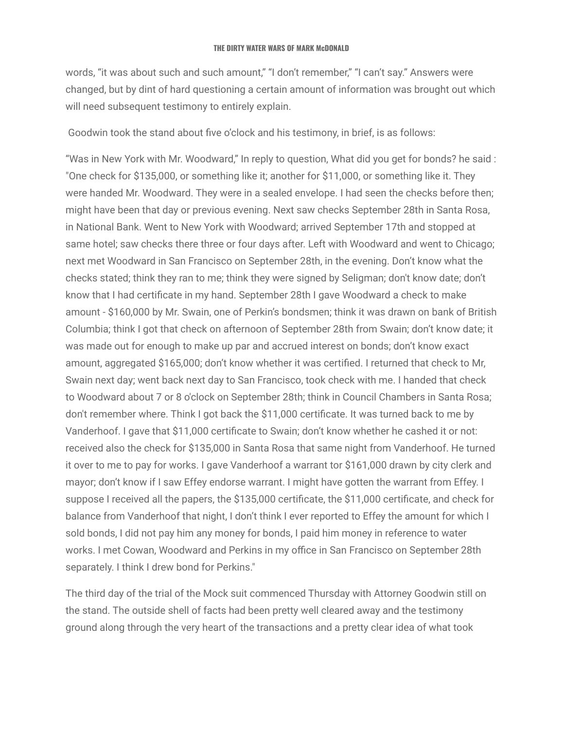words, “it was about such and such amount,” “I don’t remember,” “I can’t say.” Answers were changed, but by dint of hard questioning a certain amount of information was brought out which will need subsequent testimony to entirely explain.

Goodwin took the stand about five o’clock and his testimony, in brief, is as follows:

“Was in New York with Mr. Woodward,” In reply to question, What did you get for bonds? he said : "One check for $135,000, or something like it; another for $11,000, or something like it. They were handed Mr. Woodward. They were in a sealed envelope. I had seen the checks before then; might have been that day or previous evening. Next saw checks September 28th in Santa Rosa, in National Bank. Went to New York with Woodward; arrived September 17th and stopped at same hotel; saw checks there three or four days after. Left with Woodward and went to Chicago; next met Woodward in San Francisco on September 28th, in the evening. Don’t know what the checks stated; think they ran to me; think they were signed by Seligman; don't know date; don’t know that I had certificate in my hand. September 28th I gave Woodward a check to make amount - $160,000 by Mr. Swain, one of Perkin’s bondsmen; think it was drawn on bank of British Columbia; think I got that check on afternoon of September 28th from Swain; don’t know date; it was made out for enough to make up par and accrued interest on bonds; don’t know exact amount, aggregated $165,000; don’t know whether it was certified. I returned that check to Mr, Swain next day; went back next day to San Francisco, took check with me. I handed that check to Woodward about 7 or 8 o'clock on September 28th; think in Council Chambers in Santa Rosa; don't remember where. Think I got back the $11,000 certificate. It was turned back to me by Vanderhoof. I gave that $11,000 certificate to Swain; don’t know whether he cashed it or not: received also the check for $135,000 in Santa Rosa that same night from Vanderhoof. He turned it over to me to pay for works. I gave Vanderhoof a warrant tor $161,000 drawn by city clerk and mayor; don’t know if I saw Effey endorse warrant. I might have gotten the warrant from Effey. I suppose I received all the papers, the $135,000 certificate, the $11,000 certificate, and check for balance from Vanderhoof that night, I don’t think I ever reported to Effey the amount for which I sold bonds, I did not pay him any money for bonds, I paid him money in reference to water works. I met Cowan, Woodward and Perkins in my office in San Francisco on September 28th separately. I think I drew bond for Perkins."

The third day of the trial of the Mock suit commenced Thursday with Attorney Goodwin still on the stand. The outside shell of facts had been pretty well cleared away and the testimony ground along through the very heart of the transactions and a pretty clear idea of what took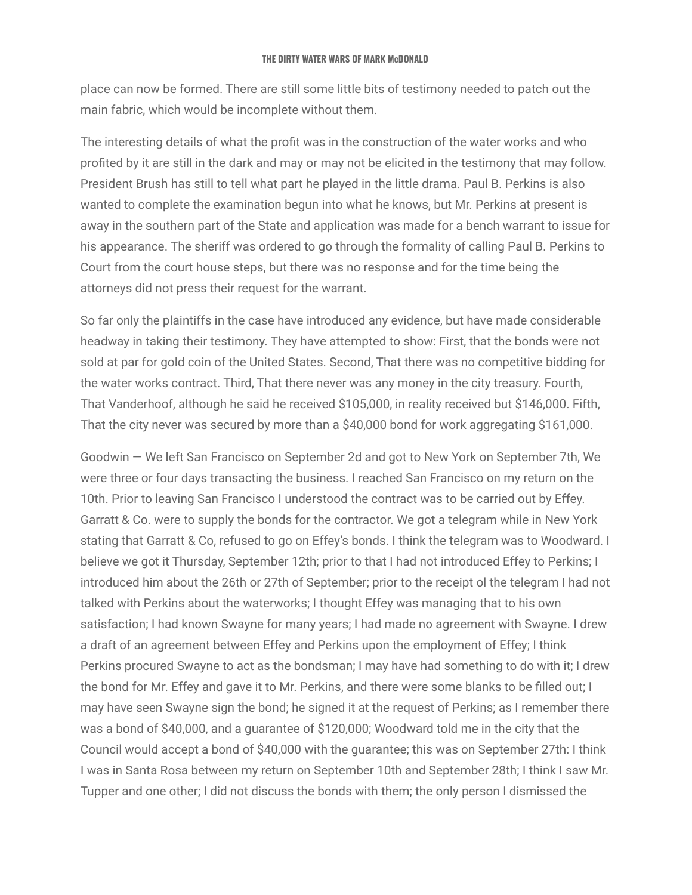place can now be formed. There are still some little bits of testimony needed to patch out the main fabric, which would be incomplete without them.

The interesting details of what the profit was in the construction of the water works and who profited by it are still in the dark and may or may not be elicited in the testimony that may follow. President Brush has still to tell what part he played in the little drama. Paul B. Perkins is also wanted to complete the examination begun into what he knows, but Mr. Perkins at present is away in the southern part of the State and application was made for a bench warrant to issue for his appearance. The sheriff was ordered to go through the formality of calling Paul B. Perkins to Court from the court house steps, but there was no response and for the time being the attorneys did not press their request for the warrant.

So far only the plaintiffs in the case have introduced any evidence, but have made considerable headway in taking their testimony. They have attempted to show: First, that the bonds were not sold at par for gold coin of the United States. Second, That there was no competitive bidding for the water works contract. Third, That there never was any money in the city treasury. Fourth, That Vanderhoof, although he said he received $105,000, in reality received but $146,000. Fifth, That the city never was secured by more than a $40,000 bond for work aggregating $161,000.

Goodwin — We left San Francisco on September 2d and got to New York on September 7th, We were three or four days transacting the business. I reached San Francisco on my return on the 10th. Prior to leaving San Francisco I understood the contract was to be carried out by Effey. Garratt & Co. were to supply the bonds for the contractor. We got a telegram while in New York stating that Garratt & Co, refused to go on Effey's bonds. I think the telegram was to Woodward. I believe we got it Thursday, September 12th; prior to that I had not introduced Effey to Perkins; I introduced him about the 26th or 27th of September; prior to the receipt ol the telegram I had not talked with Perkins about the waterworks; I thought Effey was managing that to his own satisfaction; I had known Swayne for many years; I had made no agreement with Swayne. I drew a draft of an agreement between Effey and Perkins upon the employment of Effey; I think Perkins procured Swayne to act as the bondsman; I may have had something to do with it; I drew the bond for Mr. Effey and gave it to Mr. Perkins, and there were some blanks to be filled out; I may have seen Swayne sign the bond; he signed it at the request of Perkins; as I remember there was a bond of $40,000, and a guarantee of $120,000; Woodward told me in the city that the Council would accept a bond of $40,000 with the guarantee; this was on September 27th: I think I was in Santa Rosa between my return on September 10th and September 28th; I think I saw Mr. Tupper and one other; I did not discuss the bonds with them; the only person I dismissed the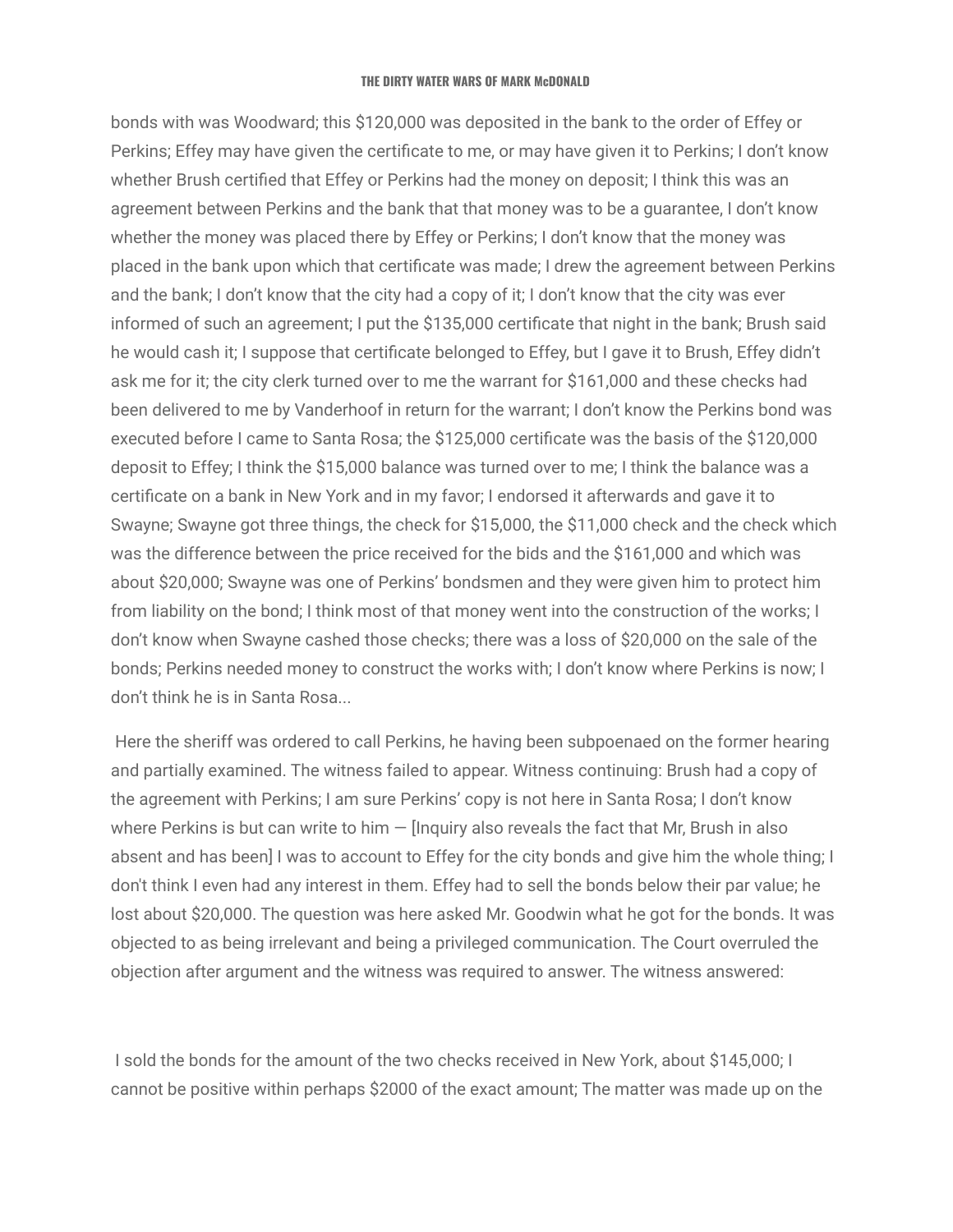bonds with was Woodward; this $120,000 was deposited in the bank to the order of Effey or Perkins; Effey may have given the certificate to me, or may have given it to Perkins; I don't know whether Brush certified that Effey or Perkins had the money on deposit; I think this was an agreement between Perkins and the bank that that money was to be a guarantee, I don't know whether the money was placed there by Effey or Perkins; I don't know that the money was placed in the bank upon which that certificate was made; I drew the agreement between Perkins and the bank; I don't know that the city had a copy of it; I don't know that the city was ever informed of such an agreement; I put the $135,000 certificate that night in the bank; Brush said he would cash it; I suppose that certificate belonged to Effey, but I gave it to Brush, Effey didn't ask me for it; the city clerk turned over to me the warrant for $161,000 and these checks had been delivered to me by Vanderhoof in return for the warrant; I don't know the Perkins bond was executed before I came to Santa Rosa; the $125,000 certificate was the basis of the $120,000 deposit to Effey; I think the $15,000 balance was turned over to me; I think the balance was a certificate on a bank in New York and in my favor; I endorsed it afterwards and gave it to Swayne; Swayne got three things, the check for $15,000, the $11,000 check and the check which was the difference between the price received for the bids and the $161,000 and which was about $20,000; Swayne was one of Perkins' bondsmen and they were given him to protect him from liability on the bond; I think most of that money went into the construction of the works; I don't know when Swayne cashed those checks; there was a loss of $20,000 on the sale of the bonds; Perkins needed money to construct the works with; I don't know where Perkins is now; I don't think he is in Santa Rosa...

Here the sheriff was ordered to call Perkins, he having been subpoenaed on the former hearing and partially examined. The witness failed to appear. Witness continuing: Brush had a copy of the agreement with Perkins; I am sure Perkins' copy is not here in Santa Rosa; I don't know where Perkins is but can write to him — [Inquiry also reveals the fact that Mr, Brush in also absent and has been] I was to account to Effey for the city bonds and give him the whole thing; I don't think I even had any interest in them. Effey had to sell the bonds below their par value; he lost about $20,000. The question was here asked Mr. Goodwin what he got for the bonds. It was objected to as being irrelevant and being a privileged communication. The Court overruled the objection after argument and the witness was required to answer. The witness answered:

I sold the bonds for the amount of the two checks received in New York, about $145,000; I cannot be positive within perhaps $2000 of the exact amount; The matter was made up on the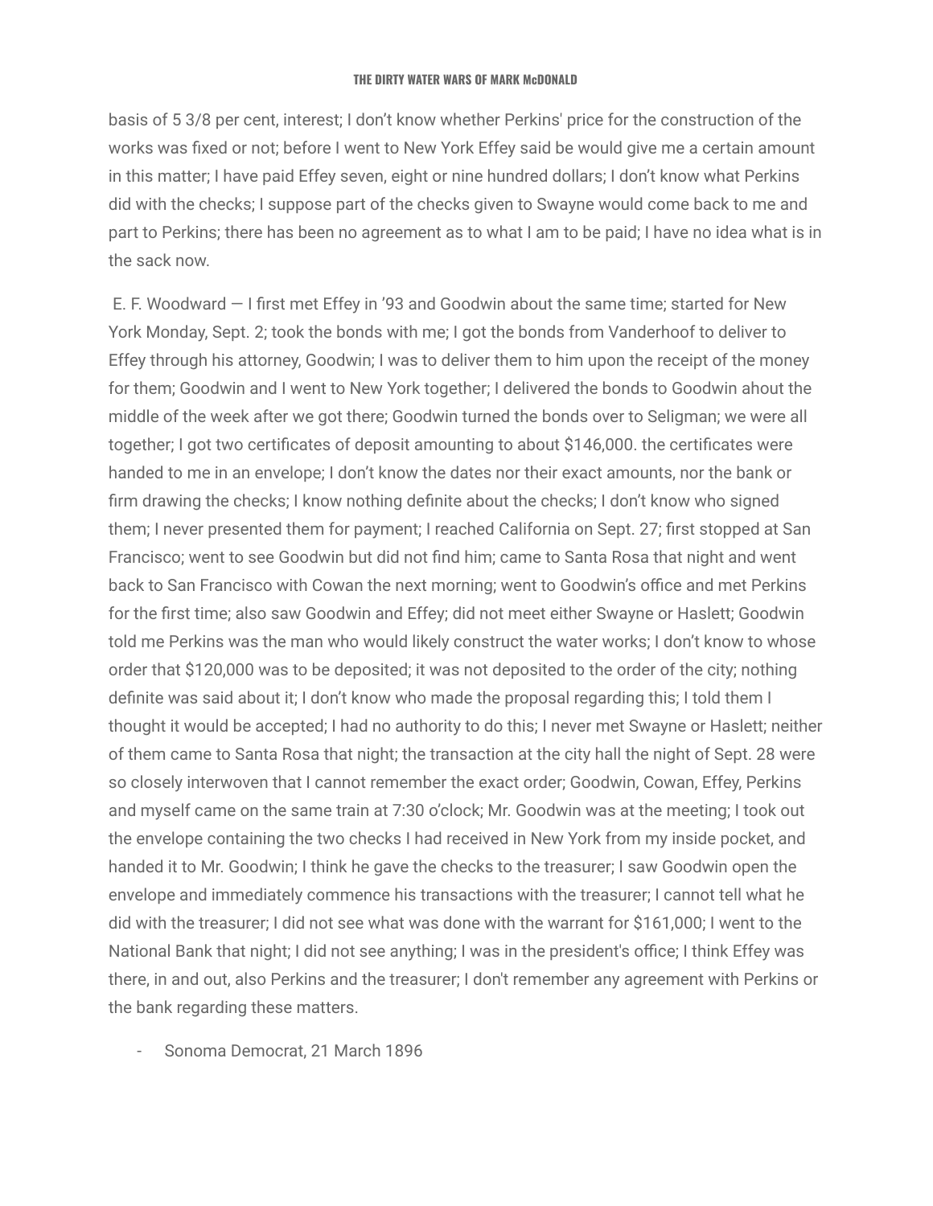basis of 5 3/8 per cent, interest; I don't know whether Perkins' price for the construction of the works was fixed or not; before I went to New York Effey said be would give me a certain amount in this matter; I have paid Effey seven, eight or nine hundred dollars; I don't know what Perkins did with the checks; I suppose part of the checks given to Swayne would come back to me and part to Perkins; there has been no agreement as to what I am to be paid; I have no idea what is in the sack now.

E. F. Woodward — I first met Effey in '93 and Goodwin about the same time; started for New York Monday, Sept. 2; took the bonds with me; I got the bonds from Vanderhoof to deliver to Effey through his attorney, Goodwin; I was to deliver them to him upon the receipt of the money for them; Goodwin and I went to New York together; I delivered the bonds to Goodwin ahout the middle of the week after we got there; Goodwin turned the bonds over to Seligman; we were all together; I got two certificates of deposit amounting to about $146,000. the certificates were handed to me in an envelope; I don't know the dates nor their exact amounts, nor the bank or firm drawing the checks; I know nothing definite about the checks; I don't know who signed them; I never presented them for payment; I reached California on Sept. 27; first stopped at San Francisco; went to see Goodwin but did not find him; came to Santa Rosa that night and went back to San Francisco with Cowan the next morning; went to Goodwin's office and met Perkins for the first time; also saw Goodwin and Effey; did not meet either Swayne or Haslett; Goodwin told me Perkins was the man who would likely construct the water works; I don't know to whose order that $120,000 was to be deposited; it was not deposited to the order of the city; nothing definite was said about it; I don't know who made the proposal regarding this; I told them I thought it would be accepted; I had no authority to do this; I never met Swayne or Haslett; neither of them came to Santa Rosa that night; the transaction at the city hall the night of Sept. 28 were so closely interwoven that I cannot remember the exact order; Goodwin, Cowan, Effey, Perkins and myself came on the same train at 7:30 o'clock; Mr. Goodwin was at the meeting; I took out the envelope containing the two checks I had received in New York from my inside pocket, and handed it to Mr. Goodwin; I think he gave the checks to the treasurer; I saw Goodwin open the envelope and immediately commence his transactions with the treasurer; I cannot tell what he did with the treasurer; I did not see what was done with the warrant for $161,000; I went to the National Bank that night; I did not see anything; I was in the president's office; I think Effey was there, in and out, also Perkins and the treasurer; I don't remember any agreement with Perkins or the bank regarding these matters.

- Sonoma Democrat, 21 March 1896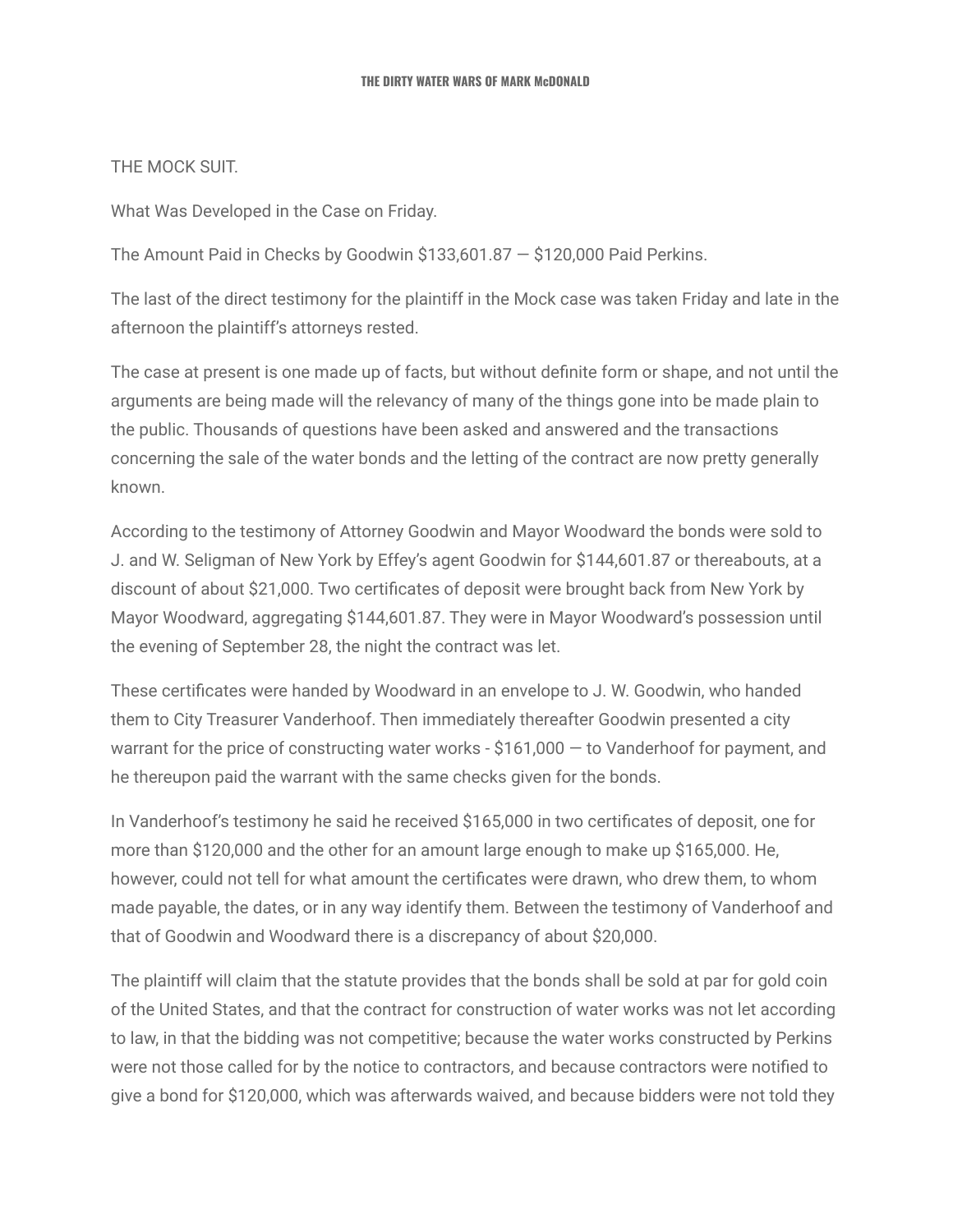THE MOCK SUIT.

What Was Developed in the Case on Friday.

The Amount Paid in Checks by Goodwin $133,601.87 — $120,000 Paid Perkins.

The last of the direct testimony for the plaintiff in the Mock case was taken Friday and late in the afternoon the plaintiff's attorneys rested.

The case at present is one made up of facts, but without definite form or shape, and not until the arguments are being made will the relevancy of many of the things gone into be made plain to the public. Thousands of questions have been asked and answered and the transactions concerning the sale of the water bonds and the letting of the contract are now pretty generally known.

According to the testimony of Attorney Goodwin and Mayor Woodward the bonds were sold to J. and W. Seligman of New York by Effey's agent Goodwin for $144,601.87 or thereabouts, at a discount of about $21,000. Two certificates of deposit were brought back from New York by Mayor Woodward, aggregating $144,601.87. They were in Mayor Woodward's possession until the evening of September 28, the night the contract was let.

These certificates were handed by Woodward in an envelope to J. W. Goodwin, who handed them to City Treasurer Vanderhoof. Then immediately thereafter Goodwin presented a city warrant for the price of constructing water works - $161,000 — to Vanderhoof for payment, and he thereupon paid the warrant with the same checks given for the bonds.

In Vanderhoof's testimony he said he received $165,000 in two certificates of deposit, one for more than $120,000 and the other for an amount large enough to make up $165,000. He, however, could not tell for what amount the certificates were drawn, who drew them, to whom made payable, the dates, or in any way identify them. Between the testimony of Vanderhoof and that of Goodwin and Woodward there is a discrepancy of about $20,000.

The plaintiff will claim that the statute provides that the bonds shall be sold at par for gold coin of the United States, and that the contract for construction of water works was not let according to law, in that the bidding was not competitive; because the water works constructed by Perkins were not those called for by the notice to contractors, and because contractors were notified to give a bond for $120,000, which was afterwards waived, and because bidders were not told they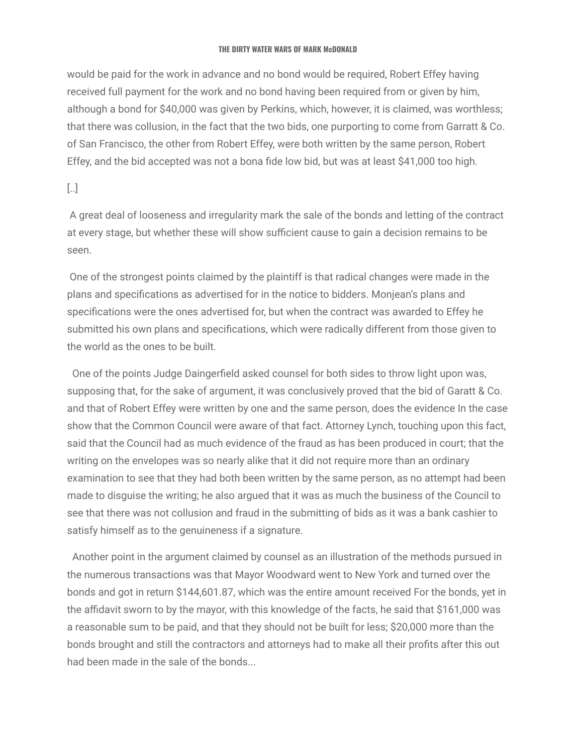would be paid for the work in advance and no bond would be required, Robert Effey having received full payment for the work and no bond having been required from or given by him, although a bond for $40,000 was given by Perkins, which, however, it is claimed, was worthless; that there was collusion, in the fact that the two bids, one purporting to come from Garratt & Co. of San Francisco, the other from Robert Effey, were both written by the same person, Robert Effey, and the bid accepted was not a bona fide low bid, but was at least $41,000 too high.

[..]

A great deal of looseness and irregularity mark the sale of the bonds and letting of the contract at every stage, but whether these will show sufficient cause to gain a decision remains to be seen.

One of the strongest points claimed by the plaintiff is that radical changes were made in the plans and specifications as advertised for in the notice to bidders. Monjean's plans and specifications were the ones advertised for, but when the contract was awarded to Effey he submitted his own plans and specifications, which were radically different from those given to the world as the ones to be built.

One of the points Judge Daingerfield asked counsel for both sides to throw light upon was, supposing that, for the sake of argument, it was conclusively proved that the bid of Garatt & Co. and that of Robert Effey were written by one and the same person, does the evidence In the case show that the Common Council were aware of that fact. Attorney Lynch, touching upon this fact, said that the Council had as much evidence of the fraud as has been produced in court; that the writing on the envelopes was so nearly alike that it did not require more than an ordinary examination to see that they had both been written by the same person, as no attempt had been made to disguise the writing; he also argued that it was as much the business of the Council to see that there was not collusion and fraud in the submitting of bids as it was a bank cashier to satisfy himself as to the genuineness if a signature.

Another point in the argument claimed by counsel as an illustration of the methods pursued in the numerous transactions was that Mayor Woodward went to New York and turned over the bonds and got in return $144,601.87, which was the entire amount received For the bonds, yet in the affidavit sworn to by the mayor, with this knowledge of the facts, he said that $161,000 was a reasonable sum to be paid, and that they should not be built for less; $20,000 more than the bonds brought and still the contractors and attorneys had to make all their profits after this out had been made in the sale of the bonds...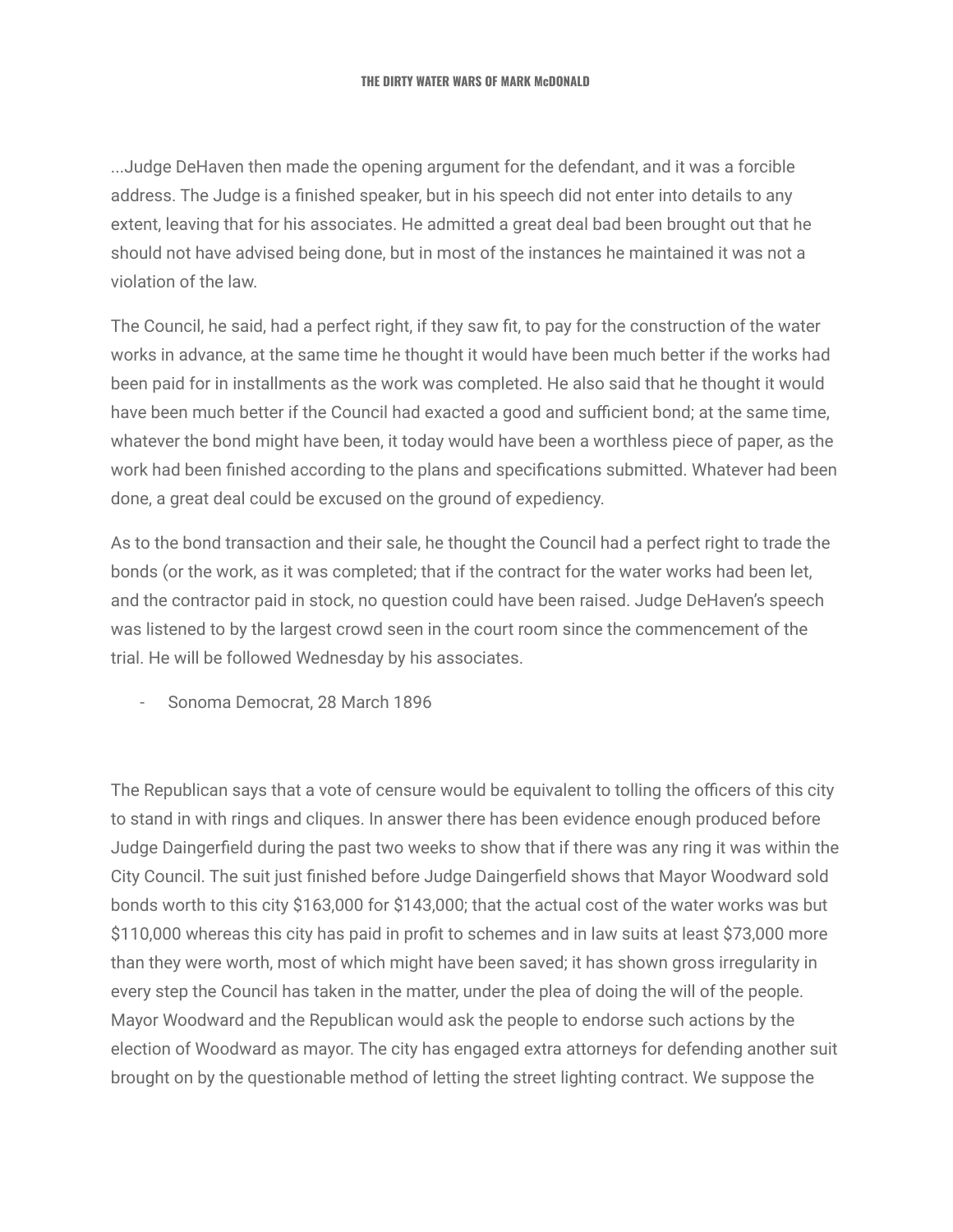...Judge DeHaven then made the opening argument for the defendant, and it was a forcible address. The Judge is a finished speaker, but in his speech did not enter into details to any extent, leaving that for his associates. He admitted a great deal bad been brought out that he should not have advised being done, but in most of the instances he maintained it was not a violation of the law.

The Council, he said, had a perfect right, if they saw fit, to pay for the construction of the water works in advance, at the same time he thought it would have been much better if the works had been paid for in installments as the work was completed. He also said that he thought it would have been much better if the Council had exacted a good and sufficient bond; at the same time, whatever the bond might have been, it today would have been a worthless piece of paper, as the work had been finished according to the plans and specifications submitted. Whatever had been done, a great deal could be excused on the ground of expediency.

As to the bond transaction and their sale, he thought the Council had a perfect right to trade the bonds (or the work, as it was completed; that if the contract for the water works had been let, and the contractor paid in stock, no question could have been raised. Judge DeHaven's speech was listened to by the largest crowd seen in the court room since the commencement of the trial. He will be followed Wednesday by his associates.

- Sonoma Democrat, 28 March 1896

The Republican says that a vote of censure would be equivalent to tolling the officers of this city to stand in with rings and cliques. In answer there has been evidence enough produced before Judge Daingerfield during the past two weeks to show that if there was any ring it was within the City Council. The suit just finished before Judge Daingerfield shows that Mayor Woodward sold bonds worth to this city $163,000 for $143,000; that the actual cost of the water works was but $110,000 whereas this city has paid in profit to schemes and in law suits at least $73,000 more than they were worth, most of which might have been saved; it has shown gross irregularity in every step the Council has taken in the matter, under the plea of doing the will of the people. Mayor Woodward and the Republican would ask the people to endorse such actions by the election of Woodward as mayor. The city has engaged extra attorneys for defending another suit brought on by the questionable method of letting the street lighting contract. We suppose the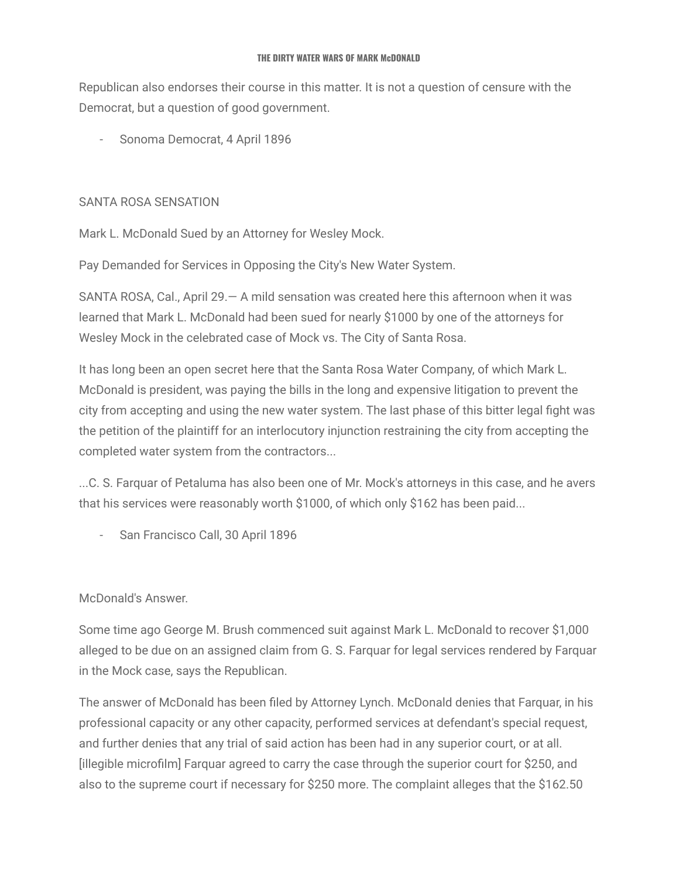Republican also endorses their course in this matter. It is not a question of censure with the Democrat, but a question of good government.

- Sonoma Democrat, 4 April 1896

SANTA ROSA SENSATION

Mark L. McDonald Sued by an Attorney for Wesley Mock.

Pay Demanded for Services in Opposing the City's New Water System.

SANTA ROSA, Cal., April 29.— A mild sensation was created here this afternoon when it was learned that Mark L. McDonald had been sued for nearly $1000 by one of the attorneys for Wesley Mock in the celebrated case of Mock vs. The City of Santa Rosa.

It has long been an open secret here that the Santa Rosa Water Company, of which Mark L. McDonald is president, was paying the bills in the long and expensive litigation to prevent the city from accepting and using the new water system. The last phase of this bitter legal fight was the petition of the plaintiff for an interlocutory injunction restraining the city from accepting the completed water system from the contractors...

...C. S. Farquar of Petaluma has also been one of Mr. Mock's attorneys in this case, and he avers that his services were reasonably worth $1000, of which only $162 has been paid...

- San Francisco Call, 30 April 1896

McDonald's Answer.

Some time ago George M. Brush commenced suit against Mark L. McDonald to recover $1,000 alleged to be due on an assigned claim from G. S. Farquar for legal services rendered by Farquar in the Mock case, says the Republican.

The answer of McDonald has been filed by Attorney Lynch. McDonald denies that Farquar, in his professional capacity or any other capacity, performed services at defendant's special request, and further denies that any trial of said action has been had in any superior court, or at all. [illegible microfilm] Farquar agreed to carry the case through the superior court for $250, and also to the supreme court if necessary for $250 more. The complaint alleges that the $162.50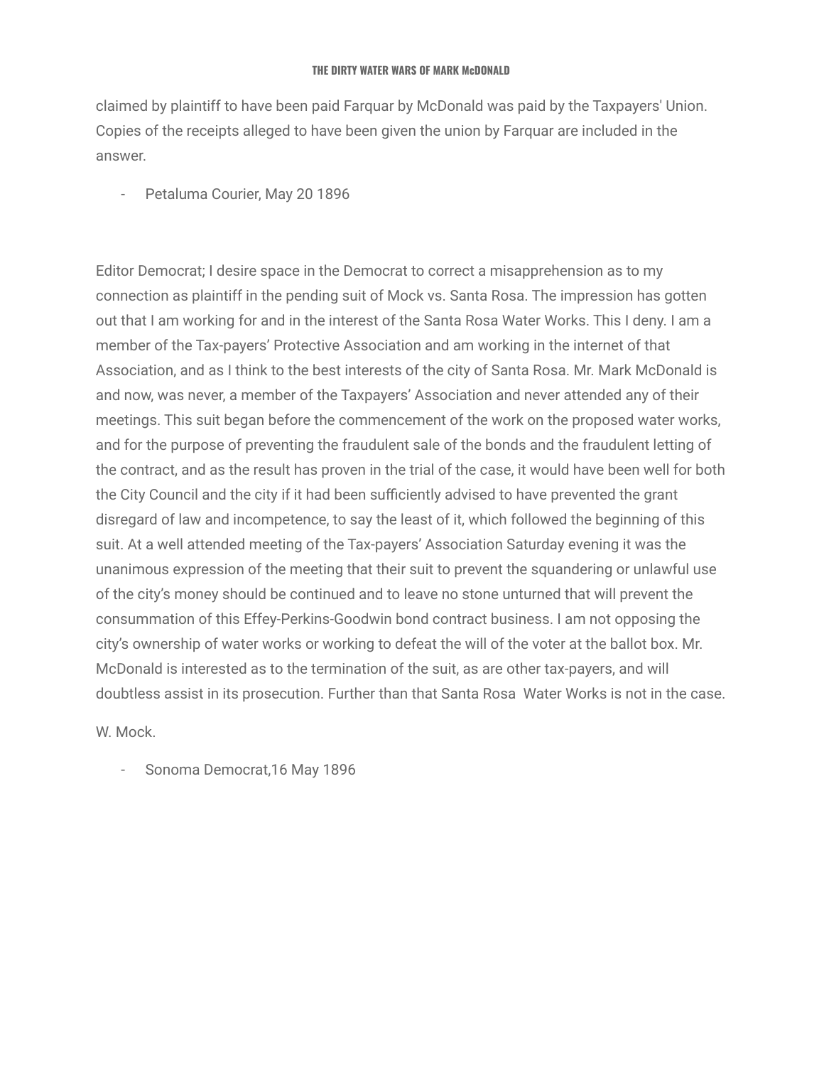claimed by plaintiff to have been paid Farquar by McDonald was paid by the Taxpayers' Union. Copies of the receipts alleged to have been given the union by Farquar are included in the answer.

- Petaluma Courier, May 20 1896

Editor Democrat; I desire space in the Democrat to correct a misapprehension as to my connection as plaintiff in the pending suit of Mock vs. Santa Rosa. The impression has gotten out that I am working for and in the interest of the Santa Rosa Water Works. This I deny. I am a member of the Tax-payers' Protective Association and am working in the internet of that Association, and as I think to the best interests of the city of Santa Rosa. Mr. Mark McDonald is and now, was never, a member of the Taxpayers' Association and never attended any of their meetings. This suit began before the commencement of the work on the proposed water works, and for the purpose of preventing the fraudulent sale of the bonds and the fraudulent letting of the contract, and as the result has proven in the trial of the case, it would have been well for both the City Council and the city if it had been sufficiently advised to have prevented the grant disregard of law and incompetence, to say the least of it, which followed the beginning of this suit. At a well attended meeting of the Tax-payers' Association Saturday evening it was the unanimous expression of the meeting that their suit to prevent the squandering or unlawful use of the city's money should be continued and to leave no stone unturned that will prevent the consummation of this Effey-Perkins-Goodwin bond contract business. I am not opposing the city's ownership of water works or working to defeat the will of the voter at the ballot box. Mr. McDonald is interested as to the termination of the suit, as are other tax-payers, and will doubtless assist in its prosecution. Further than that Santa Rosa Water Works is not in the case.

W. Mock.

- Sonoma Democrat,16 May 1896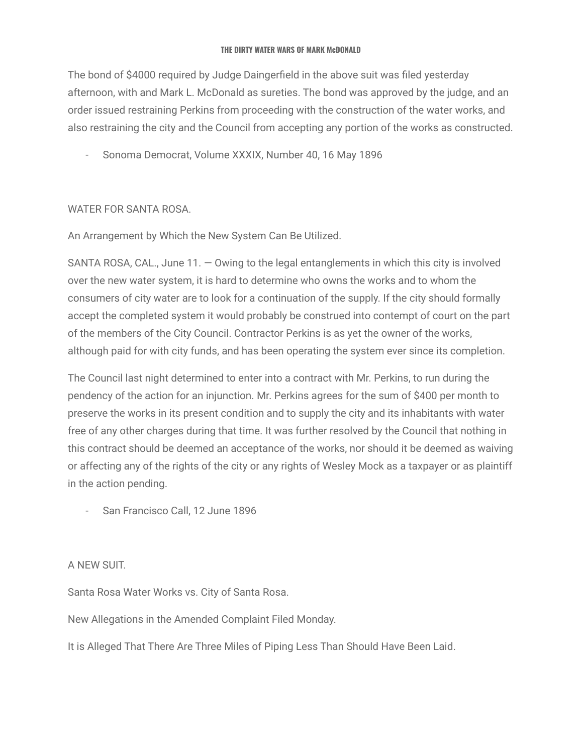The bond of $4000 required by Judge Daingerfield in the above suit was filed yesterday afternoon, with and Mark L. McDonald as sureties. The bond was approved by the judge, and an order issued restraining Perkins from proceeding with the construction of the water works, and also restraining the city and the Council from accepting any portion of the works as constructed.

- Sonoma Democrat, Volume XXXIX, Number 40, 16 May 1896

WATER FOR SANTA ROSA.

An Arrangement by Which the New System Can Be Utilized.

SANTA ROSA, CAL., June 11. — Owing to the legal entanglements in which this city is involved over the new water system, it is hard to determine who owns the works and to whom the consumers of city water are to look for a continuation of the supply. If the city should formally accept the completed system it would probably be construed into contempt of court on the part of the members of the City Council. Contractor Perkins is as yet the owner of the works, although paid for with city funds, and has been operating the system ever since its completion.

The Council last night determined to enter into a contract with Mr. Perkins, to run during the pendency of the action for an injunction. Mr. Perkins agrees for the sum of $400 per month to preserve the works in its present condition and to supply the city and its inhabitants with water free of any other charges during that time. It was further resolved by the Council that nothing in this contract should be deemed an acceptance of the works, nor should it be deemed as waiving or affecting any of the rights of the city or any rights of Wesley Mock as a taxpayer or as plaintiff in the action pending.

- San Francisco Call, 12 June 1896

A NEW SUIT.

Santa Rosa Water Works vs. City of Santa Rosa.

New Allegations in the Amended Complaint Filed Monday.

It is Alleged That There Are Three Miles of Piping Less Than Should Have Been Laid.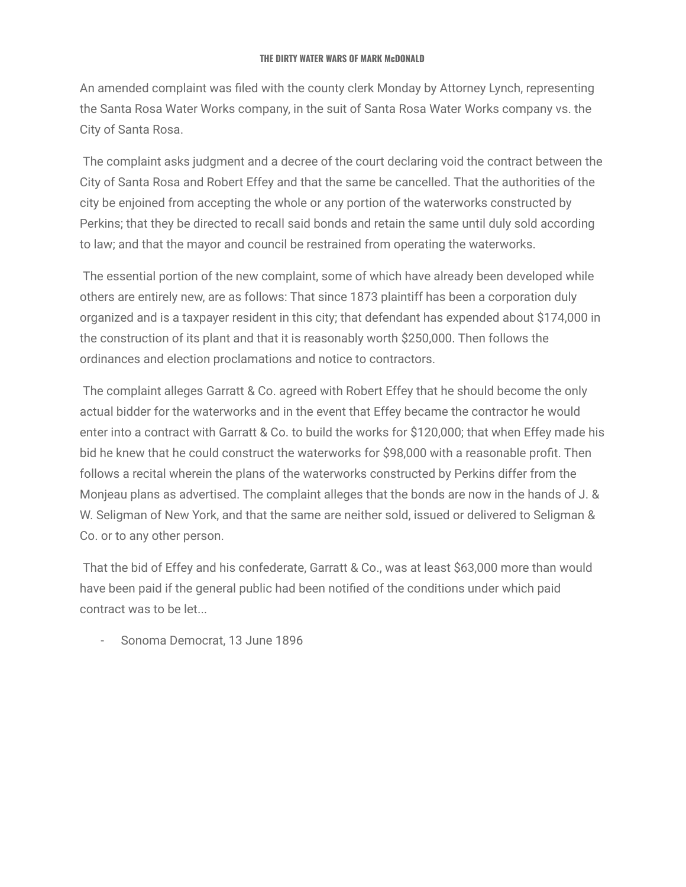An amended complaint was filed with the county clerk Monday by Attorney Lynch, representing the Santa Rosa Water Works company, in the suit of Santa Rosa Water Works company vs. the City of Santa Rosa.

The complaint asks judgment and a decree of the court declaring void the contract between the City of Santa Rosa and Robert Effey and that the same be cancelled. That the authorities of the city be enjoined from accepting the whole or any portion of the waterworks constructed by Perkins; that they be directed to recall said bonds and retain the same until duly sold according to law; and that the mayor and council be restrained from operating the waterworks.

The essential portion of the new complaint, some of which have already been developed while others are entirely new, are as follows: That since 1873 plaintiff has been a corporation duly organized and is a taxpayer resident in this city; that defendant has expended about $174,000 in the construction of its plant and that it is reasonably worth $250,000. Then follows the ordinances and election proclamations and notice to contractors.

The complaint alleges Garratt & Co. agreed with Robert Effey that he should become the only actual bidder for the waterworks and in the event that Effey became the contractor he would enter into a contract with Garratt & Co. to build the works for $120,000; that when Effey made his bid he knew that he could construct the waterworks for $98,000 with a reasonable profit. Then follows a recital wherein the plans of the waterworks constructed by Perkins differ from the Monjeau plans as advertised. The complaint alleges that the bonds are now in the hands of J. & W. Seligman of New York, and that the same are neither sold, issued or delivered to Seligman & Co. or to any other person.

That the bid of Effey and his confederate, Garratt & Co., was at least $63,000 more than would have been paid if the general public had been notified of the conditions under which paid contract was to be let...

- Sonoma Democrat, 13 June 1896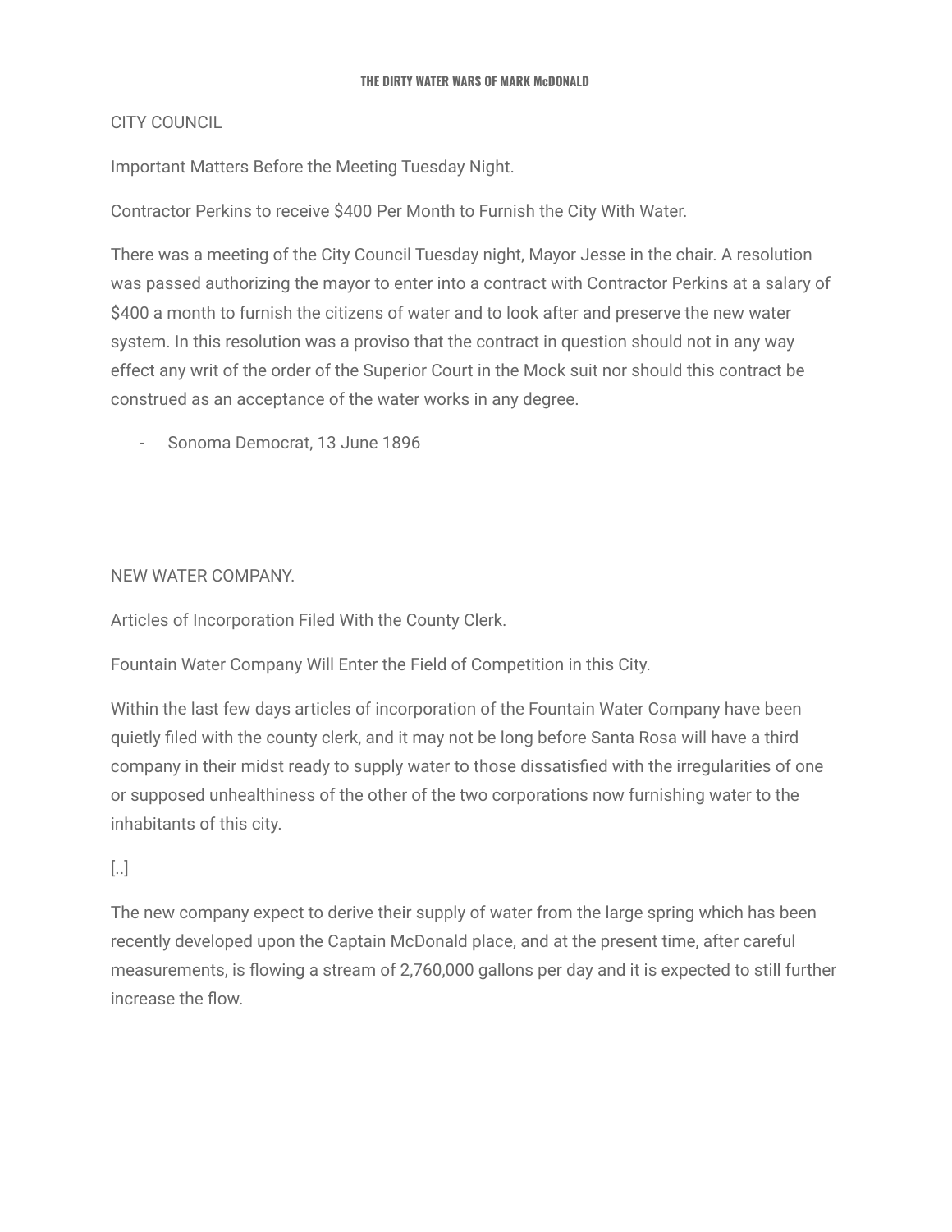CITY COUNCIL

Important Matters Before the Meeting Tuesday Night.

Contractor Perkins to receive $400 Per Month to Furnish the City With Water.

There was a meeting of the City Council Tuesday night, Mayor Jesse in the chair. A resolution was passed authorizing the mayor to enter into a contract with Contractor Perkins at a salary of $400 a month to furnish the citizens of water and to look after and preserve the new water system. In this resolution was a proviso that the contract in question should not in any way effect any writ of the order of the Superior Court in the Mock suit nor should this contract be construed as an acceptance of the water works in any degree.

- Sonoma Democrat, 13 June 1896

NEW WATER COMPANY.

Articles of Incorporation Filed With the County Clerk.

Fountain Water Company Will Enter the Field of Competition in this City.

Within the last few days articles of incorporation of the Fountain Water Company have been quietly filed with the county clerk, and it may not be long before Santa Rosa will have a third company in their midst ready to supply water to those dissatisfied with the irregularities of one or supposed unhealthiness of the other of the two corporations now furnishing water to the inhabitants of this city.

[..]

The new company expect to derive their supply of water from the large spring which has been recently developed upon the Captain McDonald place, and at the present time, after careful measurements, is flowing a stream of 2,760,000 gallons per day and it is expected to still further increase the flow.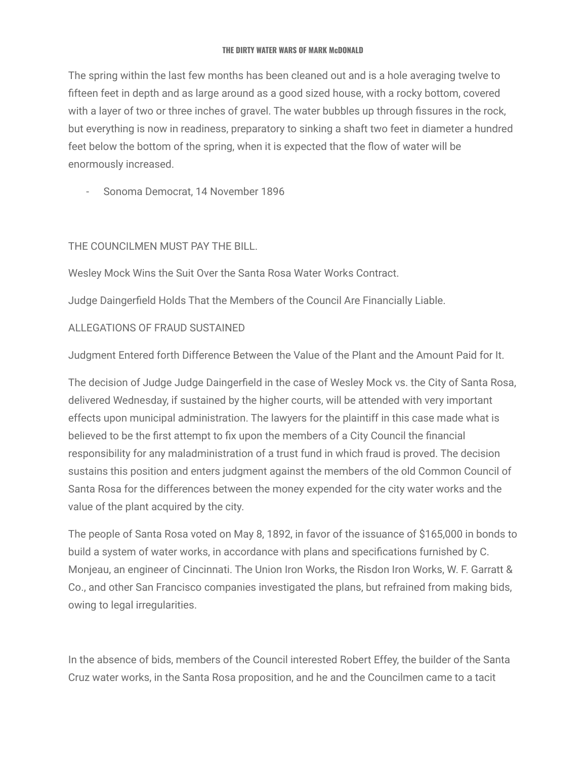The spring within the last few months has been cleaned out and is a hole averaging twelve to fifteen feet in depth and as large around as a good sized house, with a rocky bottom, covered with a layer of two or three inches of gravel. The water bubbles up through fissures in the rock, but everything is now in readiness, preparatory to sinking a shaft two feet in diameter a hundred feet below the bottom of the spring, when it is expected that the flow of water will be enormously increased.

- Sonoma Democrat, 14 November 1896

THE COUNCILMEN MUST PAY THE BILL.

Wesley Mock Wins the Suit Over the Santa Rosa Water Works Contract.

Judge Daingerfield Holds That the Members of the Council Are Financially Liable.

ALLEGATIONS OF FRAUD SUSTAINED

Judgment Entered forth Difference Between the Value of the Plant and the Amount Paid for It.

The decision of Judge Judge Daingerfield in the case of Wesley Mock vs. the City of Santa Rosa, delivered Wednesday, if sustained by the higher courts, will be attended with very important effects upon municipal administration. The lawyers for the plaintiff in this case made what is believed to be the first attempt to fix upon the members of a City Council the financial responsibility for any maladministration of a trust fund in which fraud is proved. The decision sustains this position and enters judgment against the members of the old Common Council of Santa Rosa for the differences between the money expended for the city water works and the value of the plant acquired by the city.

The people of Santa Rosa voted on May 8, 1892, in favor of the issuance of $165,000 in bonds to build a system of water works, in accordance with plans and specifications furnished by C. Monjeau, an engineer of Cincinnati. The Union Iron Works, the Risdon Iron Works, W. F. Garratt & Co., and other San Francisco companies investigated the plans, but refrained from making bids, owing to legal irregularities.

In the absence of bids, members of the Council interested Robert Effey, the builder of the Santa Cruz water works, in the Santa Rosa proposition, and he and the Councilmen came to a tacit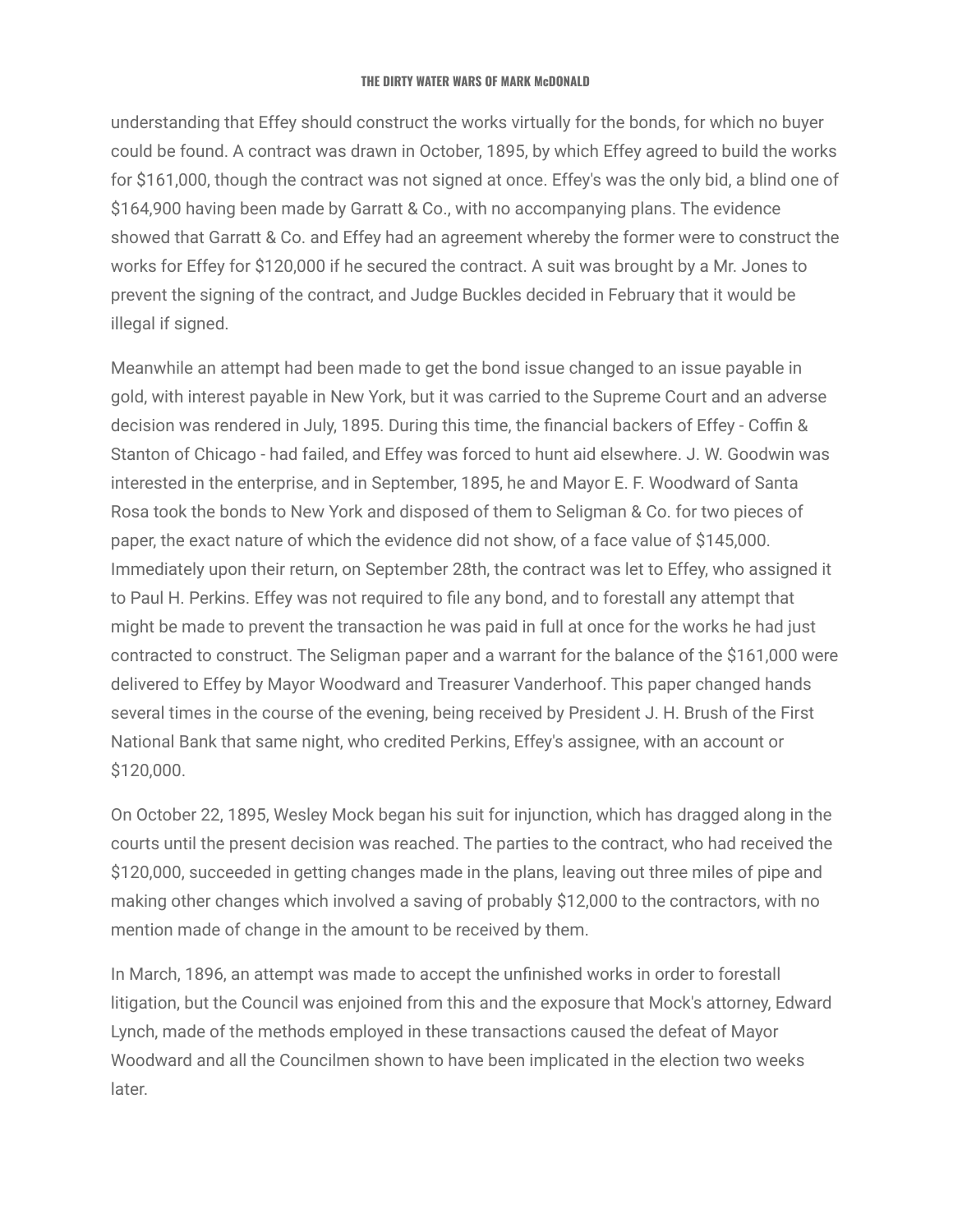understanding that Effey should construct the works virtually for the bonds, for which no buyer could be found. A contract was drawn in October, 1895, by which Effey agreed to build the works for $161,000, though the contract was not signed at once. Effey's was the only bid, a blind one of $164,900 having been made by Garratt & Co., with no accompanying plans. The evidence showed that Garratt & Co. and Effey had an agreement whereby the former were to construct the works for Effey for $120,000 if he secured the contract. A suit was brought by a Mr. Jones to prevent the signing of the contract, and Judge Buckles decided in February that it would be illegal if signed.

Meanwhile an attempt had been made to get the bond issue changed to an issue payable in gold, with interest payable in New York, but it was carried to the Supreme Court and an adverse decision was rendered in July, 1895. During this time, the financial backers of Effey - Coffin & Stanton of Chicago - had failed, and Effey was forced to hunt aid elsewhere. J. W. Goodwin was interested in the enterprise, and in September, 1895, he and Mayor E. F. Woodward of Santa Rosa took the bonds to New York and disposed of them to Seligman & Co. for two pieces of paper, the exact nature of which the evidence did not show, of a face value of $145,000. Immediately upon their return, on September 28th, the contract was let to Effey, who assigned it to Paul H. Perkins. Effey was not required to file any bond, and to forestall any attempt that might be made to prevent the transaction he was paid in full at once for the works he had just contracted to construct. The Seligman paper and a warrant for the balance of the $161,000 were delivered to Effey by Mayor Woodward and Treasurer Vanderhoof. This paper changed hands several times in the course of the evening, being received by President J. H. Brush of the First National Bank that same night, who credited Perkins, Effey's assignee, with an account or $120,000.

On October 22, 1895, Wesley Mock began his suit for injunction, which has dragged along in the courts until the present decision was reached. The parties to the contract, who had received the $120,000, succeeded in getting changes made in the plans, leaving out three miles of pipe and making other changes which involved a saving of probably $12,000 to the contractors, with no mention made of change in the amount to be received by them.

In March, 1896, an attempt was made to accept the unfinished works in order to forestall litigation, but the Council was enjoined from this and the exposure that Mock's attorney, Edward Lynch, made of the methods employed in these transactions caused the defeat of Mayor Woodward and all the Councilmen shown to have been implicated in the election two weeks later.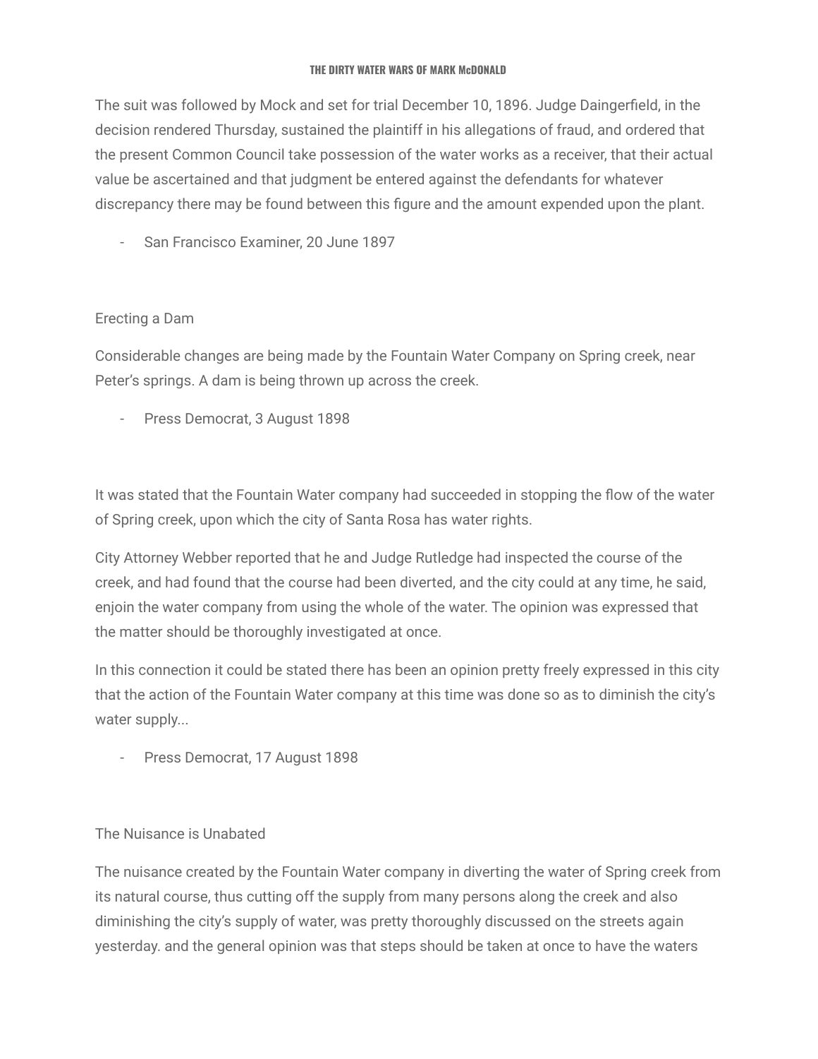The suit was followed by Mock and set for trial December 10, 1896. Judge Daingerfield, in the decision rendered Thursday, sustained the plaintiff in his allegations of fraud, and ordered that the present Common Council take possession of the water works as a receiver, that their actual value be ascertained and that judgment be entered against the defendants for whatever discrepancy there may be found between this figure and the amount expended upon the plant.

- San Francisco Examiner, 20 June 1897

Erecting a Dam

Considerable changes are being made by the Fountain Water Company on Spring creek, near Peter's springs. A dam is being thrown up across the creek.

- Press Democrat, 3 August 1898

It was stated that the Fountain Water company had succeeded in stopping the flow of the water of Spring creek, upon which the city of Santa Rosa has water rights.

City Attorney Webber reported that he and Judge Rutledge had inspected the course of the creek, and had found that the course had been diverted, and the city could at any time, he said, enjoin the water company from using the whole of the water. The opinion was expressed that the matter should be thoroughly investigated at once.

In this connection it could be stated there has been an opinion pretty freely expressed in this city that the action of the Fountain Water company at this time was done so as to diminish the city's water supply...

- Press Democrat, 17 August 1898

The Nuisance is Unabated

The nuisance created by the Fountain Water company in diverting the water of Spring creek from its natural course, thus cutting off the supply from many persons along the creek and also diminishing the city's supply of water, was pretty thoroughly discussed on the streets again yesterday. and the general opinion was that steps should be taken at once to have the waters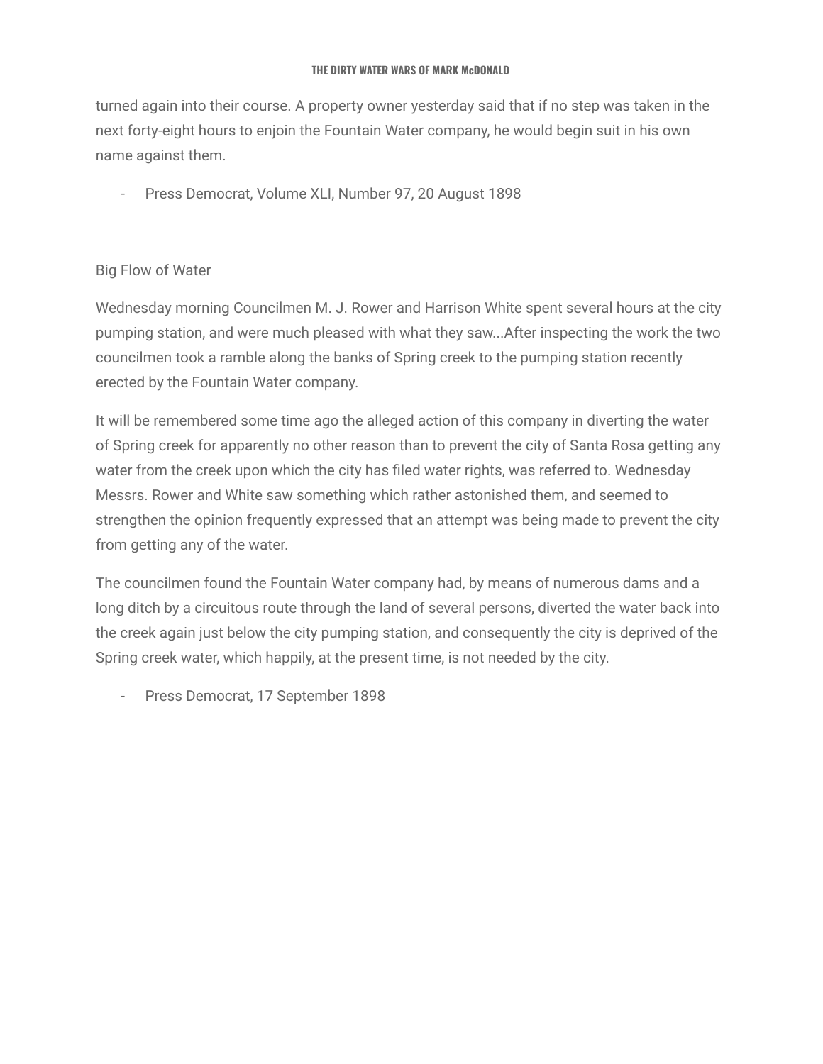turned again into their course. A property owner yesterday said that if no step was taken in the next forty-eight hours to enjoin the Fountain Water company, he would begin suit in his own name against them.

- Press Democrat, Volume XLI, Number 97, 20 August 1898

Big Flow of Water

Wednesday morning Councilmen M. J. Rower and Harrison White spent several hours at the city pumping station, and were much pleased with what they saw...After inspecting the work the two councilmen took a ramble along the banks of Spring creek to the pumping station recently erected by the Fountain Water company.

It will be remembered some time ago the alleged action of this company in diverting the water of Spring creek for apparently no other reason than to prevent the city of Santa Rosa getting any water from the creek upon which the city has filed water rights, was referred to. Wednesday Messrs. Rower and White saw something which rather astonished them, and seemed to strengthen the opinion frequently expressed that an attempt was being made to prevent the city from getting any of the water.

The councilmen found the Fountain Water company had, by means of numerous dams and a long ditch by a circuitous route through the land of several persons, diverted the water back into the creek again just below the city pumping station, and consequently the city is deprived of the Spring creek water, which happily, at the present time, is not needed by the city.

- Press Democrat, 17 September 1898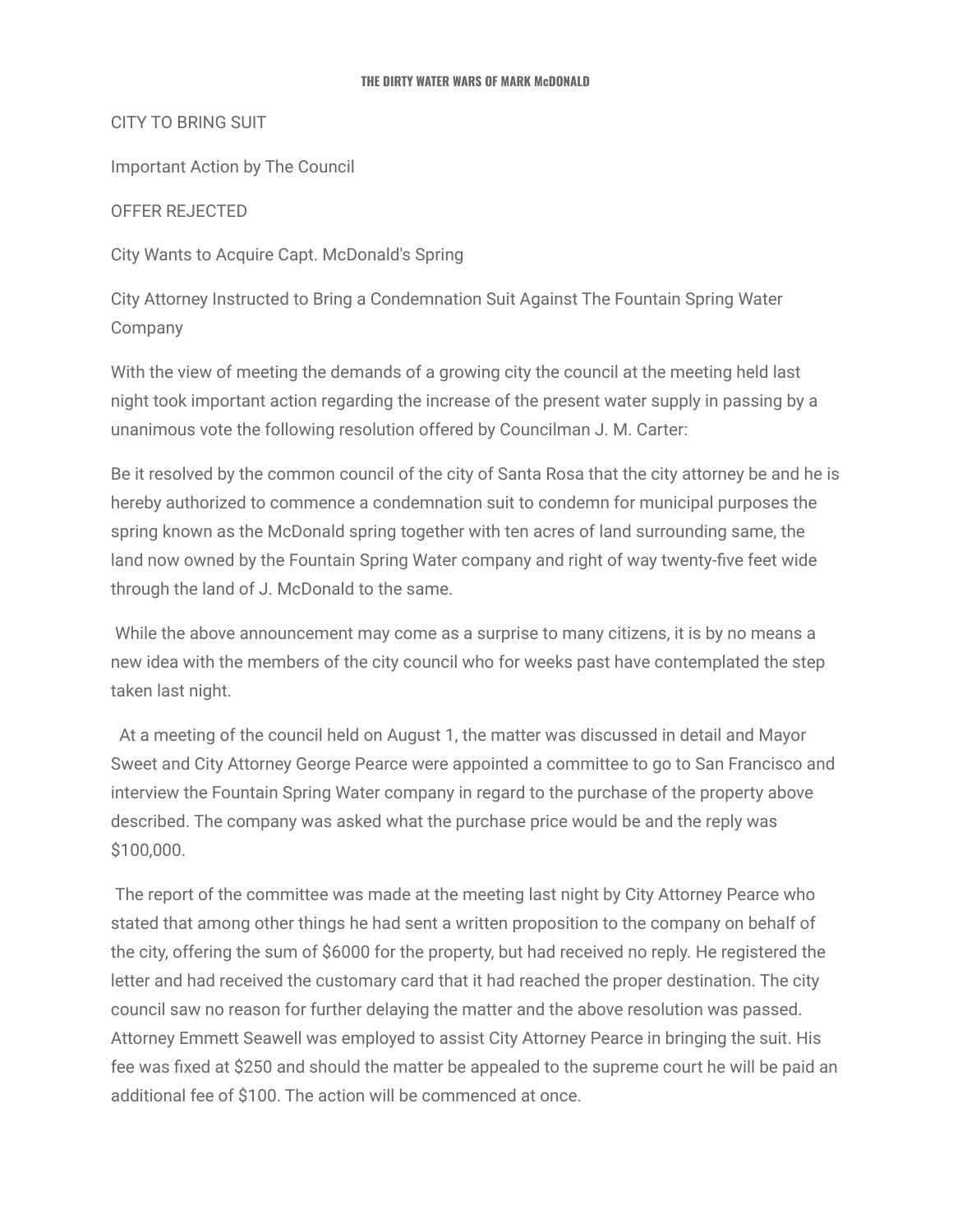CITY TO BRING SUIT

Important Action by The Council

OFFER REJECTED

City Wants to Acquire Capt. McDonald's Spring

City Attorney Instructed to Bring a Condemnation Suit Against The Fountain Spring Water Company

With the view of meeting the demands of a growing city the council at the meeting held last night took important action regarding the increase of the present water supply in passing by a unanimous vote the following resolution offered by Councilman J. M. Carter:

Be it resolved by the common council of the city of Santa Rosa that the city attorney be and he is hereby authorized to commence a condemnation suit to condemn for municipal purposes the spring known as the McDonald spring together with ten acres of land surrounding same, the land now owned by the Fountain Spring Water company and right of way twenty-five feet wide through the land of J. McDonald to the same.

While the above announcement may come as a surprise to many citizens, it is by no means a new idea with the members of the city council who for weeks past have contemplated the step taken last night.

At a meeting of the council held on August 1, the matter was discussed in detail and Mayor Sweet and City Attorney George Pearce were appointed a committee to go to San Francisco and interview the Fountain Spring Water company in regard to the purchase of the property above described. The company was asked what the purchase price would be and the reply was $100,000.

The report of the committee was made at the meeting last night by City Attorney Pearce who stated that among other things he had sent a written proposition to the company on behalf of the city, offering the sum of $6000 for the property, but had received no reply. He registered the letter and had received the customary card that it had reached the proper destination. The city council saw no reason for further delaying the matter and the above resolution was passed. Attorney Emmett Seawell was employed to assist City Attorney Pearce in bringing the suit. His fee was fixed at $250 and should the matter be appealed to the supreme court he will be paid an additional fee of $100. The action will be commenced at once.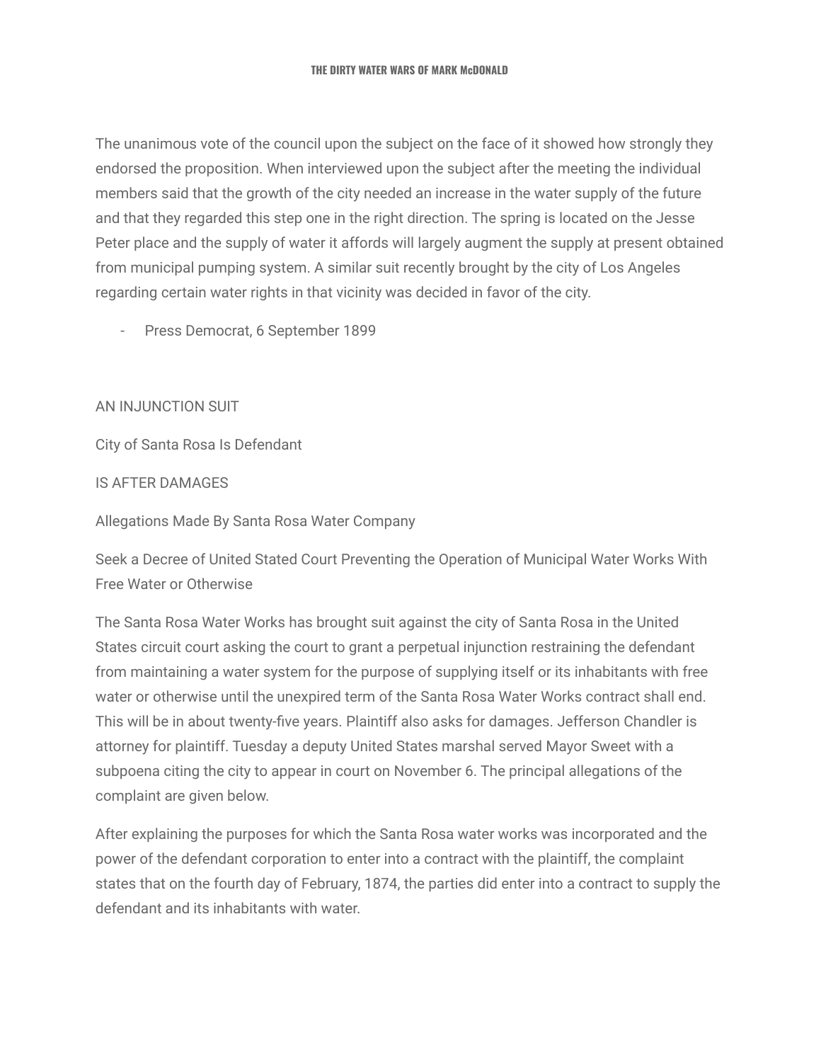The unanimous vote of the council upon the subject on the face of it showed how strongly they endorsed the proposition. When interviewed upon the subject after the meeting the individual members said that the growth of the city needed an increase in the water supply of the future and that they regarded this step one in the right direction. The spring is located on the Jesse Peter place and the supply of water it affords will largely augment the supply at present obtained from municipal pumping system. A similar suit recently brought by the city of Los Angeles regarding certain water rights in that vicinity was decided in favor of the city.

- Press Democrat, 6 September 1899

AN INJUNCTION SUIT

City of Santa Rosa Is Defendant

IS AFTER DAMAGES

Allegations Made By Santa Rosa Water Company

Seek a Decree of United Stated Court Preventing the Operation of Municipal Water Works With Free Water or Otherwise

The Santa Rosa Water Works has brought suit against the city of Santa Rosa in the United States circuit court asking the court to grant a perpetual injunction restraining the defendant from maintaining a water system for the purpose of supplying itself or its inhabitants with free water or otherwise until the unexpired term of the Santa Rosa Water Works contract shall end. This will be in about twenty-five years. Plaintiff also asks for damages. Jefferson Chandler is attorney for plaintiff. Tuesday a deputy United States marshal served Mayor Sweet with a subpoena citing the city to appear in court on November 6. The principal allegations of the complaint are given below.

After explaining the purposes for which the Santa Rosa water works was incorporated and the power of the defendant corporation to enter into a contract with the plaintiff, the complaint states that on the fourth day of February, 1874, the parties did enter into a contract to supply the defendant and its inhabitants with water.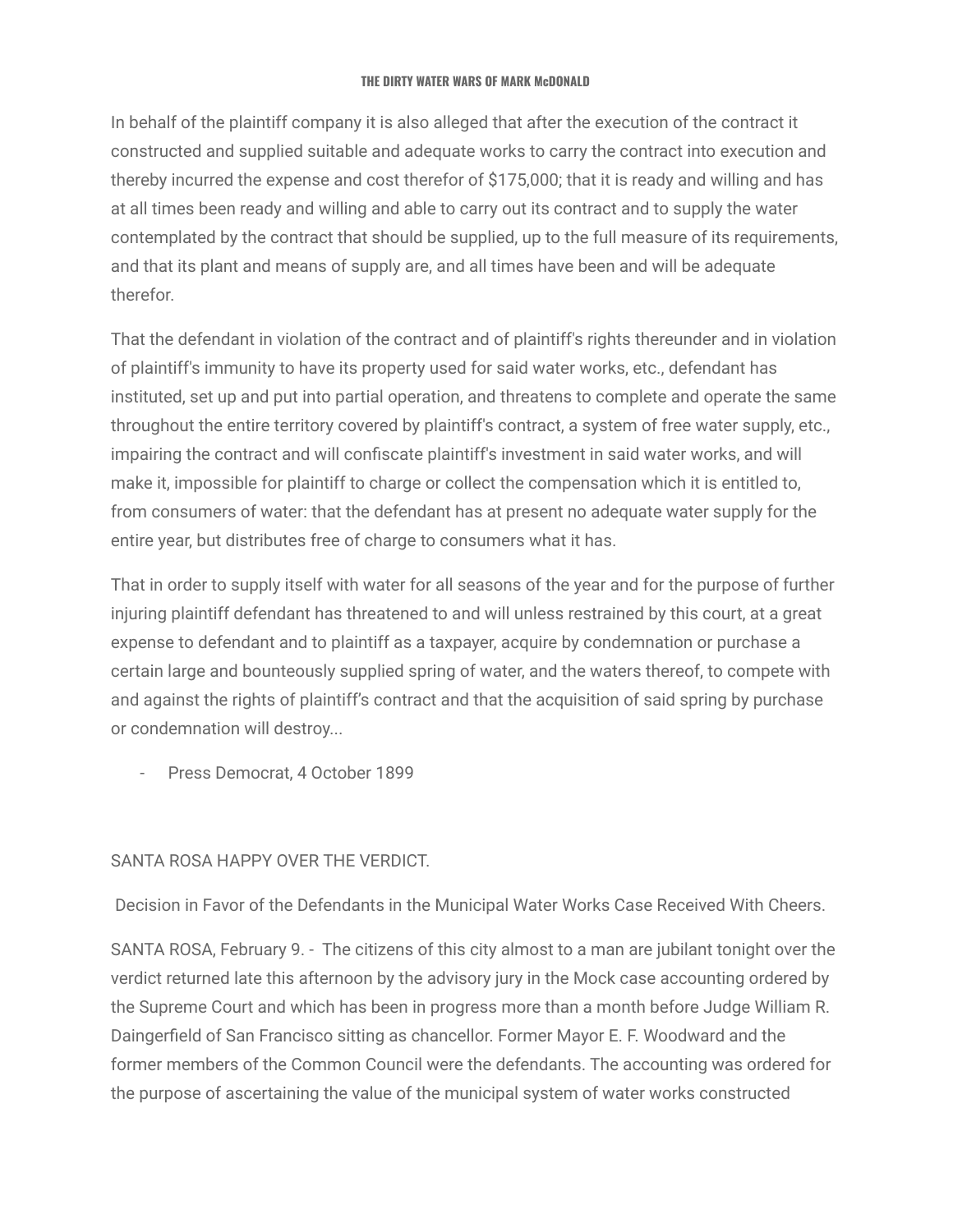In behalf of the plaintiff company it is also alleged that after the execution of the contract it constructed and supplied suitable and adequate works to carry the contract into execution and thereby incurred the expense and cost therefor of $175,000; that it is ready and willing and has at all times been ready and willing and able to carry out its contract and to supply the water contemplated by the contract that should be supplied, up to the full measure of its requirements, and that its plant and means of supply are, and all times have been and will be adequate therefor.

That the defendant in violation of the contract and of plaintiff's rights thereunder and in violation of plaintiff's immunity to have its property used for said water works, etc., defendant has instituted, set up and put into partial operation, and threatens to complete and operate the same throughout the entire territory covered by plaintiff's contract, a system of free water supply, etc., impairing the contract and will confiscate plaintiff's investment in said water works, and will make it, impossible for plaintiff to charge or collect the compensation which it is entitled to, from consumers of water: that the defendant has at present no adequate water supply for the entire year, but distributes free of charge to consumers what it has.

That in order to supply itself with water for all seasons of the year and for the purpose of further injuring plaintiff defendant has threatened to and will unless restrained by this court, at a great expense to defendant and to plaintiff as a taxpayer, acquire by condemnation or purchase a certain large and bounteously supplied spring of water, and the waters thereof, to compete with and against the rights of plaintiff's contract and that the acquisition of said spring by purchase or condemnation will destroy...

- Press Democrat, 4 October 1899

SANTA ROSA HAPPY OVER THE VERDICT.

Decision in Favor of the Defendants in the Municipal Water Works Case Received With Cheers.

SANTA ROSA, February 9. - The citizens of this city almost to a man are jubilant tonight over the verdict returned late this afternoon by the advisory jury in the Mock case accounting ordered by the Supreme Court and which has been in progress more than a month before Judge William R. Daingerfield of San Francisco sitting as chancellor. Former Mayor E. F. Woodward and the former members of the Common Council were the defendants. The accounting was ordered for the purpose of ascertaining the value of the municipal system of water works constructed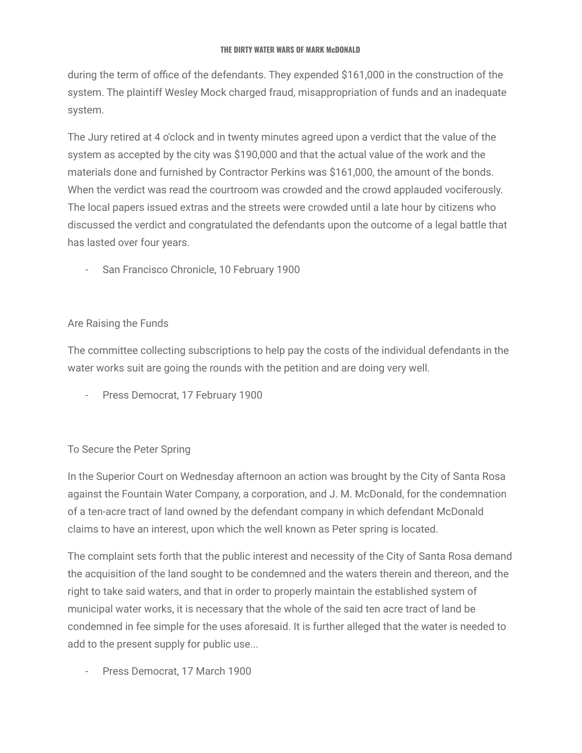during the term of office of the defendants. They expended $161,000 in the construction of the system. The plaintiff Wesley Mock charged fraud, misappropriation of funds and an inadequate system.

The Jury retired at 4 o'clock and in twenty minutes agreed upon a verdict that the value of the system as accepted by the city was $190,000 and that the actual value of the work and the materials done and furnished by Contractor Perkins was $161,000, the amount of the bonds. When the verdict was read the courtroom was crowded and the crowd applauded vociferously. The local papers issued extras and the streets were crowded until a late hour by citizens who discussed the verdict and congratulated the defendants upon the outcome of a legal battle that has lasted over four years.

- San Francisco Chronicle, 10 February 1900

Are Raising the Funds

The committee collecting subscriptions to help pay the costs of the individual defendants in the water works suit are going the rounds with the petition and are doing very well.

- Press Democrat, 17 February 1900

To Secure the Peter Spring

In the Superior Court on Wednesday afternoon an action was brought by the City of Santa Rosa against the Fountain Water Company, a corporation, and J. M. McDonald, for the condemnation of a ten-acre tract of land owned by the defendant company in which defendant McDonald claims to have an interest, upon which the well known as Peter spring is located.

The complaint sets forth that the public interest and necessity of the City of Santa Rosa demand the acquisition of the land sought to be condemned and the waters therein and thereon, and the right to take said waters, and that in order to properly maintain the established system of municipal water works, it is necessary that the whole of the said ten acre tract of land be condemned in fee simple for the uses aforesaid. It is further alleged that the water is needed to add to the present supply for public use...

- Press Democrat, 17 March 1900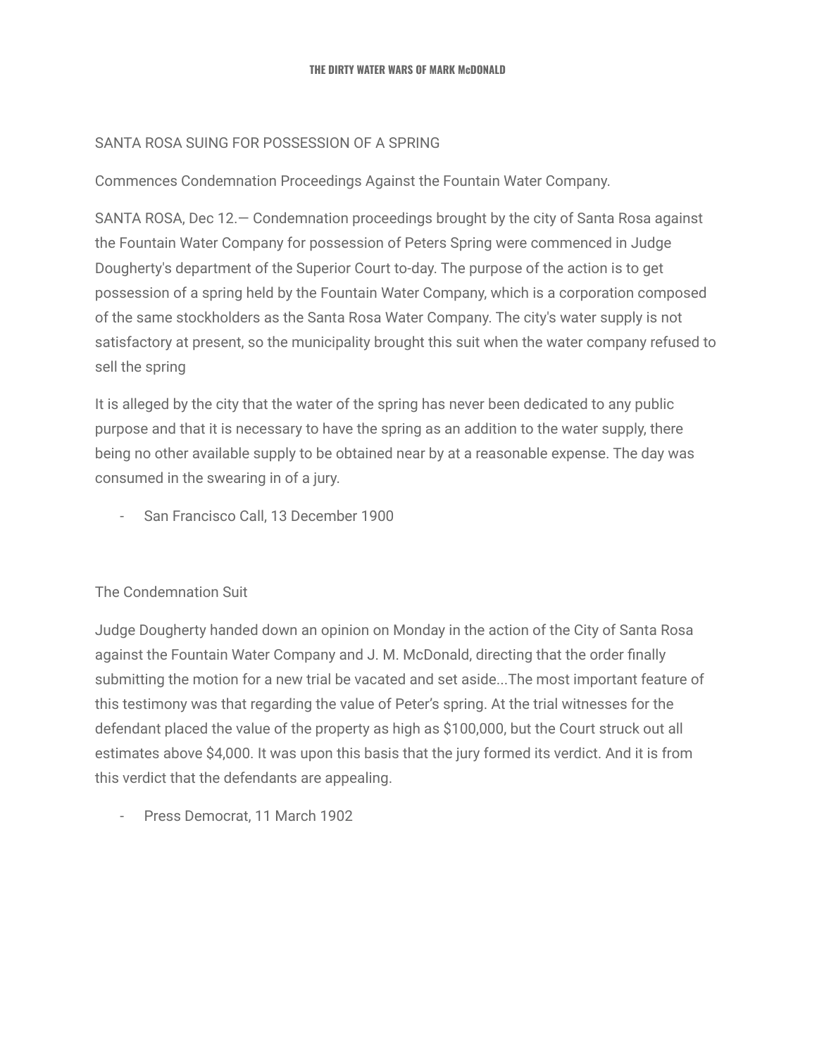SANTA ROSA SUING FOR POSSESSION OF A SPRING

Commences Condemnation Proceedings Against the Fountain Water Company.

SANTA ROSA, Dec 12.— Condemnation proceedings brought by the city of Santa Rosa against the Fountain Water Company for possession of Peters Spring were commenced in Judge Dougherty's department of the Superior Court to-day. The purpose of the action is to get possession of a spring held by the Fountain Water Company, which is a corporation composed of the same stockholders as the Santa Rosa Water Company. The city's water supply is not satisfactory at present, so the municipality brought this suit when the water company refused to sell the spring

It is alleged by the city that the water of the spring has never been dedicated to any public purpose and that it is necessary to have the spring as an addition to the water supply, there being no other available supply to be obtained near by at a reasonable expense. The day was consumed in the swearing in of a jury.

- San Francisco Call, 13 December 1900

The Condemnation Suit

Judge Dougherty handed down an opinion on Monday in the action of the City of Santa Rosa against the Fountain Water Company and J. M. McDonald, directing that the order finally submitting the motion for a new trial be vacated and set aside...The most important feature of this testimony was that regarding the value of Peter's spring. At the trial witnesses for the defendant placed the value of the property as high as $100,000, but the Court struck out all estimates above $4,000. It was upon this basis that the jury formed its verdict. And it is from this verdict that the defendants are appealing.

- Press Democrat, 11 March 1902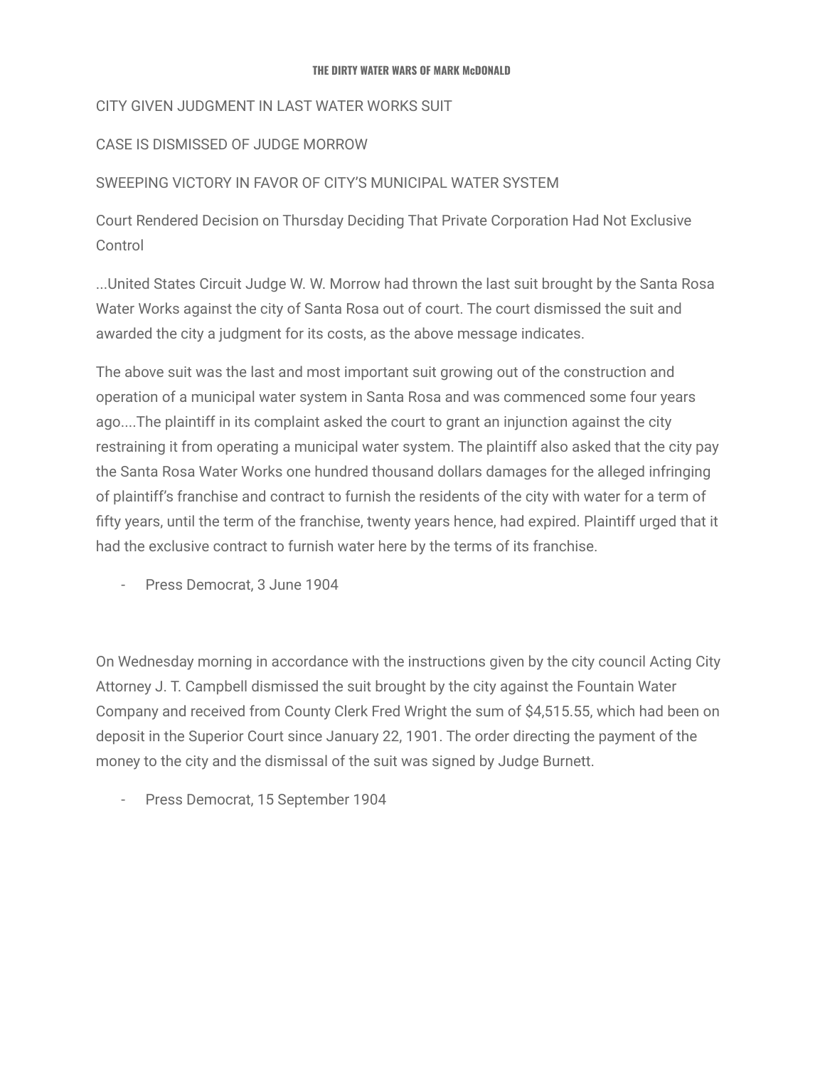CITY GIVEN JUDGMENT IN LAST WATER WORKS SUIT

CASE IS DISMISSED OF JUDGE MORROW

SWEEPING VICTORY IN FAVOR OF CITY'S MUNICIPAL WATER SYSTEM

Court Rendered Decision on Thursday Deciding That Private Corporation Had Not Exclusive Control

...United States Circuit Judge W. W. Morrow had thrown the last suit brought by the Santa Rosa Water Works against the city of Santa Rosa out of court. The court dismissed the suit and awarded the city a judgment for its costs, as the above message indicates.

The above suit was the last and most important suit growing out of the construction and operation of a municipal water system in Santa Rosa and was commenced some four years ago....The plaintiff in its complaint asked the court to grant an injunction against the city restraining it from operating a municipal water system. The plaintiff also asked that the city pay the Santa Rosa Water Works one hundred thousand dollars damages for the alleged infringing of plaintiff's franchise and contract to furnish the residents of the city with water for a term of fifty years, until the term of the franchise, twenty years hence, had expired. Plaintiff urged that it had the exclusive contract to furnish water here by the terms of its franchise.

- Press Democrat, 3 June 1904

On Wednesday morning in accordance with the instructions given by the city council Acting City Attorney J. T. Campbell dismissed the suit brought by the city against the Fountain Water Company and received from County Clerk Fred Wright the sum of $4,515.55, which had been on deposit in the Superior Court since January 22, 1901. The order directing the payment of the money to the city and the dismissal of the suit was signed by Judge Burnett.

- Press Democrat, 15 September 1904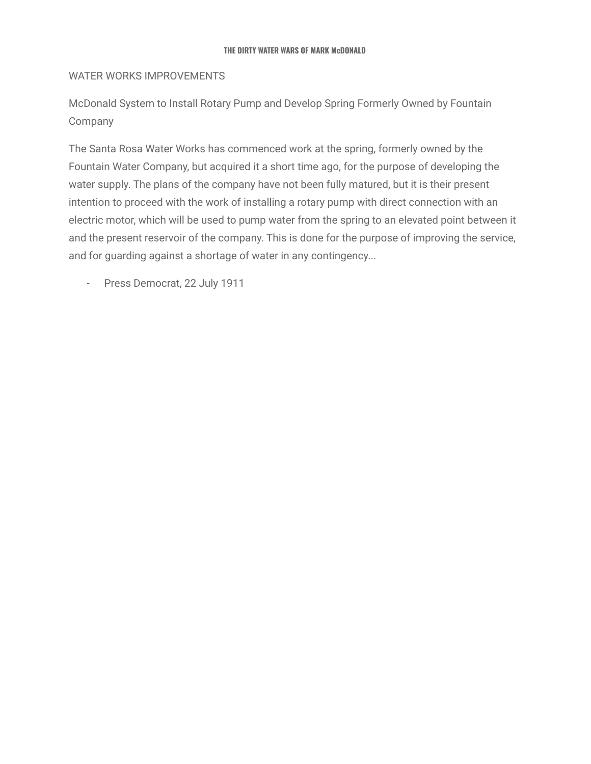WATER WORKS IMPROVEMENTS

McDonald System to Install Rotary Pump and Develop Spring Formerly Owned by Fountain Company

The Santa Rosa Water Works has commenced work at the spring, formerly owned by the Fountain Water Company, but acquired it a short time ago, for the purpose of developing the water supply. The plans of the company have not been fully matured, but it is their present intention to proceed with the work of installing a rotary pump with direct connection with an electric motor, which will be used to pump water from the spring to an elevated point between it and the present reservoir of the company. This is done for the purpose of improving the service, and for guarding against a shortage of water in any contingency...

- Press Democrat, 22 July 1911